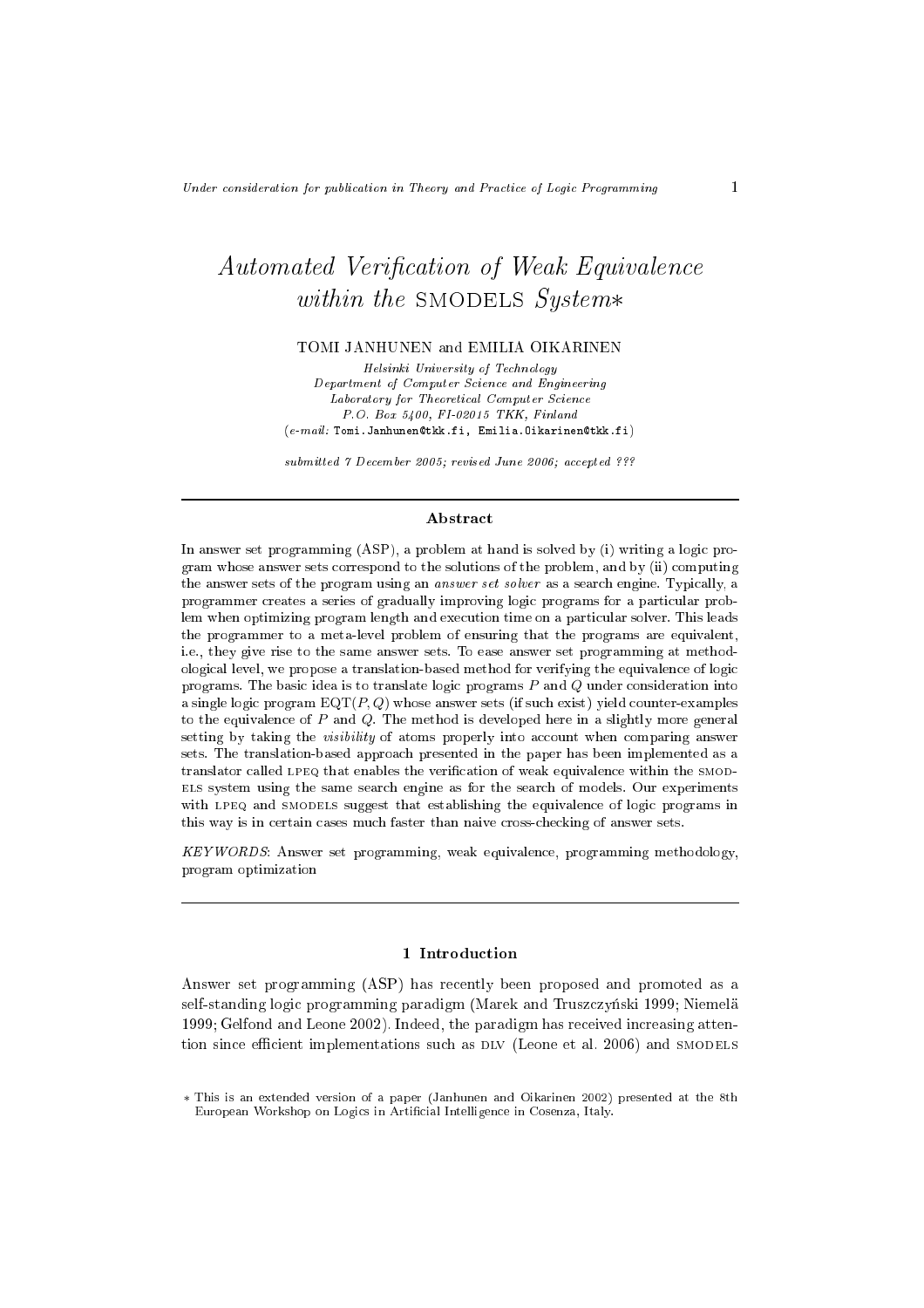# *Automated Verification of Weak Equivalence within the* SMODELS *System*∗

TOMI JANHUNEN and EMILIA OIKARINEN

*Helsinki University of Technology*
*Department of Computer Science and Engineering*
*Laboratory for Theoretical Computer Science*
*P.O. Box 5400, FI-02015 TKK, Finland*
(*e-mail:* Tomi.Janhunen@tkk.fi, Emilia.Oikarinen@tkk.fi)

*submitted 7 December 2005; revised June 2006; accepted ???*

---

### Abstract

In answer set programming (ASP), a problem at hand is solved by (i) writing a logic program whose answer sets correspond to the solutions of the problem, and by (ii) computing the answer sets of the program using an *answer set solver* as a search engine. Typically, a programmer creates a series of gradually improving logic programs for a particular problem when optimizing program length and execution time on a particular solver. This leads the programmer to a meta-level problem of ensuring that the programs are equivalent, i.e., they give rise to the same answer sets. To ease answer set programming at methodological level, we propose a translation-based method for verifying the equivalence of logic programs. The basic idea is to translate logic programs $P$ and $Q$ under consideration into a single logic program $\mathrm{EQT}(P, Q)$ whose answer sets (if such exist) yield counter-examples to the equivalence of $P$ and $Q$. The method is developed here in a slightly more general setting by taking the *visibility* of atoms properly into account when comparing answer sets. The translation-based approach presented in the paper has been implemented as a translator called LPEQ that enables the verification of weak equivalence within the SMODELS system using the same search engine as for the search of models. Our experiments with LPEQ and SMODELS suggest that establishing the equivalence of logic programs in this way is in certain cases much faster than naive cross-checking of answer sets.

*KEYWORDS*: Answer set programming, weak equivalence, programming methodology, program optimization

---

## 1 Introduction

Answer set programming (ASP) has recently been proposed and promoted as a self-standing logic programming paradigm (Marek and Truszczyński 1999; Niemelä 1999; Gelfond and Leone 2002). Indeed, the paradigm has received increasing attention since efficient implementations such as DLV (Leone et al. 2006) and SMODELS

∗ This is an extended version of a paper (Janhunen and Oikarinen 2002) presented at the 8th European Workshop on Logics in Artificial Intelligence in Cosenza, Italy.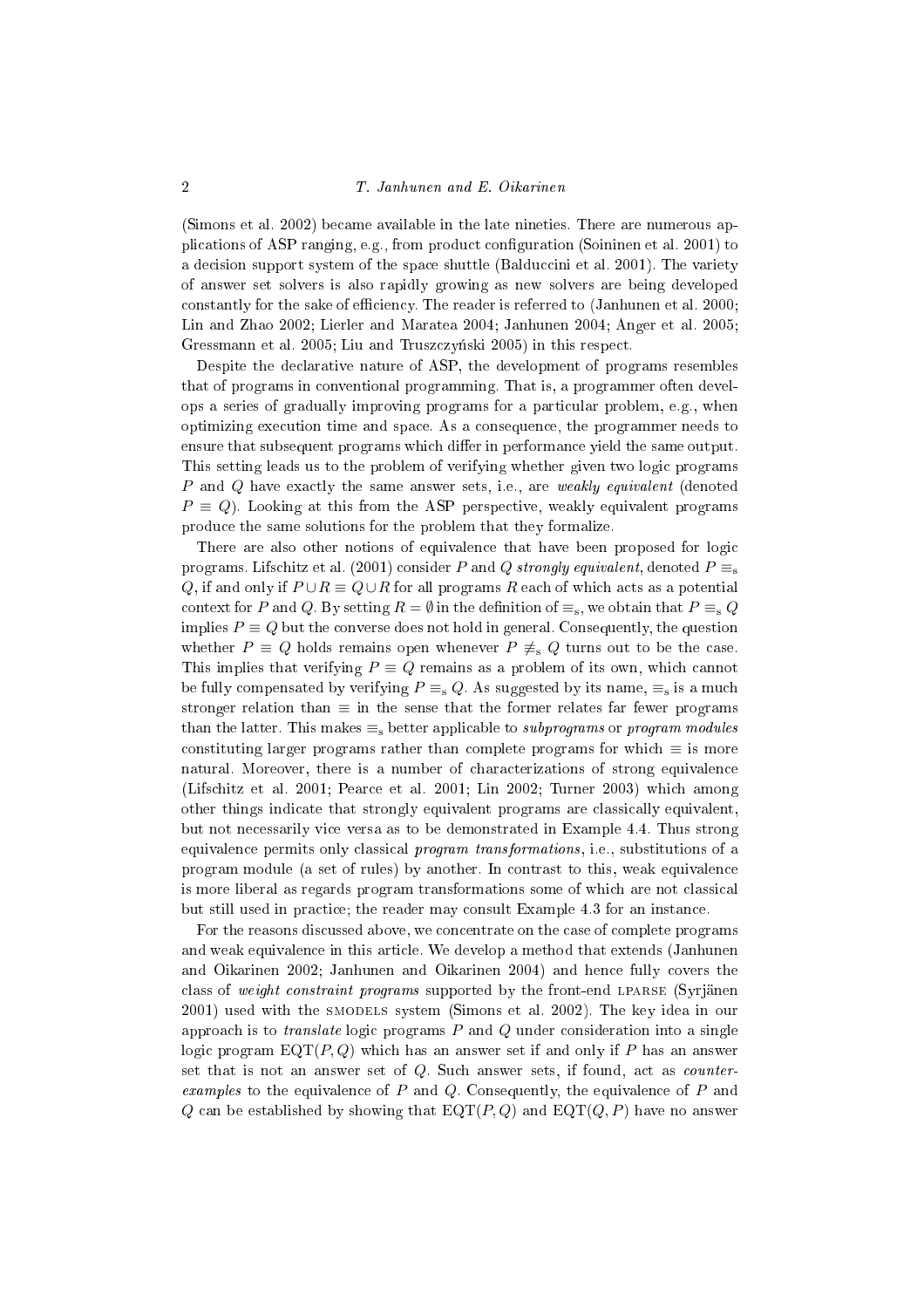(Simons et al. 2002) became available in the late nineties. There are numerous applications of ASP ranging, e.g., from product configuration (Soininen et al. 2001) to a decision support system of the space shuttle (Balduccini et al. 2001). The variety of answer set solvers is also rapidly growing as new solvers are being developed constantly for the sake of efficiency. The reader is referred to (Janhunen et al. 2000; Lin and Zhao 2002; Lierler and Maratea 2004; Janhunen 2004; Anger et al. 2005; Gressmann et al. 2005; Liu and Truszczyński 2005) in this respect.

Despite the declarative nature of ASP, the development of programs resembles that of programs in conventional programming. That is, a programmer often develops a series of gradually improving programs for a particular problem, e.g., when optimizing execution time and space. As a consequence, the programmer needs to ensure that subsequent programs which differ in performance yield the same output. This setting leads us to the problem of verifying whether given two logic programs $P$ and $Q$ have exactly the same answer sets, i.e., are *weakly equivalent* (denoted $P \equiv Q$). Looking at this from the ASP perspective, weakly equivalent programs produce the same solutions for the problem that they formalize.

There are also other notions of equivalence that have been proposed for logic programs. Lifschitz et al. (2001) consider $P$ and $Q$ *strongly equivalent*, denoted $P \equiv_{\mathrm{s}} Q$, if and only if $P \cup R \equiv Q \cup R$ for all programs $R$ each of which acts as a potential context for $P$ and $Q$. By setting $R = \emptyset$ in the definition of $\equiv_{\mathrm{s}}$, we obtain that $P \equiv_{\mathrm{s}} Q$ implies $P \equiv Q$ but the converse does not hold in general. Consequently, the question whether $P \equiv Q$ holds remains open whenever $P \not\equiv_{\mathrm{s}} Q$ turns out to be the case. This implies that verifying $P \equiv Q$ remains as a problem of its own, which cannot be fully compensated by verifying $P \equiv_{\mathrm{s}} Q$. As suggested by its name, $\equiv_{\mathrm{s}}$ is a much stronger relation than $\equiv$ in the sense that the former relates far fewer programs than the latter. This makes $\equiv_{\mathrm{s}}$ better applicable to *subprograms* or *program modules* constituting larger programs rather than complete programs for which $\equiv$ is more natural. Moreover, there is a number of characterizations of strong equivalence (Lifschitz et al. 2001; Pearce et al. 2001; Lin 2002; Turner 2003) which among other things indicate that strongly equivalent programs are classically equivalent, but not necessarily vice versa as to be demonstrated in Example 4.4. Thus strong equivalence permits only classical *program transformations*, i.e., substitutions of a program module (a set of rules) by another. In contrast to this, weak equivalence is more liberal as regards program transformations some of which are not classical but still used in practice; the reader may consult Example 4.3 for an instance.

For the reasons discussed above, we concentrate on the case of complete programs and weak equivalence in this article. We develop a method that extends (Janhunen and Oikarinen 2002; Janhunen and Oikarinen 2004) and hence fully covers the class of *weight constraint programs* supported by the front-end LPARSE (Syrjänen 2001) used with the SMODELS system (Simons et al. 2002). The key idea in our approach is to *translate* logic programs $P$ and $Q$ under consideration into a single logic program $\mathrm{EQT}(P, Q)$ which has an answer set if and only if $P$ has an answer set that is not an answer set of $Q$. Such answer sets, if found, act as *counter-examples* to the equivalence of $P$ and $Q$. Consequently, the equivalence of $P$ and $Q$ can be established by showing that $\mathrm{EQT}(P, Q)$ and $\mathrm{EQT}(Q, P)$ have no answer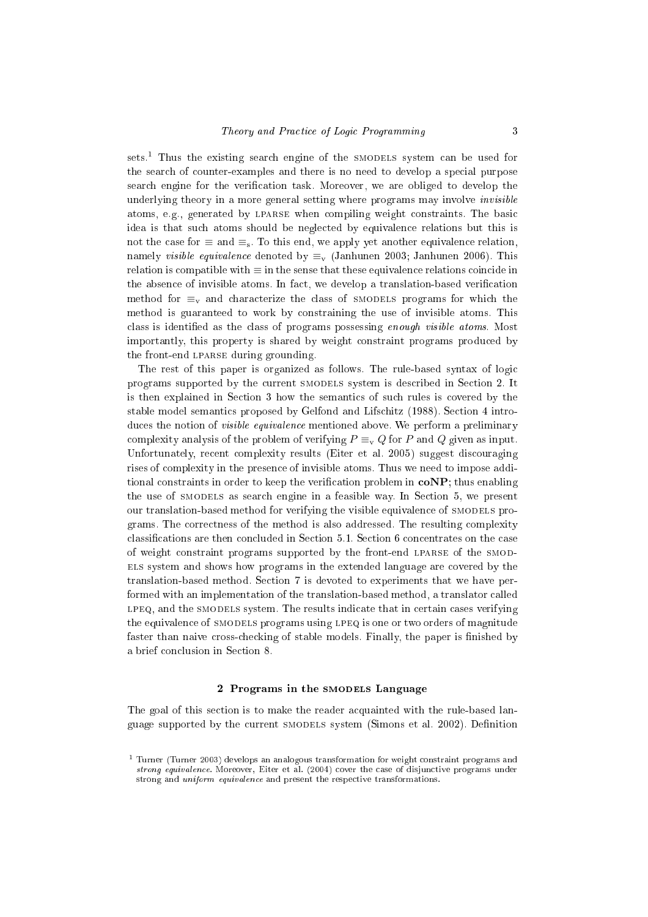sets.[1] Thus the existing search engine of the SMODELS system can be used for the search of counter-examples and there is no need to develop a special purpose search engine for the verification task. Moreover, we are obliged to develop the underlying theory in a more general setting where programs may involve *invisible* atoms, e.g., generated by LPARSE when compiling weight constraints. The basic idea is that such atoms should be neglected by equivalence relations but this is not the case for $\equiv$ and $\equiv_{\mathrm{s}}$. To this end, we apply yet another equivalence relation, namely *visible equivalence* denoted by $\equiv_{\mathrm{v}}$ (Janhunen 2003; Janhunen 2006). This relation is compatible with $\equiv$ in the sense that these equivalence relations coincide in the absence of invisible atoms. In fact, we develop a translation-based verification method for $\equiv_{\mathrm{v}}$ and characterize the class of SMODELS programs for which the method is guaranteed to work by constraining the use of invisible atoms. This class is identified as the class of programs possessing *enough visible atoms*. Most importantly, this property is shared by weight constraint programs produced by the front-end LPARSE during grounding.

The rest of this paper is organized as follows. The rule-based syntax of logic programs supported by the current SMODELS system is described in Section 2. It is then explained in Section 3 how the semantics of such rules is covered by the stable model semantics proposed by Gelfond and Lifschitz (1988). Section 4 introduces the notion of *visible equivalence* mentioned above. We perform a preliminary complexity analysis of the problem of verifying $P \equiv_{\mathrm{v}} Q$ for $P$ and $Q$ given as input. Unfortunately, recent complexity results (Eiter et al. 2005) suggest discouraging rises of complexity in the presence of invisible atoms. Thus we need to impose additional constraints in order to keep the verification problem in **coNP**; thus enabling the use of SMODELS as search engine in a feasible way. In Section 5, we present our translation-based method for verifying the visible equivalence of SMODELS programs. The correctness of the method is also addressed. The resulting complexity classifications are then concluded in Section 5.1. Section 6 concentrates on the case of weight constraint programs supported by the front-end LPARSE of the SMODELS system and shows how programs in the extended language are covered by the translation-based method. Section 7 is devoted to experiments that we have performed with an implementation of the translation-based method, a translator called LPEQ, and the SMODELS system. The results indicate that in certain cases verifying the equivalence of SMODELS programs using LPEQ is one or two orders of magnitude faster than naive cross-checking of stable models. Finally, the paper is finished by a brief conclusion in Section 8.

## 2 Programs in the SMODELS Language

The goal of this section is to make the reader acquainted with the rule-based language supported by the current SMODELS system (Simons et al. 2002). Definition

[1] Turner (Turner 2003) develops an analogous transformation for weight constraint programs and *strong equivalence*. Moreover, Eiter et al. (2004) cover the case of disjunctive programs under strong and *uniform equivalence* and present the respective transformations.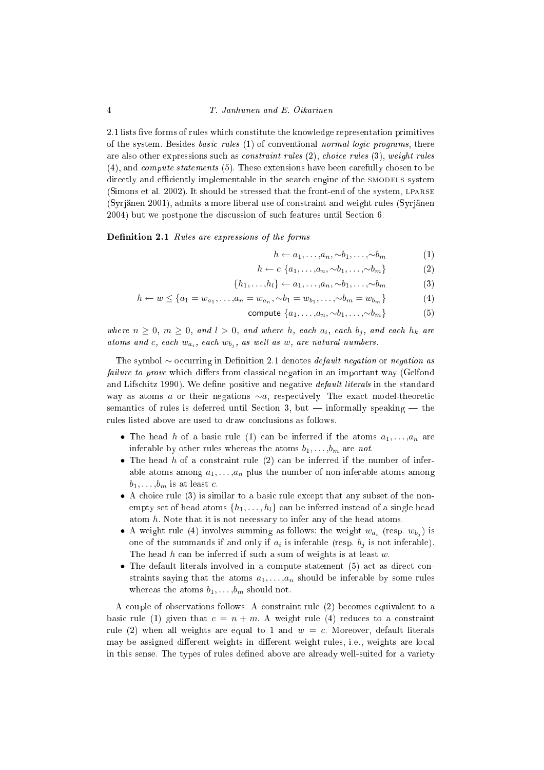2.1 lists five forms of rules which constitute the knowledge representation primitives of the system. Besides *basic rules* (1) of conventional *normal logic programs*, there are also other expressions such as *constraint rules* (2), *choice rules* (3), *weight rules* (4), and *compute statements* (5). These extensions have been carefully chosen to be directly and efficiently implementable in the search engine of the SMODELS system (Simons et al. 2002). It should be stressed that the front-end of the system, LPARSE (Syrjänen 2001), admits a more liberal use of constraint and weight rules (Syrjänen 2004) but we postpone the discussion of such features until Section 6.

**Definition 2.1** *Rules are expressions of the forms*

$$h \leftarrow a_1, \ldots, a_n, \sim b_1, \ldots, \sim b_m \tag{1}$$

$$h \leftarrow c \; \{a_1, \ldots, a_n, \sim b_1, \ldots, \sim b_m\} \tag{2}$$

$$\{h_1, \ldots, h_l\} \leftarrow a_1, \ldots, a_n, \sim b_1, \ldots, \sim b_m \tag{3}$$

$$h \leftarrow w \leq \{a_1 = w_{a_1}, \ldots, a_n = w_{a_n}, \sim b_1 = w_{b_1}, \ldots, \sim b_m = w_{b_m}\} \tag{4}$$

$$\mathsf{compute} \; \{a_1, \ldots, a_n, \sim b_1, \ldots, \sim b_m\} \tag{5}$$

*where $n \geq 0$, $m \geq 0$, and $l > 0$, and where $h$, each $a_i$, each $b_j$, and each $h_k$ are atoms and $c$, each $w_{a_i}$, each $w_{b_j}$, as well as $w$, are natural numbers.*

The symbol $\sim$ occurring in Definition 2.1 denotes *default negation* or *negation as failure to prove* which differs from classical negation in an important way (Gelfond and Lifschitz 1990). We define positive and negative *default literals* in the standard way as atoms $a$ or their negations $\sim a$, respectively. The exact model-theoretic semantics of rules is deferred until Section 3, but — informally speaking — the rules listed above are used to draw conclusions as follows.

- The head $h$ of a basic rule (1) can be inferred if the atoms $a_1, \ldots, a_n$ are inferable by other rules whereas the atoms $b_1, \ldots, b_m$ are *not*.
- The head $h$ of a constraint rule (2) can be inferred if the number of inferable atoms among $a_1, \ldots, a_n$ plus the number of non-inferable atoms among $b_1, \ldots, b_m$ is at least $c$.
- A choice rule (3) is similar to a basic rule except that any subset of the non-empty set of head atoms $\{h_1, \ldots, h_l\}$ can be inferred instead of a single head atom $h$. Note that it is not necessary to infer any of the head atoms.
- A weight rule (4) involves summing as follows: the weight $w_{a_i}$ (resp. $w_{b_j}$) is one of the summands if and only if $a_i$ is inferable (resp. $b_j$ is not inferable). The head $h$ can be inferred if such a sum of weights is at least $w$.
- The default literals involved in a compute statement (5) act as direct constraints saying that the atoms $a_1, \ldots, a_n$ should be inferable by some rules whereas the atoms $b_1, \ldots, b_m$ should not.

A couple of observations follows. A constraint rule (2) becomes equivalent to a basic rule (1) given that $c = n + m$. A weight rule (4) reduces to a constraint rule (2) when all weights are equal to 1 and $w = c$. Moreover, default literals may be assigned different weights in different weight rules, i.e., weights are local in this sense. The types of rules defined above are already well-suited for a variety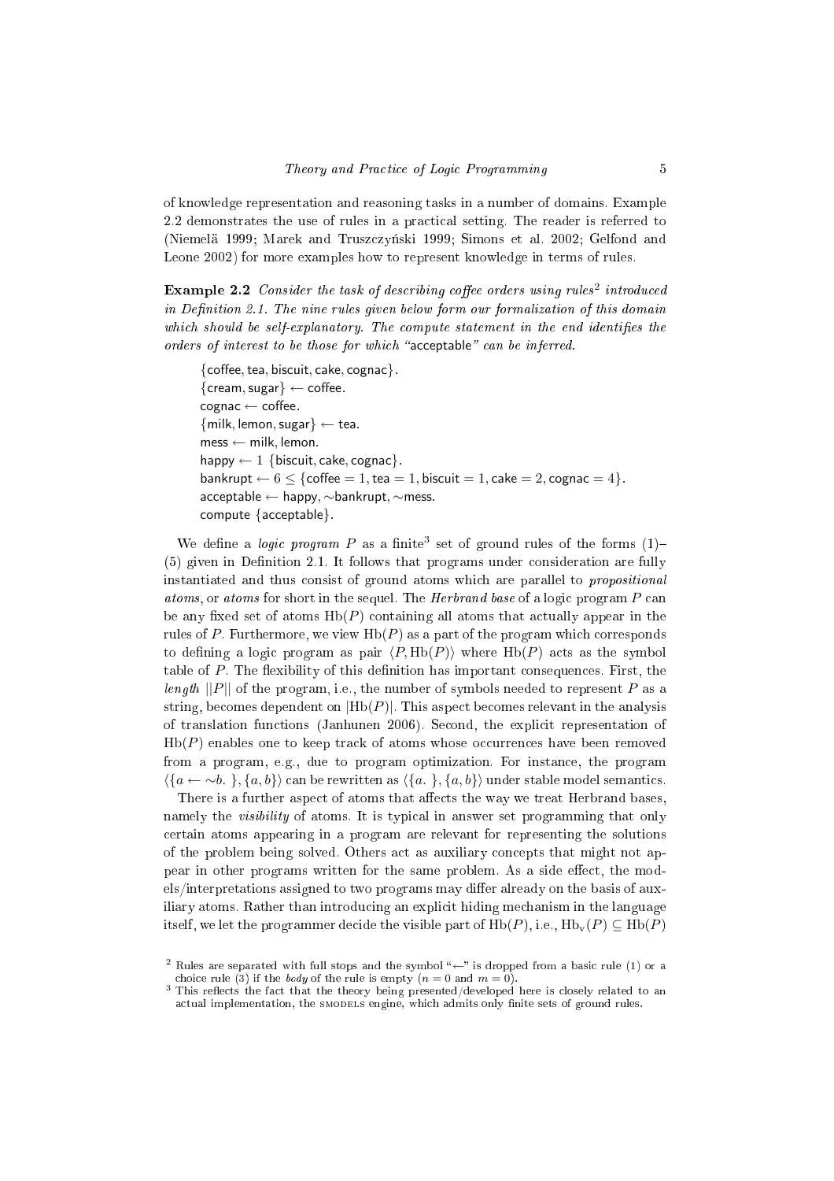of knowledge representation and reasoning tasks in a number of domains. Example 2.2 demonstrates the use of rules in a practical setting. The reader is referred to (Niemelä 1999; Marek and Truszczyński 1999; Simons et al. 2002; Gelfond and Leone 2002) for more examples how to represent knowledge in terms of rules.

**Example 2.2** *Consider the task of describing coffee orders using rules*[2] *introduced in Definition 2.1. The nine rules given below form our formalization of this domain which should be self-explanatory. The compute statement in the end identifies the orders of interest to be those for which "*acceptable*" can be inferred.*

> $\{\mathsf{coffee}, \mathsf{tea}, \mathsf{biscuit}, \mathsf{cake}, \mathsf{cognac}\}.$
> $\{\mathsf{cream}, \mathsf{sugar}\} \leftarrow \mathsf{coffee}.$
> $\mathsf{cognac} \leftarrow \mathsf{coffee}.$
> $\{\mathsf{milk}, \mathsf{lemon}, \mathsf{sugar}\} \leftarrow \mathsf{tea}.$
> $\mathsf{mess} \leftarrow \mathsf{milk}, \mathsf{lemon}.$
> $\mathsf{happy} \leftarrow 1\ \{\mathsf{biscuit}, \mathsf{cake}, \mathsf{cognac}\}.$
> $\mathsf{bankrupt} \leftarrow 6 \leq \{\mathsf{coffee} = 1, \mathsf{tea} = 1, \mathsf{biscuit} = 1, \mathsf{cake} = 2, \mathsf{cognac} = 4\}.$
> $\mathsf{acceptable} \leftarrow \mathsf{happy}, {\sim}\mathsf{bankrupt}, {\sim}\mathsf{mess}.$
> $\mathsf{compute}\ \{\mathsf{acceptable}\}.$

We define a *logic program* $P$ as a finite[3] set of ground rules of the forms (1)–(5) given in Definition 2.1. It follows that programs under consideration are fully instantiated and thus consist of ground atoms which are parallel to *propositional atoms*, or *atoms* for short in the sequel. The *Herbrand base* of a logic program $P$ can be any fixed set of atoms $\mathrm{Hb}(P)$ containing all atoms that actually appear in the rules of $P$. Furthermore, we view $\mathrm{Hb}(P)$ as a part of the program which corresponds to defining a logic program as pair $\langle P, \mathrm{Hb}(P)\rangle$ where $\mathrm{Hb}(P)$ acts as the symbol table of $P$. The flexibility of this definition has important consequences. First, the *length* $||P||$ of the program, i.e., the number of symbols needed to represent $P$ as a string, becomes dependent on $|\mathrm{Hb}(P)|$. This aspect becomes relevant in the analysis of translation functions (Janhunen 2006). Second, the explicit representation of $\mathrm{Hb}(P)$ enables one to keep track of atoms whose occurrences have been removed from a program, e.g., due to program optimization. For instance, the program $\langle \{a \leftarrow {\sim}b.\ \}, \{a, b\}\rangle$ can be rewritten as $\langle \{a.\ \}, \{a, b\}\rangle$ under stable model semantics.

There is a further aspect of atoms that affects the way we treat Herbrand bases, namely the *visibility* of atoms. It is typical in answer set programming that only certain atoms appearing in a program are relevant for representing the solutions of the problem being solved. Others act as auxiliary concepts that might not appear in other programs written for the same problem. As a side effect, the models/interpretations assigned to two programs may differ already on the basis of auxiliary atoms. Rather than introducing an explicit hiding mechanism in the language itself, we let the programmer decide the visible part of $\mathrm{Hb}(P)$, i.e., $\mathrm{Hb_v}(P) \subseteq \mathrm{Hb}(P)$

[2] Rules are separated with full stops and the symbol "$\leftarrow$" is dropped from a basic rule (1) or a choice rule (3) if the *body* of the rule is empty ($n = 0$ and $m = 0$).

[3] This reflects the fact that the theory being presented/developed here is closely related to an actual implementation, the SMODELS engine, which admits only finite sets of ground rules.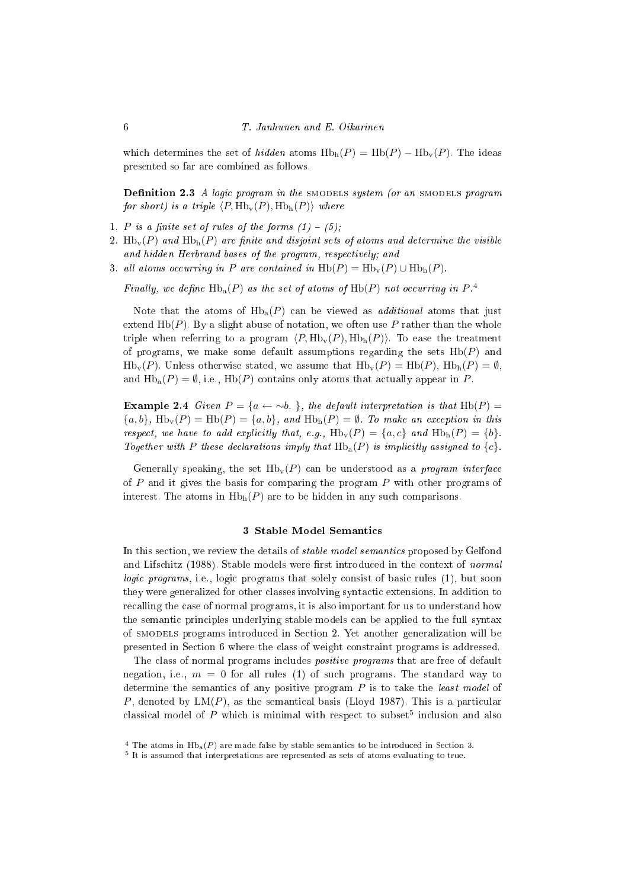which determines the set of *hidden* atoms $\mathrm{Hb_h}(P) = \mathrm{Hb}(P) - \mathrm{Hb_v}(P)$. The ideas presented so far are combined as follows.

**Definition 2.3** *A logic program in the* SMODELS *system (or an* SMODELS *program for short) is a triple* $\langle P, \mathrm{Hb_v}(P), \mathrm{Hb_h}(P)\rangle$ *where*

1. *P is a finite set of rules of the forms (1) – (5);*
2. $\mathrm{Hb_v}(P)$ *and* $\mathrm{Hb_h}(P)$ *are finite and disjoint sets of atoms and determine the visible and hidden Herbrand bases of the program, respectively; and*
3. *all atoms occurring in P are contained in* $\mathrm{Hb}(P) = \mathrm{Hb_v}(P) \cup \mathrm{Hb_h}(P)$.

*Finally, we define* $\mathrm{Hb_a}(P)$ *as the set of atoms of* $\mathrm{Hb}(P)$ *not occurring in* $P$.[4]

Note that the atoms of $\mathrm{Hb_a}(P)$ can be viewed as *additional* atoms that just extend $\mathrm{Hb}(P)$. By a slight abuse of notation, we often use $P$ rather than the whole triple when referring to a program $\langle P, \mathrm{Hb_v}(P), \mathrm{Hb_h}(P)\rangle$. To ease the treatment of programs, we make some default assumptions regarding the sets $\mathrm{Hb}(P)$ and $\mathrm{Hb_v}(P)$. Unless otherwise stated, we assume that $\mathrm{Hb_v}(P) = \mathrm{Hb}(P)$, $\mathrm{Hb_h}(P) = \emptyset$, and $\mathrm{Hb_a}(P) = \emptyset$, i.e., $\mathrm{Hb}(P)$ contains only atoms that actually appear in $P$.

**Example 2.4** *Given* $P = \{a \leftarrow \sim b.\ \}$*, the default interpretation is that* $\mathrm{Hb}(P) = \{a, b\}$*,* $\mathrm{Hb_v}(P) = \mathrm{Hb}(P) = \{a, b\}$*, and* $\mathrm{Hb_h}(P) = \emptyset$*. To make an exception in this respect, we have to add explicitly that, e.g.,* $\mathrm{Hb_v}(P) = \{a, c\}$ *and* $\mathrm{Hb_h}(P) = \{b\}$*. Together with P these declarations imply that* $\mathrm{Hb_a}(P)$ *is implicitly assigned to* $\{c\}$*.*

Generally speaking, the set $\mathrm{Hb_v}(P)$ can be understood as a *program interface* of $P$ and it gives the basis for comparing the program $P$ with other programs of interest. The atoms in $\mathrm{Hb_h}(P)$ are to be hidden in any such comparisons.

## 3 Stable Model Semantics

In this section, we review the details of *stable model semantics* proposed by Gelfond and Lifschitz (1988). Stable models were first introduced in the context of *normal logic programs*, i.e., logic programs that solely consist of basic rules (1), but soon they were generalized for other classes involving syntactic extensions. In addition to recalling the case of normal programs, it is also important for us to understand how the semantic principles underlying stable models can be applied to the full syntax of SMODELS programs introduced in Section 2. Yet another generalization will be presented in Section 6 where the class of weight constraint programs is addressed.

The class of normal programs includes *positive programs* that are free of default negation, i.e., $m = 0$ for all rules (1) of such programs. The standard way to determine the semantics of any positive program $P$ is to take the *least model* of $P$, denoted by $\mathrm{LM}(P)$, as the semantical basis (Lloyd 1987). This is a particular classical model of $P$ which is minimal with respect to subset[5] inclusion and also

[4] The atoms in $\mathrm{Hb_a}(P)$ are made false by stable semantics to be introduced in Section 3.

[5] It is assumed that interpretations are represented as sets of atoms evaluating to true.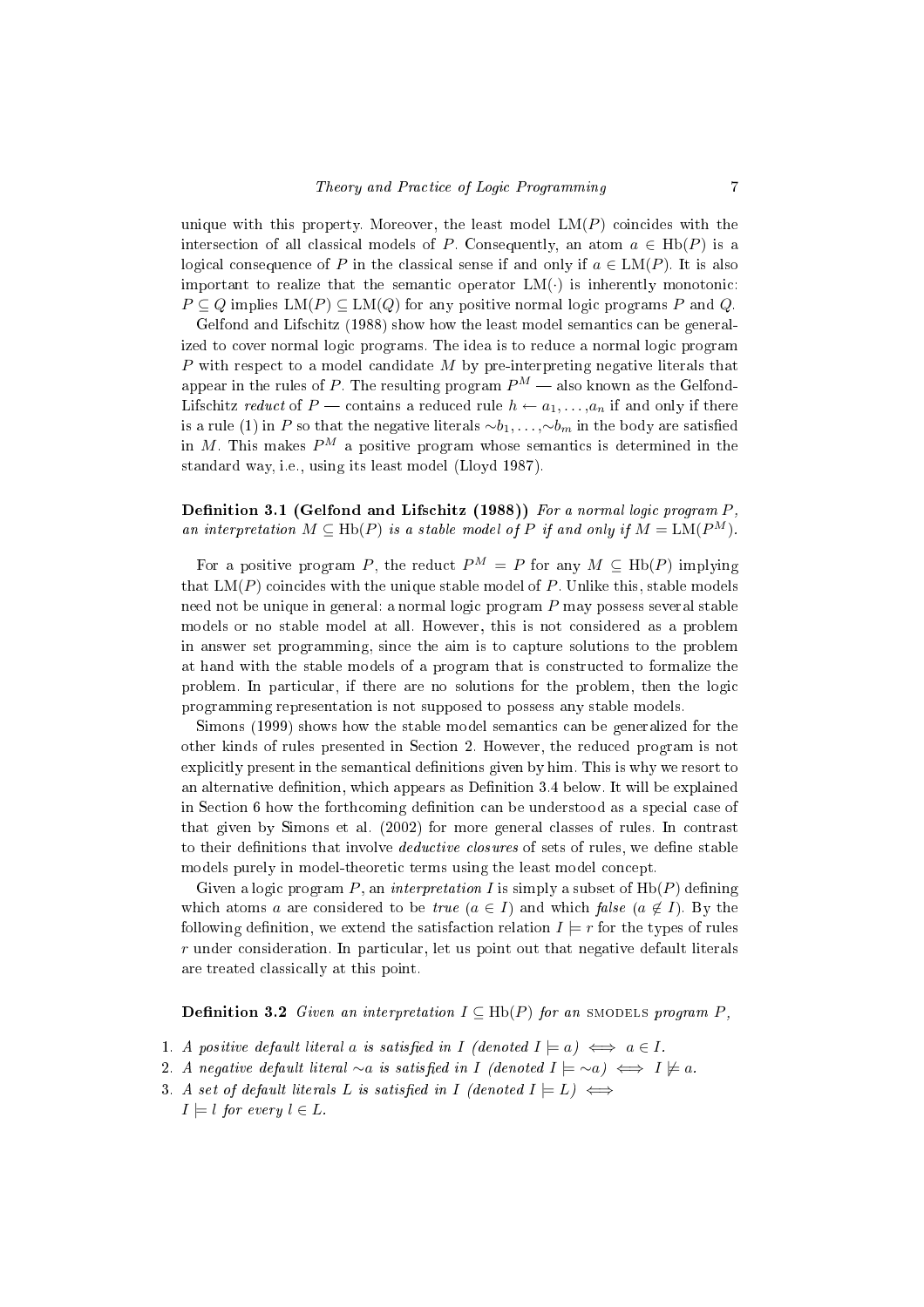unique with this property. Moreover, the least model $\mathrm{LM}(P)$ coincides with the intersection of all classical models of $P$. Consequently, an atom $a \in \mathrm{Hb}(P)$ is a logical consequence of $P$ in the classical sense if and only if $a \in \mathrm{LM}(P)$. It is also important to realize that the semantic operator $\mathrm{LM}(\cdot)$ is inherently monotonic: $P \subseteq Q$ implies $\mathrm{LM}(P) \subseteq \mathrm{LM}(Q)$ for any positive normal logic programs $P$ and $Q$.

Gelfond and Lifschitz (1988) show how the least model semantics can be generalized to cover normal logic programs. The idea is to reduce a normal logic program $P$ with respect to a model candidate $M$ by pre-interpreting negative literals that appear in the rules of $P$. The resulting program $P^M$ — also known as the Gelfond-Lifschitz *reduct* of $P$ — contains a reduced rule $h \leftarrow a_1, \ldots, a_n$ if and only if there is a rule (1) in $P$ so that the negative literals $\sim b_1, \ldots, \sim b_m$ in the body are satisfied in $M$. This makes $P^M$ a positive program whose semantics is determined in the standard way, i.e., using its least model (Lloyd 1987).

**Definition 3.1 (Gelfond and Lifschitz (1988))** *For a normal logic program $P$, an interpretation $M \subseteq \mathrm{Hb}(P)$ is a stable model of $P$ if and only if $M = \mathrm{LM}(P^M)$.*

For a positive program $P$, the reduct $P^M = P$ for any $M \subseteq \mathrm{Hb}(P)$ implying that $\mathrm{LM}(P)$ coincides with the unique stable model of $P$. Unlike this, stable models need not be unique in general: a normal logic program $P$ may possess several stable models or no stable model at all. However, this is not considered as a problem in answer set programming, since the aim is to capture solutions to the problem at hand with the stable models of a program that is constructed to formalize the problem. In particular, if there are no solutions for the problem, then the logic programming representation is not supposed to possess any stable models.

Simons (1999) shows how the stable model semantics can be generalized for the other kinds of rules presented in Section 2. However, the reduced program is not explicitly present in the semantical definitions given by him. This is why we resort to an alternative definition, which appears as Definition 3.4 below. It will be explained in Section 6 how the forthcoming definition can be understood as a special case of that given by Simons et al. (2002) for more general classes of rules. In contrast to their definitions that involve *deductive closures* of sets of rules, we define stable models purely in model-theoretic terms using the least model concept.

Given a logic program $P$, an *interpretation* $I$ is simply a subset of $\mathrm{Hb}(P)$ defining which atoms $a$ are considered to be *true* ($a \in I$) and which *false* ($a \notin I$). By the following definition, we extend the satisfaction relation $I \models r$ for the types of rules $r$ under consideration. In particular, let us point out that negative default literals are treated classically at this point.

**Definition 3.2** *Given an interpretation $I \subseteq \mathrm{Hb}(P)$ for an SMODELS program $P$,*

1. *A positive default literal $a$ is satisfied in $I$ (denoted $I \models a$) $\iff$ $a \in I$.*
2. *A negative default literal $\sim a$ is satisfied in $I$ (denoted $I \models \sim a$) $\iff$ $I \not\models a$.*
3. *A set of default literals $L$ is satisfied in $I$ (denoted $I \models L$) $\iff$ $I \models l$ for every $l \in L$.*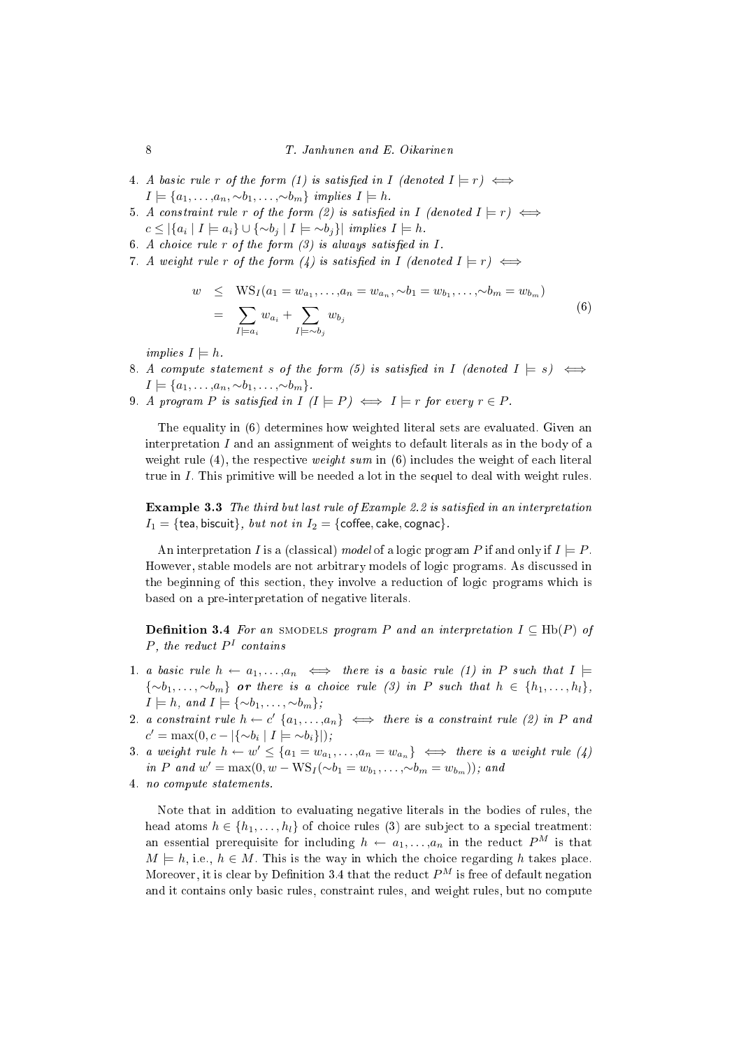4. *A basic rule $r$ of the form (1) is satisfied in $I$ (denoted $I \models r$) $\iff$ $I \models \{a_1, \ldots, a_n, \sim b_1, \ldots, \sim b_m\}$ implies $I \models h$.*
5. *A constraint rule $r$ of the form (2) is satisfied in $I$ (denoted $I \models r$) $\iff$ $c \leq |\{a_i \mid I \models a_i\} \cup \{\sim b_j \mid I \models \sim b_j\}|$ implies $I \models h$.*
6. *A choice rule $r$ of the form (3) is always satisfied in $I$.*
7. *A weight rule $r$ of the form (4) is satisfied in $I$ (denoted $I \models r$) $\iff$*

$$
\begin{aligned}
w &\leq \mathrm{WS}_I(a_1 = w_{a_1}, \ldots, a_n = w_{a_n}, \sim b_1 = w_{b_1}, \ldots, \sim b_m = w_{b_m}) \\
&= \sum_{I \models a_i} w_{a_i} + \sum_{I \models \sim b_j} w_{b_j}
\end{aligned}
\tag{6}
$$

*implies $I \models h$.*

8. *A compute statement $s$ of the form (5) is satisfied in $I$ (denoted $I \models s$) $\iff$ $I \models \{a_1, \ldots, a_n, \sim b_1, \ldots, \sim b_m\}$.*
9. *A program $P$ is satisfied in $I$ ($I \models P$) $\iff$ $I \models r$ for every $r \in P$.*

The equality in (6) determines how weighted literal sets are evaluated. Given an interpretation $I$ and an assignment of weights to default literals as in the body of a weight rule (4), the respective *weight sum* in (6) includes the weight of each literal true in $I$. This primitive will be needed a lot in the sequel to deal with weight rules.

**Example 3.3** *The third but last rule of Example 2.2 is satisfied in an interpretation $I_1 = \{\mathsf{tea}, \mathsf{biscuit}\}$, but not in $I_2 = \{\mathsf{coffee}, \mathsf{cake}, \mathsf{cognac}\}$.*

An interpretation $I$ is a (classical) *model* of a logic program $P$ if and only if $I \models P$. However, stable models are not arbitrary models of logic programs. As discussed in the beginning of this section, they involve a reduction of logic programs which is based on a pre-interpretation of negative literals.

**Definition 3.4** *For an* SMODELS *program $P$ and an interpretation $I \subseteq \mathrm{Hb}(P)$ of $P$, the reduct $P^I$ contains*

1. *a basic rule $h \leftarrow a_1, \ldots, a_n$ $\iff$ there is a basic rule (1) in $P$ such that $I \models \{\sim b_1, \ldots, \sim b_m\}$* ***or*** *there is a choice rule (3) in $P$ such that $h \in \{h_1, \ldots, h_l\}$, $I \models h$, and $I \models \{\sim b_1, \ldots, \sim b_m\}$;*
2. *a constraint rule $h \leftarrow c'\ \{a_1, \ldots, a_n\}$ $\iff$ there is a constraint rule (2) in $P$ and $c' = \max(0, c - |\{\sim b_i \mid I \models \sim b_i\}|)$;*
3. *a weight rule $h \leftarrow w' \leq \{a_1 = w_{a_1}, \ldots, a_n = w_{a_n}\}$ $\iff$ there is a weight rule (4) in $P$ and $w' = \max(0, w - \mathrm{WS}_I(\sim b_1 = w_{b_1}, \ldots, \sim b_m = w_{b_m}))$; and*
4. *no compute statements.*

Note that in addition to evaluating negative literals in the bodies of rules, the head atoms $h \in \{h_1, \ldots, h_l\}$ of choice rules (3) are subject to a special treatment: an essential prerequisite for including $h \leftarrow a_1, \ldots, a_n$ in the reduct $P^M$ is that $M \models h$, i.e., $h \in M$. This is the way in which the choice regarding $h$ takes place. Moreover, it is clear by Definition 3.4 that the reduct $P^M$ is free of default negation and it contains only basic rules, constraint rules, and weight rules, but no compute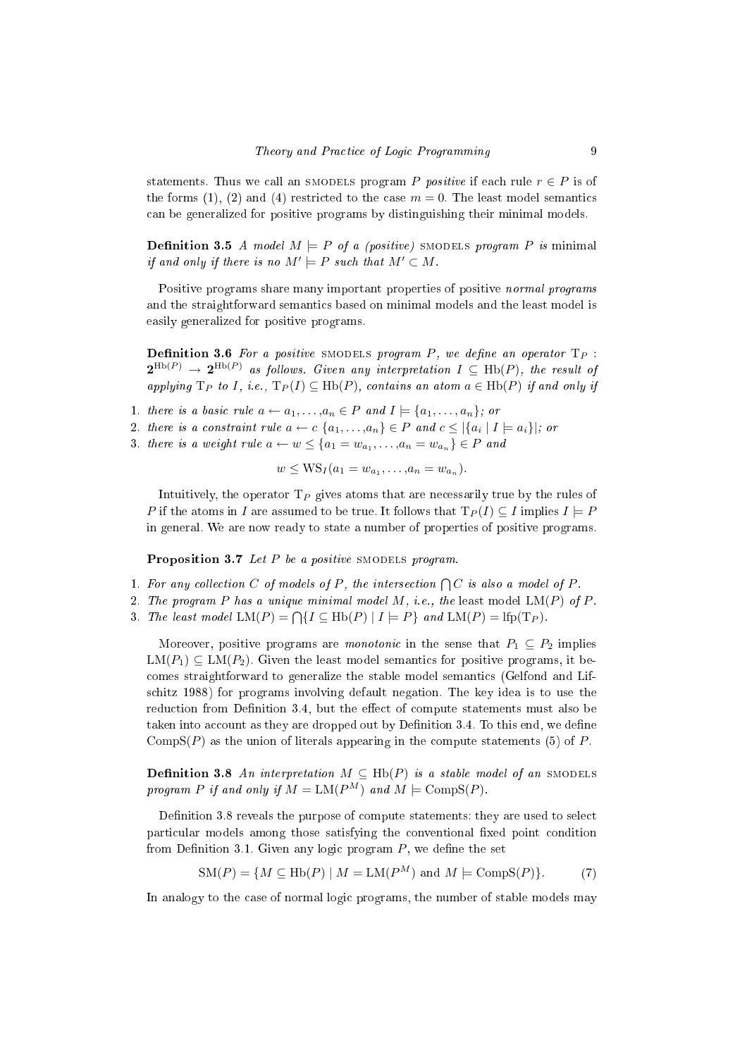statements. Thus we call an SMODELS program $P$ *positive* if each rule $r \in P$ is of the forms (1), (2) and (4) restricted to the case $m = 0$. The least model semantics can be generalized for positive programs by distinguishing their minimal models.

**Definition 3.5** *A model $M \models P$ of a (positive)* SMODELS *program $P$ is* minimal *if and only if there is no $M' \models P$ such that $M' \subset M$.*

Positive programs share many important properties of positive *normal programs* and the straightforward semantics based on minimal models and the least model is easily generalized for positive programs.

**Definition 3.6** *For a positive* SMODELS *program $P$, we define an operator $\mathrm{T}_P : \mathbf{2}^{\mathrm{Hb}(P)} \to \mathbf{2}^{\mathrm{Hb}(P)}$ as follows. Given any interpretation $I \subseteq \mathrm{Hb}(P)$, the result of applying $\mathrm{T}_P$ to $I$, i.e., $\mathrm{T}_P(I) \subseteq \mathrm{Hb}(P)$, contains an atom $a \in \mathrm{Hb}(P)$ if and only if*

1. *there is a basic rule $a \leftarrow a_1, \ldots, a_n \in P$ and $I \models \{a_1, \ldots, a_n\}$; or*
2. *there is a constraint rule $a \leftarrow c\ \{a_1, \ldots, a_n\} \in P$ and $c \leq |\{a_i \mid I \models a_i\}|$; or*
3. *there is a weight rule $a \leftarrow w \leq \{a_1 = w_{a_1}, \ldots, a_n = w_{a_n}\} \in P$ and*

$$w \leq \mathrm{WS}_I(a_1 = w_{a_1}, \ldots, a_n = w_{a_n}).$$

Intuitively, the operator $\mathrm{T}_P$ gives atoms that are necessarily true by the rules of $P$ if the atoms in $I$ are assumed to be true. It follows that $\mathrm{T}_P(I) \subseteq I$ implies $I \models P$ in general. We are now ready to state a number of properties of positive programs.

**Proposition 3.7** *Let $P$ be a positive* SMODELS *program.*

1. *For any collection $C$ of models of $P$, the intersection $\bigcap C$ is also a model of $P$.*
2. *The program $P$ has a unique minimal model $M$, i.e., the* least model $\mathrm{LM}(P)$ *of $P$.*
3. *The least model $\mathrm{LM}(P) = \bigcap\{I \subseteq \mathrm{Hb}(P) \mid I \models P\}$ and $\mathrm{LM}(P) = \mathrm{lfp}(\mathrm{T}_P)$.*

Moreover, positive programs are *monotonic* in the sense that $P_1 \subseteq P_2$ implies $\mathrm{LM}(P_1) \subseteq \mathrm{LM}(P_2)$. Given the least model semantics for positive programs, it becomes straightforward to generalize the stable model semantics (Gelfond and Lifschitz 1988) for programs involving default negation. The key idea is to use the reduction from Definition 3.4, but the effect of compute statements must also be taken into account as they are dropped out by Definition 3.4. To this end, we define $\mathrm{CompS}(P)$ as the union of literals appearing in the compute statements (5) of $P$.

**Definition 3.8** *An interpretation $M \subseteq \mathrm{Hb}(P)$ is a stable model of an* SMODELS *program $P$ if and only if $M = \mathrm{LM}(P^M)$ and $M \models \mathrm{CompS}(P)$.*

Definition 3.8 reveals the purpose of compute statements: they are used to select particular models among those satisfying the conventional fixed point condition from Definition 3.1. Given any logic program $P$, we define the set

$$\mathrm{SM}(P) = \{M \subseteq \mathrm{Hb}(P) \mid M = \mathrm{LM}(P^M) \text{ and } M \models \mathrm{CompS}(P)\}. \qquad (7)$$

In analogy to the case of normal logic programs, the number of stable models may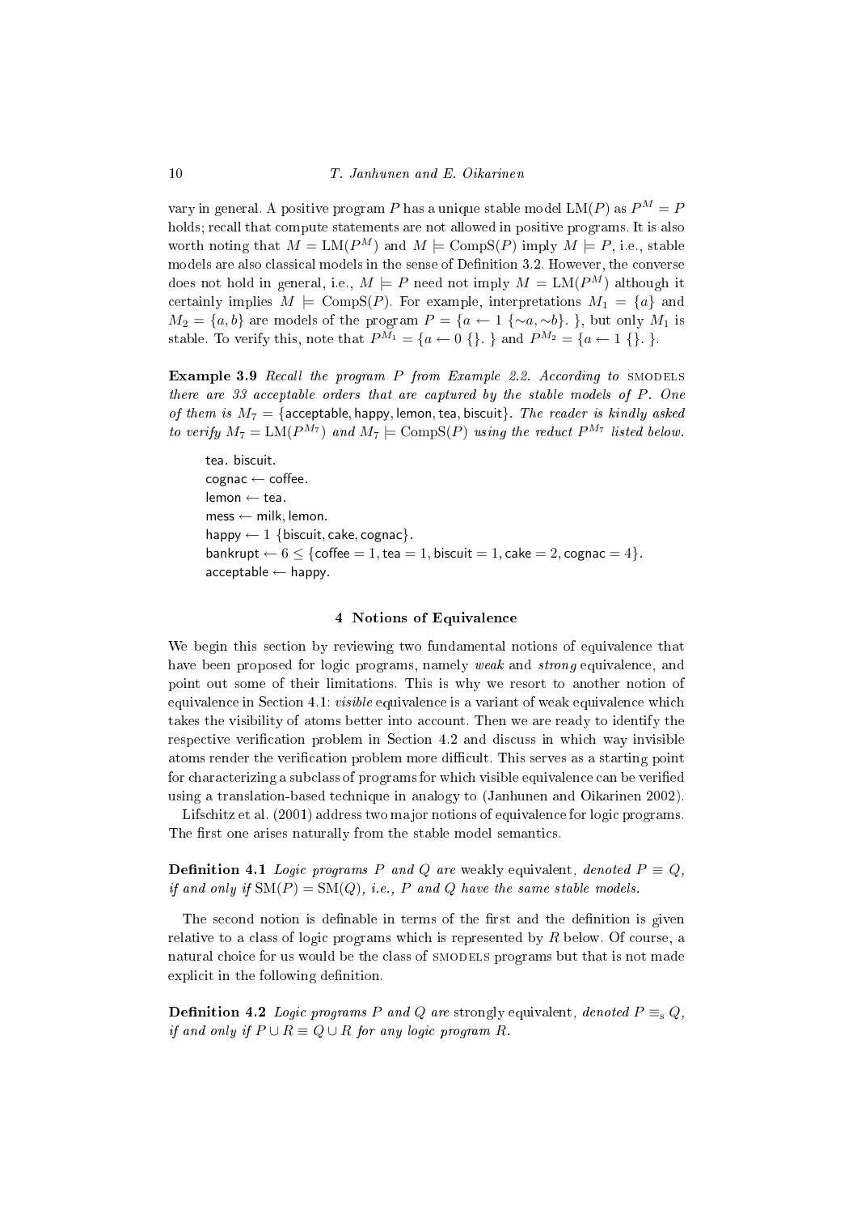vary in general. A positive program $P$ has a unique stable model $\mathrm{LM}(P)$ as $P^M = P$ holds; recall that compute statements are not allowed in positive programs. It is also worth noting that $M = \mathrm{LM}(P^M)$ and $M \models \mathrm{CompS}(P)$ imply $M \models P$, i.e., stable models are also classical models in the sense of Definition 3.2. However, the converse does not hold in general, i.e., $M \models P$ need not imply $M = \mathrm{LM}(P^M)$ although it certainly implies $M \models \mathrm{CompS}(P)$. For example, interpretations $M_1 = \{a\}$ and $M_2 = \{a, b\}$ are models of the program $P = \{a \leftarrow 1\ \{\sim a, \sim b\}.\ \}$, but only $M_1$ is stable. To verify this, note that $P^{M_1} = \{a \leftarrow 0\ \{\}.\ \}$ and $P^{M_2} = \{a \leftarrow 1\ \{\}.\ \}$.

**Example 3.9** *Recall the program $P$ from Example 2.2. According to* SMODELS *there are 33 acceptable orders that are captured by the stable models of $P$. One of them is $M_7 = \{\mathsf{acceptable}, \mathsf{happy}, \mathsf{lemon}, \mathsf{tea}, \mathsf{biscuit}\}$. The reader is kindly asked to verify $M_7 = \mathrm{LM}(P^{M_7})$ and $M_7 \models \mathrm{CompS}(P)$ using the reduct $P^{M_7}$ listed below.*

> tea. biscuit.
> cognac $\leftarrow$ coffee.
> lemon $\leftarrow$ tea.
> mess $\leftarrow$ milk, lemon.
> happy $\leftarrow 1$ {biscuit, cake, cognac}.
> bankrupt $\leftarrow 6 \leq$ {coffee $= 1$, tea $= 1$, biscuit $= 1$, cake $= 2$, cognac $= 4$}.
> acceptable $\leftarrow$ happy.

## 4 Notions of Equivalence

We begin this section by reviewing two fundamental notions of equivalence that have been proposed for logic programs, namely *weak* and *strong* equivalence, and point out some of their limitations. This is why we resort to another notion of equivalence in Section 4.1: *visible* equivalence is a variant of weak equivalence which takes the visibility of atoms better into account. Then we are ready to identify the respective verification problem in Section 4.2 and discuss in which way invisible atoms render the verification problem more difficult. This serves as a starting point for characterizing a subclass of programs for which visible equivalence can be verified using a translation-based technique in analogy to (Janhunen and Oikarinen 2002).

Lifschitz et al. (2001) address two major notions of equivalence for logic programs. The first one arises naturally from the stable model semantics.

**Definition 4.1** *Logic programs $P$ and $Q$ are* weakly equivalent, *denoted $P \equiv Q$, if and only if $\mathrm{SM}(P) = \mathrm{SM}(Q)$, i.e., $P$ and $Q$ have the same stable models.*

The second notion is definable in terms of the first and the definition is given relative to a class of logic programs which is represented by $R$ below. Of course, a natural choice for us would be the class of SMODELS programs but that is not made explicit in the following definition.

**Definition 4.2** *Logic programs $P$ and $Q$ are* strongly equivalent, *denoted $P \equiv_{\mathrm{s}} Q$, if and only if $P \cup R \equiv Q \cup R$ for any logic program $R$.*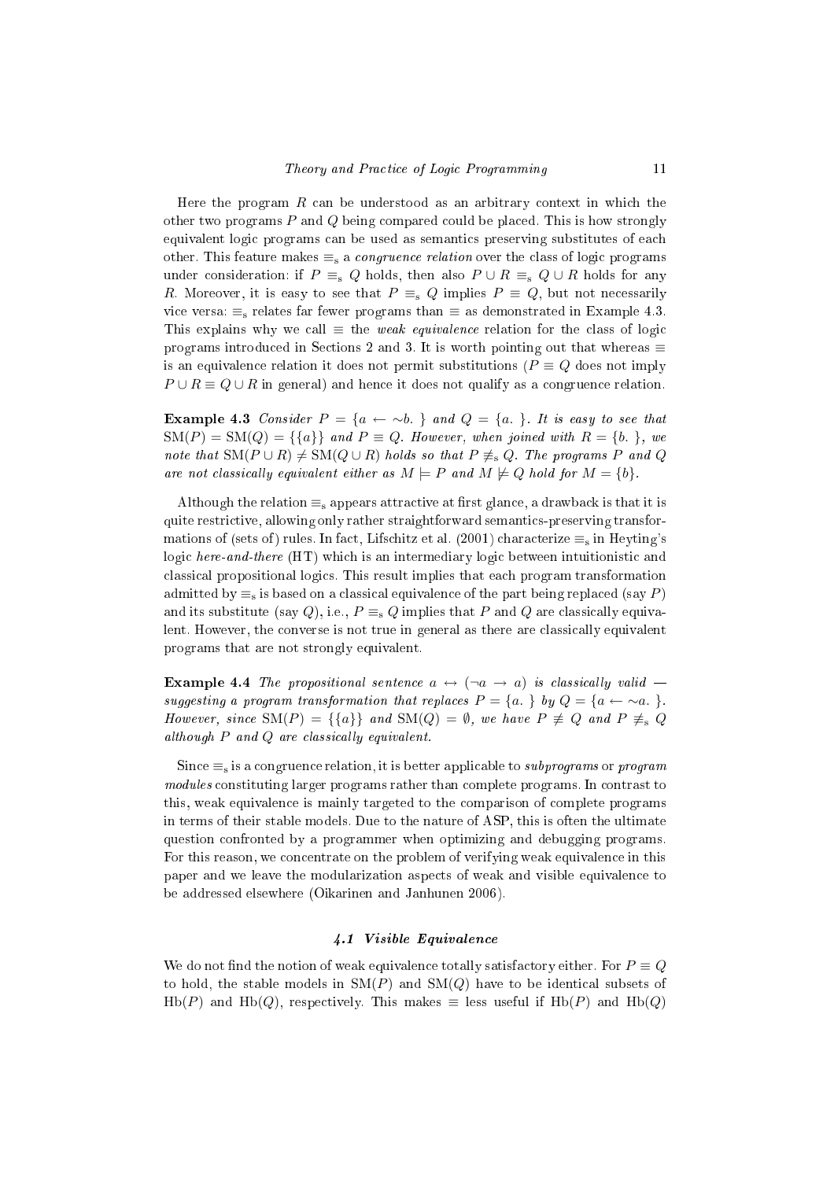Here the program $R$ can be understood as an arbitrary context in which the other two programs $P$ and $Q$ being compared could be placed. This is how strongly equivalent logic programs can be used as semantics preserving substitutes of each other. This feature makes $\equiv_{\mathrm{s}}$ a *congruence relation* over the class of logic programs under consideration: if $P \equiv_{\mathrm{s}} Q$ holds, then also $P \cup R \equiv_{\mathrm{s}} Q \cup R$ holds for any $R$. Moreover, it is easy to see that $P \equiv_{\mathrm{s}} Q$ implies $P \equiv Q$, but not necessarily vice versa: $\equiv_{\mathrm{s}}$ relates far fewer programs than $\equiv$ as demonstrated in Example 4.3. This explains why we call $\equiv$ the *weak equivalence* relation for the class of logic programs introduced in Sections 2 and 3. It is worth pointing out that whereas $\equiv$ is an equivalence relation it does not permit substitutions ($P \equiv Q$ does not imply $P \cup R \equiv Q \cup R$ in general) and hence it does not qualify as a congruence relation.

**Example 4.3** *Consider $P = \{a \leftarrow \sim b.\ \}$ and $Q = \{a.\ \}$. It is easy to see that $\mathrm{SM}(P) = \mathrm{SM}(Q) = \{\{a\}\}$ and $P \equiv Q$. However, when joined with $R = \{b.\ \}$, we note that $\mathrm{SM}(P \cup R) \neq \mathrm{SM}(Q \cup R)$ holds so that $P \not\equiv_{\mathrm{s}} Q$. The programs $P$ and $Q$ are not classically equivalent either as $M \models P$ and $M \not\models Q$ hold for $M = \{b\}$.*

Although the relation $\equiv_{\mathrm{s}}$ appears attractive at first glance, a drawback is that it is quite restrictive, allowing only rather straightforward semantics-preserving transformations of (sets of) rules. In fact, Lifschitz et al. (2001) characterize $\equiv_{\mathrm{s}}$ in Heyting's logic *here-and-there* (HT) which is an intermediary logic between intuitionistic and classical propositional logics. This result implies that each program transformation admitted by $\equiv_{\mathrm{s}}$ is based on a classical equivalence of the part being replaced (say $P$) and its substitute (say $Q$), i.e., $P \equiv_{\mathrm{s}} Q$ implies that $P$ and $Q$ are classically equivalent. However, the converse is not true in general as there are classically equivalent programs that are not strongly equivalent.

**Example 4.4** *The propositional sentence $a \leftrightarrow (\neg a \rightarrow a)$ is classically valid — suggesting a program transformation that replaces $P = \{a.\ \}$ by $Q = \{a \leftarrow \sim a.\ \}$. However, since $\mathrm{SM}(P) = \{\{a\}\}$ and $\mathrm{SM}(Q) = \emptyset$, we have $P \not\equiv Q$ and $P \not\equiv_{\mathrm{s}} Q$ although $P$ and $Q$ are classically equivalent.*

Since $\equiv_{\mathrm{s}}$ is a congruence relation, it is better applicable to *subprograms* or *program modules* constituting larger programs rather than complete programs. In contrast to this, weak equivalence is mainly targeted to the comparison of complete programs in terms of their stable models. Due to the nature of ASP, this is often the ultimate question confronted by a programmer when optimizing and debugging programs. For this reason, we concentrate on the problem of verifying weak equivalence in this paper and we leave the modularization aspects of weak and visible equivalence to be addressed elsewhere (Oikarinen and Janhunen 2006).

### *4.1 Visible Equivalence*

We do not find the notion of weak equivalence totally satisfactory either. For $P \equiv Q$ to hold, the stable models in $\mathrm{SM}(P)$ and $\mathrm{SM}(Q)$ have to be identical subsets of $\mathrm{Hb}(P)$ and $\mathrm{Hb}(Q)$, respectively. This makes $\equiv$ less useful if $\mathrm{Hb}(P)$ and $\mathrm{Hb}(Q)$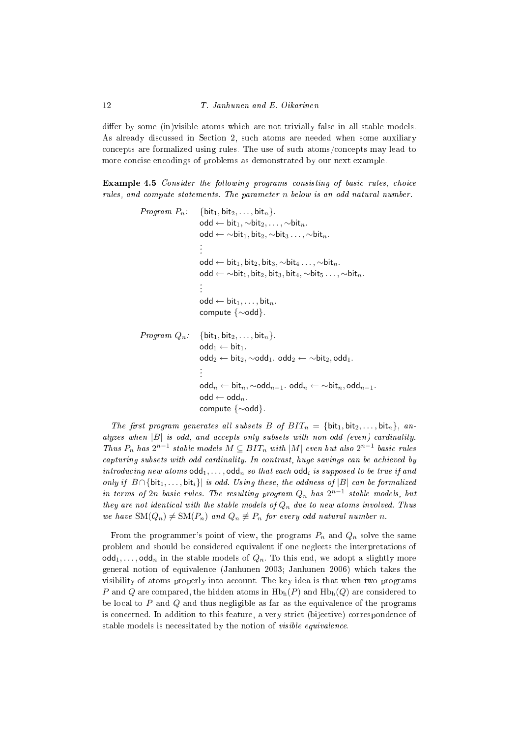differ by some (in)visible atoms which are not trivially false in all stable models. As already discussed in Section 2, such atoms are needed when some auxiliary concepts are formalized using rules. The use of such atoms/concepts may lead to more concise encodings of problems as demonstrated by our next example.

**Example 4.5** *Consider the following programs consisting of basic rules, choice rules, and compute statements. The parameter $n$ below is an odd natural number.*

*Program $P_n$:*

$$\{\mathsf{bit}_1, \mathsf{bit}_2, \ldots, \mathsf{bit}_n\}.$$
$$\mathsf{odd} \leftarrow \mathsf{bit}_1, {\sim}\mathsf{bit}_2, \ldots, {\sim}\mathsf{bit}_n.$$
$$\mathsf{odd} \leftarrow {\sim}\mathsf{bit}_1, \mathsf{bit}_2, {\sim}\mathsf{bit}_3 \ldots, {\sim}\mathsf{bit}_n.$$
$$\vdots$$
$$\mathsf{odd} \leftarrow \mathsf{bit}_1, \mathsf{bit}_2, \mathsf{bit}_3, {\sim}\mathsf{bit}_4 \ldots, {\sim}\mathsf{bit}_n.$$
$$\mathsf{odd} \leftarrow {\sim}\mathsf{bit}_1, \mathsf{bit}_2, \mathsf{bit}_3, \mathsf{bit}_4, {\sim}\mathsf{bit}_5 \ldots, {\sim}\mathsf{bit}_n.$$
$$\vdots$$
$$\mathsf{odd} \leftarrow \mathsf{bit}_1, \ldots, \mathsf{bit}_n.$$
$$\mathsf{compute}\ \{{\sim}\mathsf{odd}\}.$$

*Program $Q_n$:*

$$\{\mathsf{bit}_1, \mathsf{bit}_2, \ldots, \mathsf{bit}_n\}.$$
$$\mathsf{odd}_1 \leftarrow \mathsf{bit}_1.$$
$$\mathsf{odd}_2 \leftarrow \mathsf{bit}_2, {\sim}\mathsf{odd}_1.\ \ \mathsf{odd}_2 \leftarrow {\sim}\mathsf{bit}_2, \mathsf{odd}_1.$$
$$\vdots$$
$$\mathsf{odd}_n \leftarrow \mathsf{bit}_n, {\sim}\mathsf{odd}_{n-1}.\ \ \mathsf{odd}_n \leftarrow {\sim}\mathsf{bit}_n, \mathsf{odd}_{n-1}.$$
$$\mathsf{odd} \leftarrow \mathsf{odd}_n.$$
$$\mathsf{compute}\ \{{\sim}\mathsf{odd}\}.$$

*The first program generates all subsets $B$ of $BIT_n = \{\mathsf{bit}_1, \mathsf{bit}_2, \ldots, \mathsf{bit}_n\}$, analyzes when $|B|$ is odd, and accepts only subsets with non-odd (even) cardinality. Thus $P_n$ has $2^{n-1}$ stable models $M \subseteq BIT_n$ with $|M|$ even but also $2^{n-1}$ basic rules capturing subsets with odd cardinality. In contrast, huge savings can be achieved by introducing new atoms $\mathsf{odd}_1, \ldots, \mathsf{odd}_n$ so that each $\mathsf{odd}_i$ is supposed to be true if and only if $|B \cap \{\mathsf{bit}_1, \ldots, \mathsf{bit}_i\}|$ is odd. Using these, the oddness of $|B|$ can be formalized in terms of $2n$ basic rules. The resulting program $Q_n$ has $2^{n-1}$ stable models, but they are not identical with the stable models of $Q_n$ due to new atoms involved. Thus we have $\mathrm{SM}(Q_n) \neq \mathrm{SM}(P_n)$ and $Q_n \not\equiv P_n$ for every odd natural number $n$.*

From the programmer's point of view, the programs $P_n$ and $Q_n$ solve the same problem and should be considered equivalent if one neglects the interpretations of $\mathsf{odd}_1, \ldots, \mathsf{odd}_n$ in the stable models of $Q_n$. To this end, we adopt a slightly more general notion of equivalence (Janhunen 2003; Janhunen 2006) which takes the visibility of atoms properly into account. The key idea is that when two programs $P$ and $Q$ are compared, the hidden atoms in $\mathrm{Hb_h}(P)$ and $\mathrm{Hb_h}(Q)$ are considered to be local to $P$ and $Q$ and thus negligible as far as the equivalence of the programs is concerned. In addition to this feature, a very strict (bijective) correspondence of stable models is necessitated by the notion of *visible equivalence*.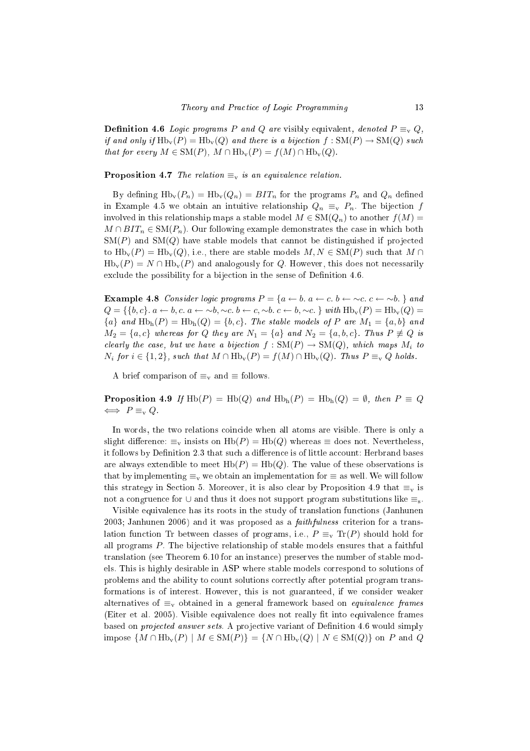**Definition 4.6** *Logic programs $P$ and $Q$ are* visibly equivalent, *denoted $P \equiv_{\mathrm{v}} Q$, if and only if $\mathrm{Hb_v}(P) = \mathrm{Hb_v}(Q)$ and there is a bijection $f : \mathrm{SM}(P) \to \mathrm{SM}(Q)$ such that for every $M \in \mathrm{SM}(P)$, $M \cap \mathrm{Hb_v}(P) = f(M) \cap \mathrm{Hb_v}(Q)$.*

**Proposition 4.7** *The relation $\equiv_{\mathrm{v}}$ is an equivalence relation.*

By defining $\mathrm{Hb_v}(P_n) = \mathrm{Hb_v}(Q_n) = BIT_n$ for the programs $P_n$ and $Q_n$ defined in Example 4.5 we obtain an intuitive relationship $Q_n \equiv_{\mathrm{v}} P_n$. The bijection $f$ involved in this relationship maps a stable model $M \in \mathrm{SM}(Q_n)$ to another $f(M) = M \cap BIT_n \in \mathrm{SM}(P_n)$. Our following example demonstrates the case in which both $\mathrm{SM}(P)$ and $\mathrm{SM}(Q)$ have stable models that cannot be distinguished if projected to $\mathrm{Hb_v}(P) = \mathrm{Hb_v}(Q)$, i.e., there are stable models $M, N \in \mathrm{SM}(P)$ such that $M \cap \mathrm{Hb_v}(P) = N \cap \mathrm{Hb_v}(P)$ and analogously for $Q$. However, this does not necessarily exclude the possibility for a bijection in the sense of Definition 4.6.

**Example 4.8** *Consider logic programs $P = \{a \leftarrow b.\ a \leftarrow c.\ b \leftarrow {\sim}c.\ c \leftarrow {\sim}b.\ \}$ and $Q = \{\{b, c\}.\ a \leftarrow b, c.\ a \leftarrow {\sim}b, {\sim}c.\ b \leftarrow c, {\sim}b.\ c \leftarrow b, {\sim}c.\ \}$ with $\mathrm{Hb_v}(P) = \mathrm{Hb_v}(Q) = \{a\}$ and $\mathrm{Hb_h}(P) = \mathrm{Hb_h}(Q) = \{b, c\}$. The stable models of $P$ are $M_1 = \{a, b\}$ and $M_2 = \{a, c\}$ whereas for $Q$ they are $N_1 = \{a\}$ and $N_2 = \{a, b, c\}$. Thus $P \not\equiv Q$ is clearly the case, but we have a bijection $f : \mathrm{SM}(P) \to \mathrm{SM}(Q)$, which maps $M_i$ to $N_i$ for $i \in \{1, 2\}$, such that $M \cap \mathrm{Hb_v}(P) = f(M) \cap \mathrm{Hb_v}(Q)$. Thus $P \equiv_{\mathrm{v}} Q$ holds.*

A brief comparison of $\equiv_{\mathrm{v}}$ and $\equiv$ follows.

**Proposition 4.9** *If $\mathrm{Hb}(P) = \mathrm{Hb}(Q)$ and $\mathrm{Hb_h}(P) = \mathrm{Hb_h}(Q) = \emptyset$, then $P \equiv Q \iff P \equiv_{\mathrm{v}} Q$.*

In words, the two relations coincide when all atoms are visible. There is only a slight difference: $\equiv_{\mathrm{v}}$ insists on $\mathrm{Hb}(P) = \mathrm{Hb}(Q)$ whereas $\equiv$ does not. Nevertheless, it follows by Definition 2.3 that such a difference is of little account: Herbrand bases are always extendible to meet $\mathrm{Hb}(P) = \mathrm{Hb}(Q)$. The value of these observations is that by implementing $\equiv_{\mathrm{v}}$ we obtain an implementation for $\equiv$ as well. We will follow this strategy in Section 5. Moreover, it is also clear by Proposition 4.9 that $\equiv_{\mathrm{v}}$ is not a congruence for $\cup$ and thus it does not support program substitutions like $\equiv_{\mathrm{s}}$.

Visible equivalence has its roots in the study of translation functions (Janhunen 2003; Janhunen 2006) and it was proposed as a *faithfulness* criterion for a translation function Tr between classes of programs, i.e., $P \equiv_{\mathrm{v}} \mathrm{Tr}(P)$ should hold for all programs $P$. The bijective relationship of stable models ensures that a faithful translation (see Theorem 6.10 for an instance) preserves the number of stable models. This is highly desirable in ASP where stable models correspond to solutions of problems and the ability to count solutions correctly after potential program transformations is of interest. However, this is not guaranteed, if we consider weaker alternatives of $\equiv_{\mathrm{v}}$ obtained in a general framework based on *equivalence frames* (Eiter et al. 2005). Visible equivalence does not really fit into equivalence frames based on *projected answer sets*. A projective variant of Definition 4.6 would simply impose $\{M \cap \mathrm{Hb_v}(P) \mid M \in \mathrm{SM}(P)\} = \{N \cap \mathrm{Hb_v}(Q) \mid N \in \mathrm{SM}(Q)\}$ on $P$ and $Q$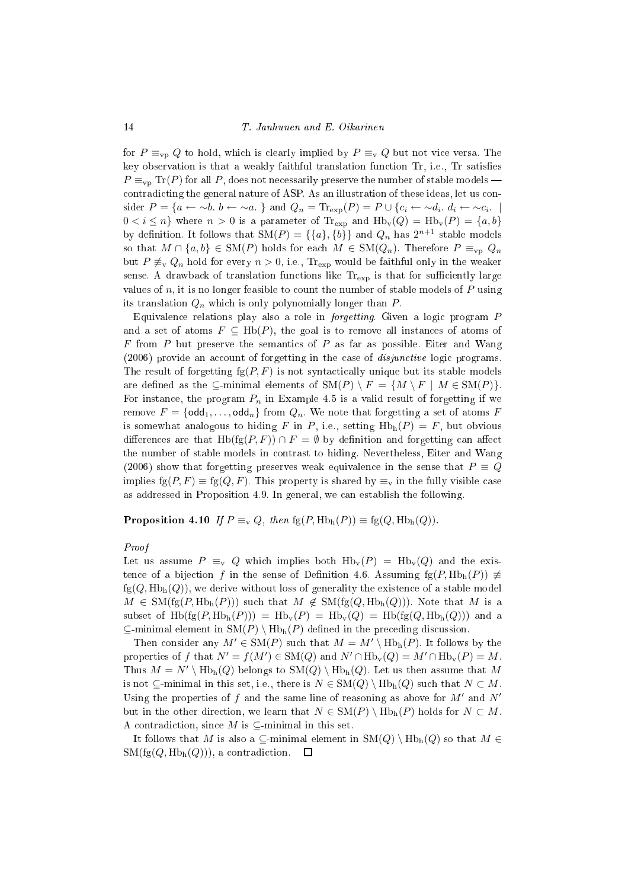for $P \equiv_{\mathrm{vp}} Q$ to hold, which is clearly implied by $P \equiv_{\mathrm{v}} Q$ but not vice versa. The key observation is that a weakly faithful translation function Tr, i.e., Tr satisfies $P \equiv_{\mathrm{vp}} \mathrm{Tr}(P)$ for all $P$, does not necessarily preserve the number of stable models — contradicting the general nature of ASP. As an illustration of these ideas, let us consider $P = \{a \leftarrow \sim b.\ b \leftarrow \sim a.\ \}$ and $Q_n = \mathrm{Tr}_{\mathrm{exp}}(P) = P \cup \{c_i \leftarrow \sim d_i.\ d_i \leftarrow \sim c_i.\ \mid 0 < i \leq n\}$ where $n > 0$ is a parameter of $\mathrm{Tr}_{\mathrm{exp}}$ and $\mathrm{Hb}_{\mathrm{v}}(Q) = \mathrm{Hb}_{\mathrm{v}}(P) = \{a, b\}$ by definition. It follows that $\mathrm{SM}(P) = \{\{a\}, \{b\}\}$ and $Q_n$ has $2^{n+1}$ stable models so that $M \cap \{a, b\} \in \mathrm{SM}(P)$ holds for each $M \in \mathrm{SM}(Q_n)$. Therefore $P \equiv_{\mathrm{vp}} Q_n$ but $P \not\equiv_{\mathrm{v}} Q_n$ hold for every $n > 0$, i.e., $\mathrm{Tr}_{\mathrm{exp}}$ would be faithful only in the weaker sense. A drawback of translation functions like $\mathrm{Tr}_{\mathrm{exp}}$ is that for sufficiently large values of $n$, it is no longer feasible to count the number of stable models of $P$ using its translation $Q_n$ which is only polynomially longer than $P$.

Equivalence relations play also a role in *forgetting*. Given a logic program $P$ and a set of atoms $F \subseteq \mathrm{Hb}(P)$, the goal is to remove all instances of atoms of $F$ from $P$ but preserve the semantics of $P$ as far as possible. Eiter and Wang (2006) provide an account of forgetting in the case of *disjunctive* logic programs. The result of forgetting $\mathrm{fg}(P, F)$ is not syntactically unique but its stable models are defined as the $\subseteq$-minimal elements of $\mathrm{SM}(P) \setminus F = \{M \setminus F \mid M \in \mathrm{SM}(P)\}$. For instance, the program $P_n$ in Example 4.5 is a valid result of forgetting if we remove $F = \{\mathsf{odd}_1, \ldots, \mathsf{odd}_n\}$ from $Q_n$. We note that forgetting a set of atoms $F$ is somewhat analogous to hiding $F$ in $P$, i.e., setting $\mathrm{Hb}_{\mathrm{h}}(P) = F$, but obvious differences are that $\mathrm{Hb}(\mathrm{fg}(P, F)) \cap F = \emptyset$ by definition and forgetting can affect the number of stable models in contrast to hiding. Nevertheless, Eiter and Wang (2006) show that forgetting preserves weak equivalence in the sense that $P \equiv Q$ implies $\mathrm{fg}(P, F) \equiv \mathrm{fg}(Q, F)$. This property is shared by $\equiv_{\mathrm{v}}$ in the fully visible case as addressed in Proposition 4.9. In general, we can establish the following.

**Proposition 4.10** *If $P \equiv_{\mathrm{v}} Q$, then $\mathrm{fg}(P, \mathrm{Hb}_{\mathrm{h}}(P)) \equiv \mathrm{fg}(Q, \mathrm{Hb}_{\mathrm{h}}(Q))$.*

*Proof*

Let us assume $P \equiv_{\mathrm{v}} Q$ which implies both $\mathrm{Hb}_{\mathrm{v}}(P) = \mathrm{Hb}_{\mathrm{v}}(Q)$ and the existence of a bijection $f$ in the sense of Definition 4.6. Assuming $\mathrm{fg}(P, \mathrm{Hb}_{\mathrm{h}}(P)) \not\equiv \mathrm{fg}(Q, \mathrm{Hb}_{\mathrm{h}}(Q))$, we derive without loss of generality the existence of a stable model $M \in \mathrm{SM}(\mathrm{fg}(P, \mathrm{Hb}_{\mathrm{h}}(P)))$ such that $M \notin \mathrm{SM}(\mathrm{fg}(Q, \mathrm{Hb}_{\mathrm{h}}(Q)))$. Note that $M$ is a subset of $\mathrm{Hb}(\mathrm{fg}(P, \mathrm{Hb}_{\mathrm{h}}(P))) = \mathrm{Hb}_{\mathrm{v}}(P) = \mathrm{Hb}_{\mathrm{v}}(Q) = \mathrm{Hb}(\mathrm{fg}(Q, \mathrm{Hb}_{\mathrm{h}}(Q)))$ and a $\subseteq$-minimal element in $\mathrm{SM}(P) \setminus \mathrm{Hb}_{\mathrm{h}}(P)$ defined in the preceding discussion.

Then consider any $M' \in \mathrm{SM}(P)$ such that $M = M' \setminus \mathrm{Hb}_{\mathrm{h}}(P)$. It follows by the properties of $f$ that $N' = f(M') \in \mathrm{SM}(Q)$ and $N' \cap \mathrm{Hb}_{\mathrm{v}}(Q) = M' \cap \mathrm{Hb}_{\mathrm{v}}(P) = M$. Thus $M = N' \setminus \mathrm{Hb}_{\mathrm{h}}(Q)$ belongs to $\mathrm{SM}(Q) \setminus \mathrm{Hb}_{\mathrm{h}}(Q)$. Let us then assume that $M$ is not $\subseteq$-minimal in this set, i.e., there is $N \in \mathrm{SM}(Q) \setminus \mathrm{Hb}_{\mathrm{h}}(Q)$ such that $N \subset M$. Using the properties of $f$ and the same line of reasoning as above for $M'$ and $N'$ but in the other direction, we learn that $N \in \mathrm{SM}(P) \setminus \mathrm{Hb}_{\mathrm{h}}(P)$ holds for $N \subset M$. A contradiction, since $M$ is $\subseteq$-minimal in this set.

It follows that $M$ is also a $\subseteq$-minimal element in $\mathrm{SM}(Q) \setminus \mathrm{Hb}_{\mathrm{h}}(Q)$ so that $M \in \mathrm{SM}(\mathrm{fg}(Q, \mathrm{Hb}_{\mathrm{h}}(Q)))$, a contradiction. □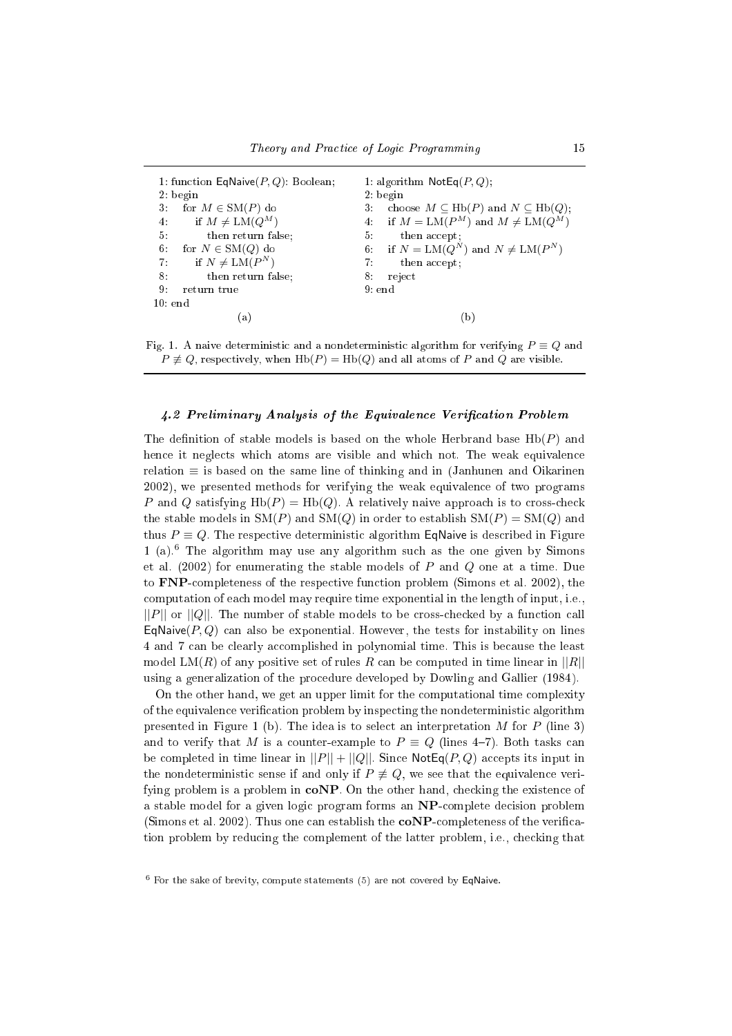```
1: function EqNaive(P, Q): Boolean;
2: begin
3:    for M ∈ SM(P) do
4:       if M ≠ LM(Q^M)
5:          then return false;
6:    for N ∈ SM(Q) do
7:       if N ≠ LM(P^N)
8:          then return false;
9:    return true
10: end
```

(a)

```
1: algorithm NotEq(P, Q);
2: begin
3:    choose M ⊆ Hb(P) and N ⊆ Hb(Q);
4:    if M = LM(P^M) and M ≠ LM(Q^M)
5:       then accept;
6:    if N = LM(Q^N) and N ≠ LM(P^N)
7:       then accept;
8:    reject
9: end
```

(b)

Fig. 1. A naive deterministic and a nondeterministic algorithm for verifying $P \equiv Q$ and $P \not\equiv Q$, respectively, when $\mathrm{Hb}(P) = \mathrm{Hb}(Q)$ and all atoms of $P$ and $Q$ are visible.

### *4.2 Preliminary Analysis of the Equivalence Verification Problem*

The definition of stable models is based on the whole Herbrand base $\mathrm{Hb}(P)$ and hence it neglects which atoms are visible and which not. The weak equivalence relation $\equiv$ is based on the same line of thinking and in (Janhunen and Oikarinen 2002), we presented methods for verifying the weak equivalence of two programs $P$ and $Q$ satisfying $\mathrm{Hb}(P) = \mathrm{Hb}(Q)$. A relatively naive approach is to cross-check the stable models in $\mathrm{SM}(P)$ and $\mathrm{SM}(Q)$ in order to establish $\mathrm{SM}(P) = \mathrm{SM}(Q)$ and thus $P \equiv Q$. The respective deterministic algorithm EqNaive is described in Figure 1 (a).[6] The algorithm may use any algorithm such as the one given by Simons et al. (2002) for enumerating the stable models of $P$ and $Q$ one at a time. Due to **FNP**-completeness of the respective function problem (Simons et al. 2002), the computation of each model may require time exponential in the length of input, i.e., $||P||$ or $||Q||$. The number of stable models to be cross-checked by a function call $\mathsf{EqNaive}(P, Q)$ can also be exponential. However, the tests for instability on lines 4 and 7 can be clearly accomplished in polynomial time. This is because the least model $\mathrm{LM}(R)$ of any positive set of rules $R$ can be computed in time linear in $||R||$ using a generalization of the procedure developed by Dowling and Gallier (1984).

On the other hand, we get an upper limit for the computational time complexity of the equivalence verification problem by inspecting the nondeterministic algorithm presented in Figure 1 (b). The idea is to select an interpretation $M$ for $P$ (line 3) and to verify that $M$ is a counter-example to $P \equiv Q$ (lines 4–7). Both tasks can be completed in time linear in $||P|| + ||Q||$. Since $\mathsf{NotEq}(P, Q)$ accepts its input in the nondeterministic sense if and only if $P \not\equiv Q$, we see that the equivalence verifying problem is a problem in **coNP**. On the other hand, checking the existence of a stable model for a given logic program forms an **NP**-complete decision problem (Simons et al. 2002). Thus one can establish the **coNP**-completeness of the verification problem by reducing the complement of the latter problem, i.e., checking that

[6] For the sake of brevity, compute statements (5) are not covered by EqNaive.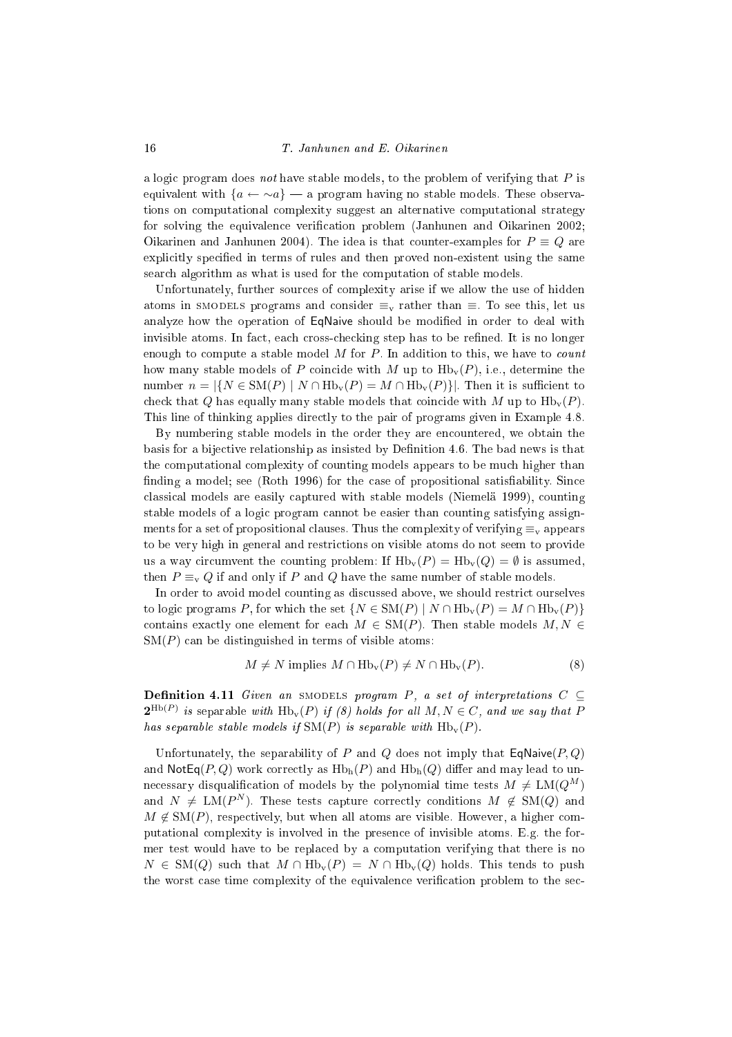a logic program does *not* have stable models, to the problem of verifying that $P$ is equivalent with $\{a \leftarrow \sim a\}$ — a program having no stable models. These observations on computational complexity suggest an alternative computational strategy for solving the equivalence verification problem (Janhunen and Oikarinen 2002; Oikarinen and Janhunen 2004). The idea is that counter-examples for $P \equiv Q$ are explicitly specified in terms of rules and then proved non-existent using the same search algorithm as what is used for the computation of stable models.

Unfortunately, further sources of complexity arise if we allow the use of hidden atoms in SMODELS programs and consider $\equiv_{\mathrm{v}}$ rather than $\equiv$. To see this, let us analyze how the operation of EqNaive should be modified in order to deal with invisible atoms. In fact, each cross-checking step has to be refined. It is no longer enough to compute a stable model $M$ for $P$. In addition to this, we have to *count* how many stable models of $P$ coincide with $M$ up to $\mathrm{Hb_v}(P)$, i.e., determine the number $n = |\{N \in \mathrm{SM}(P) \mid N \cap \mathrm{Hb_v}(P) = M \cap \mathrm{Hb_v}(P)\}|$. Then it is sufficient to check that $Q$ has equally many stable models that coincide with $M$ up to $\mathrm{Hb_v}(P)$. This line of thinking applies directly to the pair of programs given in Example 4.8.

By numbering stable models in the order they are encountered, we obtain the basis for a bijective relationship as insisted by Definition 4.6. The bad news is that the computational complexity of counting models appears to be much higher than finding a model; see (Roth 1996) for the case of propositional satisfiability. Since classical models are easily captured with stable models (Niemelä 1999), counting stable models of a logic program cannot be easier than counting satisfying assignments for a set of propositional clauses. Thus the complexity of verifying $\equiv_{\mathrm{v}}$ appears to be very high in general and restrictions on visible atoms do not seem to provide us a way circumvent the counting problem: If $\mathrm{Hb_v}(P) = \mathrm{Hb_v}(Q) = \emptyset$ is assumed, then $P \equiv_{\mathrm{v}} Q$ if and only if $P$ and $Q$ have the same number of stable models.

In order to avoid model counting as discussed above, we should restrict ourselves to logic programs $P$, for which the set $\{N \in \mathrm{SM}(P) \mid N \cap \mathrm{Hb_v}(P) = M \cap \mathrm{Hb_v}(P)\}$ contains exactly one element for each $M \in \mathrm{SM}(P)$. Then stable models $M, N \in \mathrm{SM}(P)$ can be distinguished in terms of visible atoms:

$$M \neq N \text{ implies } M \cap \mathrm{Hb_v}(P) \neq N \cap \mathrm{Hb_v}(P). \tag{8}$$

**Definition 4.11** *Given an* SMODELS *program $P$, a set of interpretations $C \subseteq \mathbf{2}^{\mathrm{Hb}(P)}$ is* separable *with $\mathrm{Hb_v}(P)$ if (8) holds for all $M, N \in C$, and we say that $P$ has separable stable models if $\mathrm{SM}(P)$ is separable with $\mathrm{Hb_v}(P)$.*

Unfortunately, the separability of $P$ and $Q$ does not imply that $\mathsf{EqNaive}(P, Q)$ and $\mathsf{NotEq}(P, Q)$ work correctly as $\mathrm{Hb_h}(P)$ and $\mathrm{Hb_h}(Q)$ differ and may lead to unnecessary disqualification of models by the polynomial time tests $M \neq \mathrm{LM}(Q^M)$ and $N \neq \mathrm{LM}(P^N)$. These tests capture correctly conditions $M \notin \mathrm{SM}(Q)$ and $M \notin \mathrm{SM}(P)$, respectively, but when all atoms are visible. However, a higher computational complexity is involved in the presence of invisible atoms. E.g. the former test would have to be replaced by a computation verifying that there is no $N \in \mathrm{SM}(Q)$ such that $M \cap \mathrm{Hb_v}(P) = N \cap \mathrm{Hb_v}(Q)$ holds. This tends to push the worst case time complexity of the equivalence verification problem to the sec-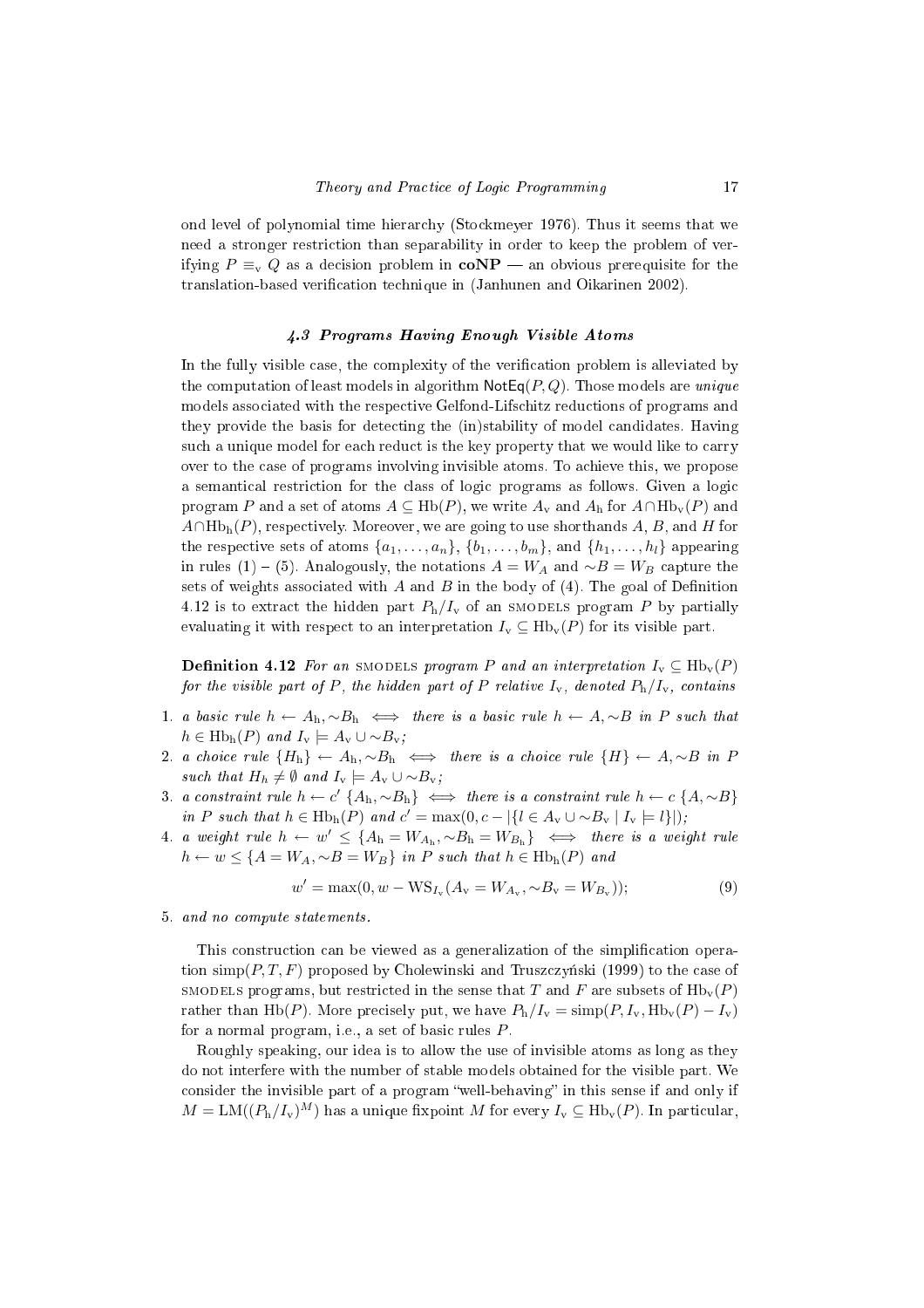ond level of polynomial time hierarchy (Stockmeyer 1976). Thus it seems that we need a stronger restriction than separability in order to keep the problem of verifying $P \equiv_{\mathrm{v}} Q$ as a decision problem in **coNP** — an obvious prerequisite for the translation-based verification technique in (Janhunen and Oikarinen 2002).

### *4.3 Programs Having Enough Visible Atoms*

In the fully visible case, the complexity of the verification problem is alleviated by the computation of least models in algorithm $\mathsf{NotEq}(P,Q)$. Those models are *unique* models associated with the respective Gelfond-Lifschitz reductions of programs and they provide the basis for detecting the (in)stability of model candidates. Having such a unique model for each reduct is the key property that we would like to carry over to the case of programs involving invisible atoms. To achieve this, we propose a semantical restriction for the class of logic programs as follows. Given a logic program $P$ and a set of atoms $A \subseteq \mathrm{Hb}(P)$, we write $A_{\mathrm{v}}$ and $A_{\mathrm{h}}$ for $A \cap \mathrm{Hb}_{\mathrm{v}}(P)$ and $A \cap \mathrm{Hb}_{\mathrm{h}}(P)$, respectively. Moreover, we are going to use shorthands $A$, $B$, and $H$ for the respective sets of atoms $\{a_1, \ldots, a_n\}$, $\{b_1, \ldots, b_m\}$, and $\{h_1, \ldots, h_l\}$ appearing in rules (1) – (5). Analogously, the notations $A = W_A$ and $\sim B = W_B$ capture the sets of weights associated with $A$ and $B$ in the body of (4). The goal of Definition 4.12 is to extract the hidden part $P_{\mathrm{h}}/I_{\mathrm{v}}$ of an SMODELS program $P$ by partially evaluating it with respect to an interpretation $I_{\mathrm{v}} \subseteq \mathrm{Hb}_{\mathrm{v}}(P)$ for its visible part.

**Definition 4.12** *For an* SMODELS *program $P$ and an interpretation $I_{\mathrm{v}} \subseteq \mathrm{Hb}_{\mathrm{v}}(P)$ for the visible part of $P$, the hidden part of $P$ relative $I_{\mathrm{v}}$, denoted $P_{\mathrm{h}}/I_{\mathrm{v}}$, contains*

1. *a basic rule $h \leftarrow A_{\mathrm{h}}, \sim B_{\mathrm{h}} \iff$ there is a basic rule $h \leftarrow A, \sim B$ in $P$ such that $h \in \mathrm{Hb}_{\mathrm{h}}(P)$ and $I_{\mathrm{v}} \models A_{\mathrm{v}} \cup \sim B_{\mathrm{v}}$;*
2. *a choice rule $\{H_{\mathrm{h}}\} \leftarrow A_{\mathrm{h}}, \sim B_{\mathrm{h}} \iff$ there is a choice rule $\{H\} \leftarrow A, \sim B$ in $P$ such that $H_{\mathrm{h}} \neq \emptyset$ and $I_{\mathrm{v}} \models A_{\mathrm{v}} \cup \sim B_{\mathrm{v}}$;*
3. *a constraint rule $h \leftarrow c'\ \{A_{\mathrm{h}}, \sim B_{\mathrm{h}}\} \iff$ there is a constraint rule $h \leftarrow c\ \{A, \sim B\}$ in $P$ such that $h \in \mathrm{Hb}_{\mathrm{h}}(P)$ and $c' = \max(0, c - |\{l \in A_{\mathrm{v}} \cup \sim B_{\mathrm{v}} \mid I_{\mathrm{v}} \models l\}|)$;*
4. *a weight rule $h \leftarrow w' \leq \{A_{\mathrm{h}} = W_{A_{\mathrm{h}}}, \sim B_{\mathrm{h}} = W_{B_{\mathrm{h}}}\} \iff$ there is a weight rule $h \leftarrow w \leq \{A = W_A, \sim B = W_B\}$ in $P$ such that $h \in \mathrm{Hb}_{\mathrm{h}}(P)$ and*
$$w' = \max(0, w - \mathrm{WS}_{I_{\mathrm{v}}}(A_{\mathrm{v}} = W_{A_{\mathrm{v}}}, \sim B_{\mathrm{v}} = W_{B_{\mathrm{v}}})); \tag{9}$$
5. *and no compute statements.*

This construction can be viewed as a generalization of the simplification operation $\mathrm{simp}(P,T,F)$ proposed by Cholewinski and Truszczyński (1999) to the case of SMODELS programs, but restricted in the sense that $T$ and $F$ are subsets of $\mathrm{Hb}_{\mathrm{v}}(P)$ rather than $\mathrm{Hb}(P)$. More precisely put, we have $P_{\mathrm{h}}/I_{\mathrm{v}} = \mathrm{simp}(P, I_{\mathrm{v}}, \mathrm{Hb}_{\mathrm{v}}(P) - I_{\mathrm{v}})$ for a normal program, i.e., a set of basic rules $P$.

Roughly speaking, our idea is to allow the use of invisible atoms as long as they do not interfere with the number of stable models obtained for the visible part. We consider the invisible part of a program "well-behaving" in this sense if and only if $M = \mathrm{LM}((P_{\mathrm{h}}/I_{\mathrm{v}})^M)$ has a unique fixpoint $M$ for every $I_{\mathrm{v}} \subseteq \mathrm{Hb}_{\mathrm{v}}(P)$. In particular,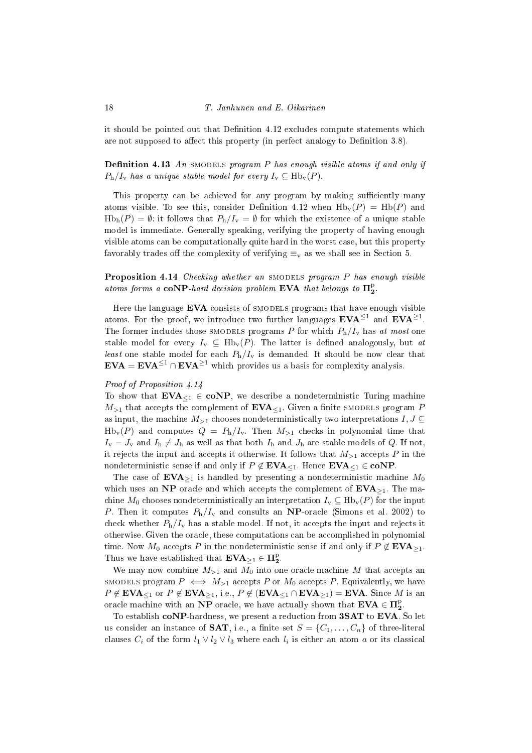it should be pointed out that Definition 4.12 excludes compute statements which are not supposed to affect this property (in perfect analogy to Definition 3.8).

**Definition 4.13** *An* SMODELS *program $P$ has enough visible atoms if and only if $P_{\rm h}/I_{\rm v}$ has a unique stable model for every $I_{\rm v} \subseteq {\rm Hb_v}(P)$.*

This property can be achieved for any program by making sufficiently many atoms visible. To see this, consider Definition 4.12 when ${\rm Hb_v}(P) = {\rm Hb}(P)$ and ${\rm Hb_h}(P) = \emptyset$: it follows that $P_{\rm h}/I_{\rm v} = \emptyset$ for which the existence of a unique stable model is immediate. Generally speaking, verifying the property of having enough visible atoms can be computationally quite hard in the worst case, but this property favorably trades off the complexity of verifying $\equiv_{\rm v}$ as we shall see in Section 5.

**Proposition 4.14** *Checking whether an* SMODELS *program $P$ has enough visible atoms forms a* **coNP***-hard decision problem* **EVA** *that belongs to $\mathbf{\Pi^p_2}$.*

Here the language **EVA** consists of SMODELS programs that have enough visible atoms. For the proof, we introduce two further languages $\mathbf{EVA}^{\leq 1}$ and $\mathbf{EVA}^{\geq 1}$. The former includes those SMODELS programs $P$ for which $P_{\rm h}/I_{\rm v}$ has *at most* one stable model for every $I_{\rm v} \subseteq {\rm Hb_v}(P)$. The latter is defined analogously, but *at least* one stable model for each $P_{\rm h}/I_{\rm v}$ is demanded. It should be now clear that $\mathbf{EVA} = \mathbf{EVA}^{\leq 1} \cap \mathbf{EVA}^{\geq 1}$ which provides us a basis for complexity analysis.

*Proof of Proposition 4.14*

To show that $\mathbf{EVA}_{\leq 1} \in \mathbf{coNP}$, we describe a nondeterministic Turing machine $M_{>1}$ that accepts the complement of $\mathbf{EVA}_{\leq 1}$. Given a finite SMODELS program $P$ as input, the machine $M_{>1}$ chooses nondeterministically two interpretations $I, J \subseteq {\rm Hb_v}(P)$ and computes $Q = P_{\rm h}/I_{\rm v}$. Then $M_{>1}$ checks in polynomial time that $I_{\rm v} = J_{\rm v}$ and $I_{\rm h} \neq J_{\rm h}$ as well as that both $I_{\rm h}$ and $J_{\rm h}$ are stable models of $Q$. If not, it rejects the input and accepts it otherwise. It follows that $M_{>1}$ accepts $P$ in the nondeterministic sense if and only if $P \notin \mathbf{EVA}_{\leq 1}$. Hence $\mathbf{EVA}_{\leq 1} \in \mathbf{coNP}$.

The case of $\mathbf{EVA}_{\geq 1}$ is handled by presenting a nondeterministic machine $M_0$ which uses an **NP** oracle and which accepts the complement of $\mathbf{EVA}_{\geq 1}$. The machine $M_0$ chooses nondeterministically an interpretation $I_{\rm v} \subseteq {\rm Hb_v}(P)$ for the input $P$. Then it computes $P_{\rm h}/I_{\rm v}$ and consults an **NP**-oracle (Simons et al. 2002) to check whether $P_{\rm h}/I_{\rm v}$ has a stable model. If not, it accepts the input and rejects it otherwise. Given the oracle, these computations can be accomplished in polynomial time. Now $M_0$ accepts $P$ in the nondeterministic sense if and only if $P \notin \mathbf{EVA}_{\geq 1}$. Thus we have established that $\mathbf{EVA}_{\geq 1} \in \mathbf{\Pi^p_2}$.

We may now combine $M_{>1}$ and $M_0$ into one oracle machine $M$ that accepts an SMODELS program $P \iff M_{>1}$ accepts $P$ or $M_0$ accepts $P$. Equivalently, we have $P \notin \mathbf{EVA}_{\leq 1}$ or $P \notin \mathbf{EVA}_{\geq 1}$, i.e., $P \notin (\mathbf{EVA}_{\leq 1} \cap \mathbf{EVA}_{\geq 1}) = \mathbf{EVA}$. Since $M$ is an oracle machine with an **NP** oracle, we have actually shown that $\mathbf{EVA} \in \mathbf{\Pi^p_2}$.

To establish **coNP**-hardness, we present a reduction from **3SAT** to **EVA**. So let us consider an instance of **SAT**, i.e., a finite set $S = \{C_1, \ldots, C_n\}$ of three-literal clauses $C_i$ of the form $l_1 \vee l_2 \vee l_3$ where each $l_i$ is either an atom $a$ or its classical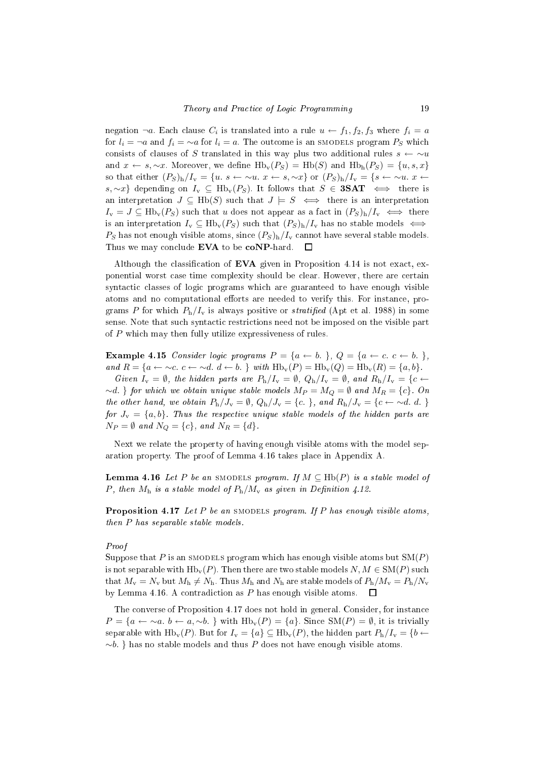negation $\neg a$. Each clause $C_i$ is translated into a rule $u \leftarrow f_1, f_2, f_3$ where $f_i = a$ for $l_i = \neg a$ and $f_i = \sim a$ for $l_i = a$. The outcome is an SMODELS program $P_S$ which consists of clauses of $S$ translated in this way plus two additional rules $s \leftarrow \sim u$ and $x \leftarrow s, \sim x$. Moreover, we define $\mathrm{Hb_v}(P_S) = \mathrm{Hb}(S)$ and $\mathrm{Hb_h}(P_S) = \{u, s, x\}$ so that either $(P_S)_\mathrm{h}/I_\mathrm{v} = \{u.\ s \leftarrow \sim u.\ x \leftarrow s, \sim x\}$ or $(P_S)_\mathrm{h}/I_\mathrm{v} = \{s \leftarrow \sim u.\ x \leftarrow s, \sim x\}$ depending on $I_\mathrm{v} \subseteq \mathrm{Hb_v}(P_S)$. It follows that $S \in \mathbf{3SAT} \iff$ there is an interpretation $J \subseteq \mathrm{Hb}(S)$ such that $J \models S \iff$ there is an interpretation $I_\mathrm{v} = J \subseteq \mathrm{Hb_v}(P_S)$ such that $u$ does not appear as a fact in $(P_S)_\mathrm{h}/I_\mathrm{v} \iff$ there is an interpretation $I_\mathrm{v} \subseteq \mathrm{Hb_v}(P_S)$ such that $(P_S)_\mathrm{h}/I_\mathrm{v}$ has no stable models $\iff$ $P_S$ has not enough visible atoms, since $(P_S)_\mathrm{h}/I_\mathrm{v}$ cannot have several stable models. Thus we may conclude **EVA** to be **coNP**-hard. $\square$

Although the classification of **EVA** given in Proposition 4.14 is not exact, exponential worst case time complexity should be clear. However, there are certain syntactic classes of logic programs which are guaranteed to have enough visible atoms and no computational efforts are needed to verify this. For instance, programs $P$ for which $P_\mathrm{h}/I_\mathrm{v}$ is always positive or *stratified* (Apt et al. 1988) in some sense. Note that such syntactic restrictions need not be imposed on the visible part of $P$ which may then fully utilize expressiveness of rules.

**Example 4.15** *Consider logic programs* $P = \{a \leftarrow b.\ \}$, $Q = \{a \leftarrow c.\ c \leftarrow b.\ \}$, *and* $R = \{a \leftarrow \sim c.\ c \leftarrow \sim d.\ d \leftarrow b.\ \}$ *with* $\mathrm{Hb_v}(P) = \mathrm{Hb_v}(Q) = \mathrm{Hb_v}(R) = \{a, b\}$.

*Given* $I_\mathrm{v} = \emptyset$, *the hidden parts are* $P_\mathrm{h}/I_\mathrm{v} = \emptyset$, $Q_\mathrm{h}/I_\mathrm{v} = \emptyset$, *and* $R_\mathrm{h}/I_\mathrm{v} = \{c \leftarrow \sim d.\ \}$ *for which we obtain unique stable models* $M_P = M_Q = \emptyset$ *and* $M_R = \{c\}$. *On the other hand, we obtain* $P_\mathrm{h}/J_\mathrm{v} = \emptyset$, $Q_\mathrm{h}/J_\mathrm{v} = \{c.\ \}$, *and* $R_\mathrm{h}/J_\mathrm{v} = \{c \leftarrow \sim d.\ d.\ \}$ *for* $J_\mathrm{v} = \{a, b\}$. *Thus the respective unique stable models of the hidden parts are* $N_P = \emptyset$ *and* $N_Q = \{c\}$, *and* $N_R = \{d\}$.

Next we relate the property of having enough visible atoms with the model separation property. The proof of Lemma 4.16 takes place in Appendix A.

**Lemma 4.16** *Let* $P$ *be an* SMODELS *program. If* $M \subseteq \mathrm{Hb}(P)$ *is a stable model of* $P$, *then* $M_\mathrm{h}$ *is a stable model of* $P_\mathrm{h}/M_\mathrm{v}$ *as given in Definition 4.12.*

**Proposition 4.17** *Let* $P$ *be an* SMODELS *program. If* $P$ *has enough visible atoms, then* $P$ *has separable stable models.*

*Proof*

Suppose that $P$ is an SMODELS program which has enough visible atoms but $\mathrm{SM}(P)$ is not separable with $\mathrm{Hb_v}(P)$. Then there are two stable models $N, M \in \mathrm{SM}(P)$ such that $M_\mathrm{v} = N_\mathrm{v}$ but $M_\mathrm{h} \neq N_\mathrm{h}$. Thus $M_\mathrm{h}$ and $N_\mathrm{h}$ are stable models of $P_\mathrm{h}/M_\mathrm{v} = P_\mathrm{h}/N_\mathrm{v}$ by Lemma 4.16. A contradiction as $P$ has enough visible atoms. $\square$

The converse of Proposition 4.17 does not hold in general. Consider, for instance $P = \{a \leftarrow \sim a.\ b \leftarrow a, \sim b.\ \}$ with $\mathrm{Hb_v}(P) = \{a\}$. Since $\mathrm{SM}(P) = \emptyset$, it is trivially separable with $\mathrm{Hb_v}(P)$. But for $I_\mathrm{v} = \{a\} \subseteq \mathrm{Hb_v}(P)$, the hidden part $P_\mathrm{h}/I_\mathrm{v} = \{b \leftarrow \sim b.\ \}$ has no stable models and thus $P$ does not have enough visible atoms.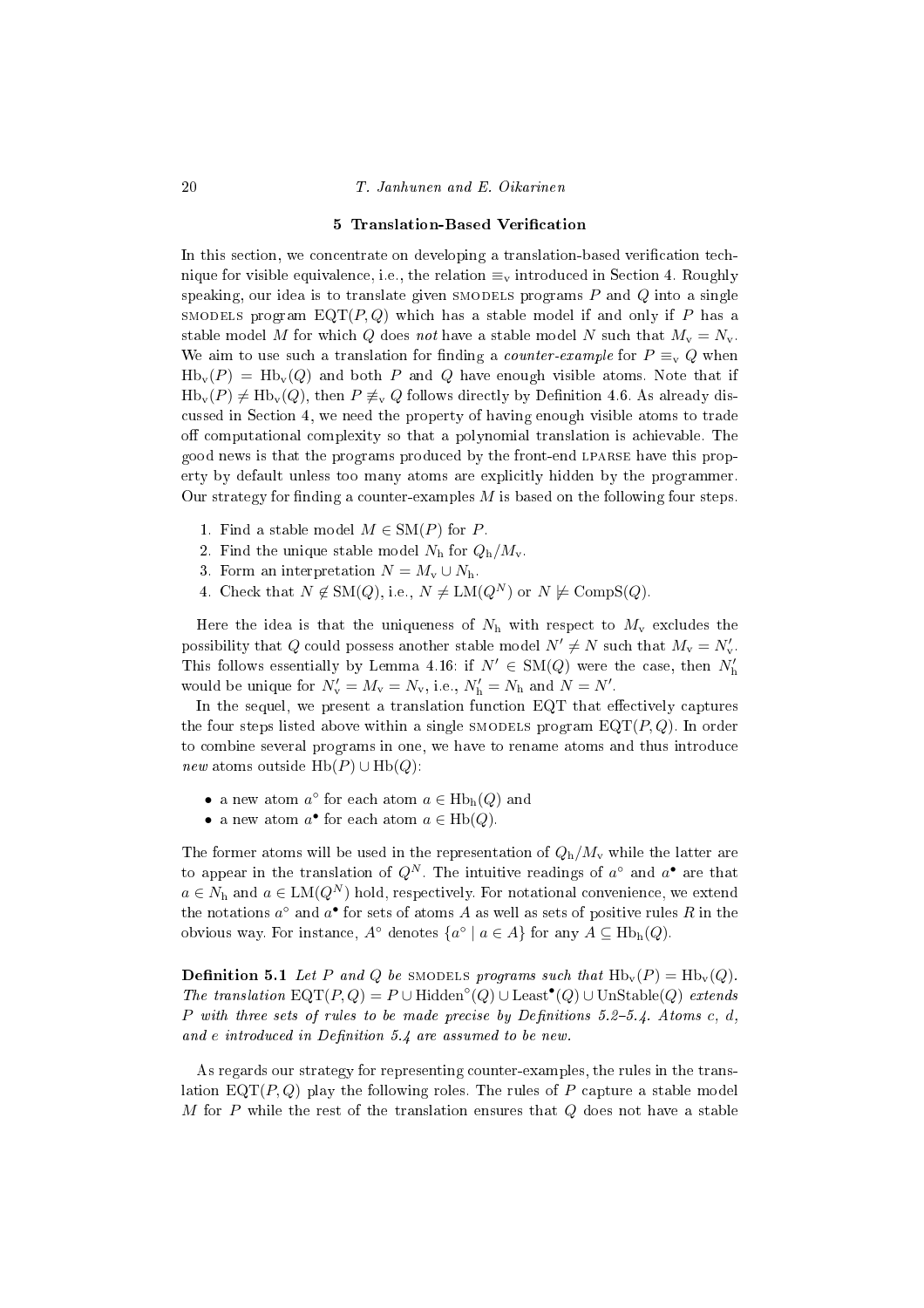## 5 Translation-Based Verification

In this section, we concentrate on developing a translation-based verification technique for visible equivalence, i.e., the relation $\equiv_{\mathrm{v}}$ introduced in Section 4. Roughly speaking, our idea is to translate given SMODELS programs $P$ and $Q$ into a single SMODELS program $\mathrm{EQT}(P, Q)$ which has a stable model if and only if $P$ has a stable model $M$ for which $Q$ does *not* have a stable model $N$ such that $M_{\mathrm{v}} = N_{\mathrm{v}}$. We aim to use such a translation for finding a *counter-example* for $P \equiv_{\mathrm{v}} Q$ when $\mathrm{Hb}_{\mathrm{v}}(P) = \mathrm{Hb}_{\mathrm{v}}(Q)$ and both $P$ and $Q$ have enough visible atoms. Note that if $\mathrm{Hb}_{\mathrm{v}}(P) \neq \mathrm{Hb}_{\mathrm{v}}(Q)$, then $P \not\equiv_{\mathrm{v}} Q$ follows directly by Definition 4.6. As already discussed in Section 4, we need the property of having enough visible atoms to trade off computational complexity so that a polynomial translation is achievable. The good news is that the programs produced by the front-end LPARSE have this property by default unless too many atoms are explicitly hidden by the programmer. Our strategy for finding a counter-examples $M$ is based on the following four steps.

1. Find a stable model $M \in \mathrm{SM}(P)$ for $P$.
2. Find the unique stable model $N_{\mathrm{h}}$ for $Q_{\mathrm{h}}/M_{\mathrm{v}}$.
3. Form an interpretation $N = M_{\mathrm{v}} \cup N_{\mathrm{h}}$.
4. Check that $N \notin \mathrm{SM}(Q)$, i.e., $N \neq \mathrm{LM}(Q^N)$ or $N \not\models \mathrm{CompS}(Q)$.

Here the idea is that the uniqueness of $N_{\mathrm{h}}$ with respect to $M_{\mathrm{v}}$ excludes the possibility that $Q$ could possess another stable model $N' \neq N$ such that $M_{\mathrm{v}} = N'_{\mathrm{v}}$. This follows essentially by Lemma 4.16: if $N' \in \mathrm{SM}(Q)$ were the case, then $N'_{\mathrm{h}}$ would be unique for $N'_{\mathrm{v}} = M_{\mathrm{v}} = N_{\mathrm{v}}$, i.e., $N'_{\mathrm{h}} = N_{\mathrm{h}}$ and $N = N'$.

In the sequel, we present a translation function EQT that effectively captures the four steps listed above within a single SMODELS program $\mathrm{EQT}(P, Q)$. In order to combine several programs in one, we have to rename atoms and thus introduce *new* atoms outside $\mathrm{Hb}(P) \cup \mathrm{Hb}(Q)$:

- a new atom $a^{\circ}$ for each atom $a \in \mathrm{Hb}_{\mathrm{h}}(Q)$ and
- a new atom $a^{\bullet}$ for each atom $a \in \mathrm{Hb}(Q)$.

The former atoms will be used in the representation of $Q_{\mathrm{h}}/M_{\mathrm{v}}$ while the latter are to appear in the translation of $Q^N$. The intuitive readings of $a^{\circ}$ and $a^{\bullet}$ are that $a \in N_{\mathrm{h}}$ and $a \in \mathrm{LM}(Q^N)$ hold, respectively. For notational convenience, we extend the notations $a^{\circ}$ and $a^{\bullet}$ for sets of atoms $A$ as well as sets of positive rules $R$ in the obvious way. For instance, $A^{\circ}$ denotes $\{a^{\circ} \mid a \in A\}$ for any $A \subseteq \mathrm{Hb}_{\mathrm{h}}(Q)$.

**Definition 5.1** *Let $P$ and $Q$ be* SMODELS *programs such that $\mathrm{Hb}_{\mathrm{v}}(P) = \mathrm{Hb}_{\mathrm{v}}(Q)$. The translation $\mathrm{EQT}(P, Q) = P \cup \mathrm{Hidden}^{\circ}(Q) \cup \mathrm{Least}^{\bullet}(Q) \cup \mathrm{UnStable}(Q)$ extends $P$ with three sets of rules to be made precise by Definitions 5.2–5.4. Atoms $c$, $d$, and $e$ introduced in Definition 5.4 are assumed to be new.*

As regards our strategy for representing counter-examples, the rules in the translation $\mathrm{EQT}(P, Q)$ play the following roles. The rules of $P$ capture a stable model $M$ for $P$ while the rest of the translation ensures that $Q$ does not have a stable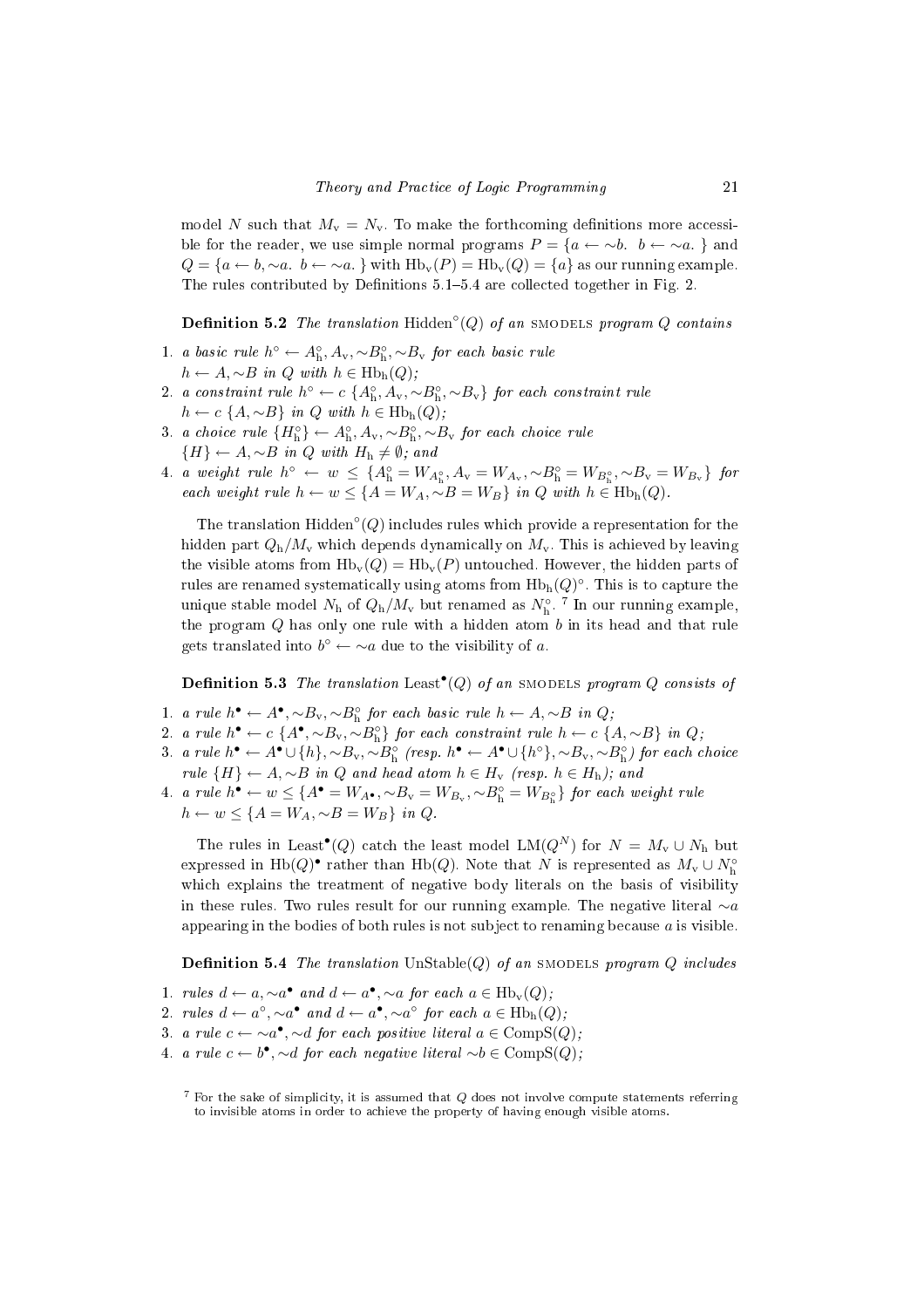model $N$ such that $M_\mathrm{v} = N_\mathrm{v}$. To make the forthcoming definitions more accessible for the reader, we use simple normal programs $P = \{a \leftarrow {\sim}b.\ \ b \leftarrow {\sim}a.\ \}$ and $Q = \{a \leftarrow b, {\sim}a.\ \ b \leftarrow {\sim}a.\ \}$ with $\mathrm{Hb_v}(P) = \mathrm{Hb_v}(Q) = \{a\}$ as our running example. The rules contributed by Definitions 5.1–5.4 are collected together in Fig. 2.

**Definition 5.2** *The translation* $\mathrm{Hidden}^\circ(Q)$ *of an* SMODELS *program* $Q$ *contains*

1. *a basic rule* $h^\circ \leftarrow A_\mathrm{h}^\circ, A_\mathrm{v}, {\sim}B_\mathrm{h}^\circ, {\sim}B_\mathrm{v}$ *for each basic rule* $h \leftarrow A, {\sim}B$ *in* $Q$ *with* $h \in \mathrm{Hb_h}(Q)$*;*
2. *a constraint rule* $h^\circ \leftarrow c\ \{A_\mathrm{h}^\circ, A_\mathrm{v}, {\sim}B_\mathrm{h}^\circ, {\sim}B_\mathrm{v}\}$ *for each constraint rule* $h \leftarrow c\ \{A, {\sim}B\}$ *in* $Q$ *with* $h \in \mathrm{Hb_h}(Q)$*;*
3. *a choice rule* $\{H_\mathrm{h}^\circ\} \leftarrow A_\mathrm{h}^\circ, A_\mathrm{v}, {\sim}B_\mathrm{h}^\circ, {\sim}B_\mathrm{v}$ *for each choice rule* $\{H\} \leftarrow A, {\sim}B$ *in* $Q$ *with* $H_\mathrm{h} \neq \emptyset$*; and*
4. *a weight rule* $h^\circ \leftarrow w \leq \{A_\mathrm{h}^\circ = W_{A_\mathrm{h}^\circ}, A_\mathrm{v} = W_{A_\mathrm{v}}, {\sim}B_\mathrm{h}^\circ = W_{B_\mathrm{h}^\circ}, {\sim}B_\mathrm{v} = W_{B_\mathrm{v}}\}$ *for each weight rule* $h \leftarrow w \leq \{A = W_A, {\sim}B = W_B\}$ *in* $Q$ *with* $h \in \mathrm{Hb_h}(Q)$*.*

The translation $\mathrm{Hidden}^\circ(Q)$ includes rules which provide a representation for the hidden part $Q_\mathrm{h}/M_\mathrm{v}$ which depends dynamically on $M_\mathrm{v}$. This is achieved by leaving the visible atoms from $\mathrm{Hb_v}(Q) = \mathrm{Hb_v}(P)$ untouched. However, the hidden parts of rules are renamed systematically using atoms from $\mathrm{Hb_h}(Q)^\circ$. This is to capture the unique stable model $N_\mathrm{h}$ of $Q_\mathrm{h}/M_\mathrm{v}$ but renamed as $N_\mathrm{h}^\circ$. [7] In our running example, the program $Q$ has only one rule with a hidden atom $b$ in its head and that rule gets translated into $b^\circ \leftarrow {\sim}a$ due to the visibility of $a$.

**Definition 5.3** *The translation* $\mathrm{Least}^\bullet(Q)$ *of an* SMODELS *program* $Q$ *consists of*

1. *a rule* $h^\bullet \leftarrow A^\bullet, {\sim}B_\mathrm{v}, {\sim}B_\mathrm{h}^\circ$ *for each basic rule* $h \leftarrow A, {\sim}B$ *in* $Q$*;*
2. *a rule* $h^\bullet \leftarrow c\ \{A^\bullet, {\sim}B_\mathrm{v}, {\sim}B_\mathrm{h}^\circ\}$ *for each constraint rule* $h \leftarrow c\ \{A, {\sim}B\}$ *in* $Q$*;*
3. *a rule* $h^\bullet \leftarrow A^\bullet \cup \{h\}, {\sim}B_\mathrm{v}, {\sim}B_\mathrm{h}^\circ$ *(resp.* $h^\bullet \leftarrow A^\bullet \cup \{h^\circ\}, {\sim}B_\mathrm{v}, {\sim}B_\mathrm{h}^\circ$*) for each choice rule* $\{H\} \leftarrow A, {\sim}B$ *in* $Q$ *and head atom* $h \in H_\mathrm{v}$ *(resp.* $h \in H_\mathrm{h}$*); and*
4. *a rule* $h^\bullet \leftarrow w \leq \{A^\bullet = W_{A^\bullet}, {\sim}B_\mathrm{v} = W_{B_\mathrm{v}}, {\sim}B_\mathrm{h}^\circ = W_{B_\mathrm{h}^\circ}\}$ *for each weight rule* $h \leftarrow w \leq \{A = W_A, {\sim}B = W_B\}$ *in* $Q$*.*

The rules in $\mathrm{Least}^\bullet(Q)$ catch the least model $\mathrm{LM}(Q^N)$ for $N = M_\mathrm{v} \cup N_\mathrm{h}$ but expressed in $\mathrm{Hb}(Q)^\bullet$ rather than $\mathrm{Hb}(Q)$. Note that $N$ is represented as $M_\mathrm{v} \cup N_\mathrm{h}^\circ$ which explains the treatment of negative body literals on the basis of visibility in these rules. Two rules result for our running example. The negative literal ${\sim}a$ appearing in the bodies of both rules is not subject to renaming because $a$ is visible.

**Definition 5.4** *The translation* $\mathrm{UnStable}(Q)$ *of an* SMODELS *program* $Q$ *includes*

1. *rules* $d \leftarrow a, {\sim}a^\bullet$ *and* $d \leftarrow a^\bullet, {\sim}a$ *for each* $a \in \mathrm{Hb_v}(Q)$*;*
2. *rules* $d \leftarrow a^\circ, {\sim}a^\bullet$ *and* $d \leftarrow a^\bullet, {\sim}a^\circ$ *for each* $a \in \mathrm{Hb_h}(Q)$*;*
3. *a rule* $c \leftarrow {\sim}a^\bullet, {\sim}d$ *for each positive literal* $a \in \mathrm{CompS}(Q)$*;*
4. *a rule* $c \leftarrow b^\bullet, {\sim}d$ *for each negative literal* ${\sim}b \in \mathrm{CompS}(Q)$*;*

[7] For the sake of simplicity, it is assumed that $Q$ does not involve compute statements referring to invisible atoms in order to achieve the property of having enough visible atoms.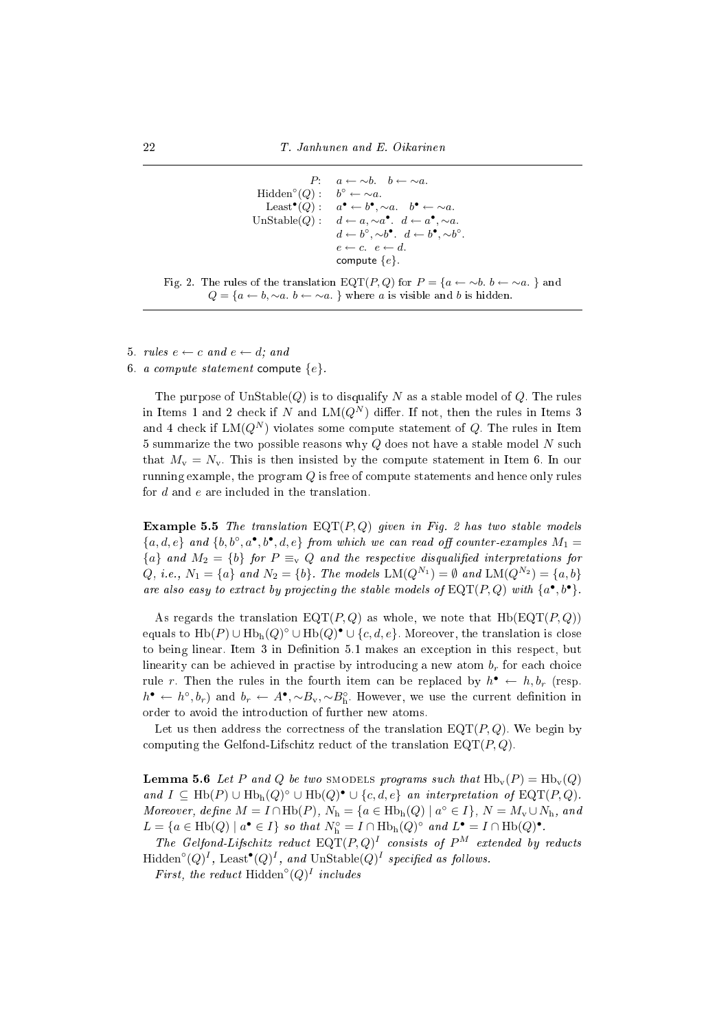$$
\begin{array}{rl}
P\!: & a \leftarrow \sim b. \quad b \leftarrow \sim a. \\
\mathrm{Hidden}^{\circ}(Q): & b^{\circ} \leftarrow \sim a. \\
\mathrm{Least}^{\bullet}(Q): & a^{\bullet} \leftarrow b^{\bullet}, \sim a. \quad b^{\bullet} \leftarrow \sim a. \\
\mathrm{UnStable}(Q): & d \leftarrow a, \sim a^{\bullet}. \quad d \leftarrow a^{\bullet}, \sim a. \\
 & d \leftarrow b^{\circ}, \sim b^{\bullet}. \quad d \leftarrow b^{\bullet}, \sim b^{\circ}. \\
 & e \leftarrow c. \quad e \leftarrow d. \\
 & \mathsf{compute}\ \{e\}.
\end{array}
$$

Fig. 2. The rules of the translation $\mathrm{EQT}(P,Q)$ for $P = \{a \leftarrow \sim b.\ b \leftarrow \sim a.\ \}$ and $Q = \{a \leftarrow b, \sim a.\ b \leftarrow \sim a.\ \}$ where $a$ is visible and $b$ is hidden.

5. *rules $e \leftarrow c$ and $e \leftarrow d$; and*
6. *a compute statement* compute $\{e\}$.

The purpose of $\mathrm{UnStable}(Q)$ is to disqualify $N$ as a stable model of $Q$. The rules in Items 1 and 2 check if $N$ and $\mathrm{LM}(Q^N)$ differ. If not, then the rules in Items 3 and 4 check if $\mathrm{LM}(Q^N)$ violates some compute statement of $Q$. The rules in Item 5 summarize the two possible reasons why $Q$ does not have a stable model $N$ such that $M_{\mathrm{v}} = N_{\mathrm{v}}$. This is then insisted by the compute statement in Item 6. In our running example, the program $Q$ is free of compute statements and hence only rules for $d$ and $e$ are included in the translation.

**Example 5.5** *The translation $\mathrm{EQT}(P,Q)$ given in Fig. 2 has two stable models $\{a,d,e\}$ and $\{b,b^{\circ},a^{\bullet},b^{\bullet},d,e\}$ from which we can read off counter-examples $M_1 = \{a\}$ and $M_2 = \{b\}$ for $P \equiv_{\mathrm{v}} Q$ and the respective disqualified interpretations for $Q$, i.e., $N_1 = \{a\}$ and $N_2 = \{b\}$. The models $\mathrm{LM}(Q^{N_1}) = \emptyset$ and $\mathrm{LM}(Q^{N_2}) = \{a,b\}$ are also easy to extract by projecting the stable models of $\mathrm{EQT}(P,Q)$ with $\{a^{\bullet},b^{\bullet}\}$.*

As regards the translation $\mathrm{EQT}(P,Q)$ as whole, we note that $\mathrm{Hb}(\mathrm{EQT}(P,Q))$ equals to $\mathrm{Hb}(P) \cup \mathrm{Hb}_{\mathrm{h}}(Q)^{\circ} \cup \mathrm{Hb}(Q)^{\bullet} \cup \{c,d,e\}$. Moreover, the translation is close to being linear. Item 3 in Definition 5.1 makes an exception in this respect, but linearity can be achieved in practise by introducing a new atom $b_r$ for each choice rule $r$. Then the rules in the fourth item can be replaced by $h^{\bullet} \leftarrow h, b_r$ (resp. $h^{\bullet} \leftarrow h^{\circ}, b_r$) and $b_r \leftarrow A^{\bullet}, \sim B_{\mathrm{v}}, \sim B_{\mathrm{h}}^{\circ}$. However, we use the current definition in order to avoid the introduction of further new atoms.

Let us then address the correctness of the translation $\mathrm{EQT}(P,Q)$. We begin by computing the Gelfond-Lifschitz reduct of the translation $\mathrm{EQT}(P,Q)$.

**Lemma 5.6** *Let $P$ and $Q$ be two* SMODELS *programs such that $\mathrm{Hb}_{\mathrm{v}}(P) = \mathrm{Hb}_{\mathrm{v}}(Q)$ and $I \subseteq \mathrm{Hb}(P) \cup \mathrm{Hb}_{\mathrm{h}}(Q)^{\circ} \cup \mathrm{Hb}(Q)^{\bullet} \cup \{c,d,e\}$ an interpretation of $\mathrm{EQT}(P,Q)$. Moreover, define $M = I \cap \mathrm{Hb}(P)$, $N_{\mathrm{h}} = \{a \in \mathrm{Hb}_{\mathrm{h}}(Q) \mid a^{\circ} \in I\}$, $N = M_{\mathrm{v}} \cup N_{\mathrm{h}}$, and $L = \{a \in \mathrm{Hb}(Q) \mid a^{\bullet} \in I\}$ so that $N_{\mathrm{h}}^{\circ} = I \cap \mathrm{Hb}_{\mathrm{h}}(Q)^{\circ}$ and $L^{\bullet} = I \cap \mathrm{Hb}(Q)^{\bullet}$.*

*The Gelfond-Lifschitz reduct $\mathrm{EQT}(P,Q)^I$ consists of $P^M$ extended by reducts $\mathrm{Hidden}^{\circ}(Q)^I$, $\mathrm{Least}^{\bullet}(Q)^I$, and $\mathrm{UnStable}(Q)^I$ specified as follows.*

*First, the reduct $\mathrm{Hidden}^{\circ}(Q)^I$ includes*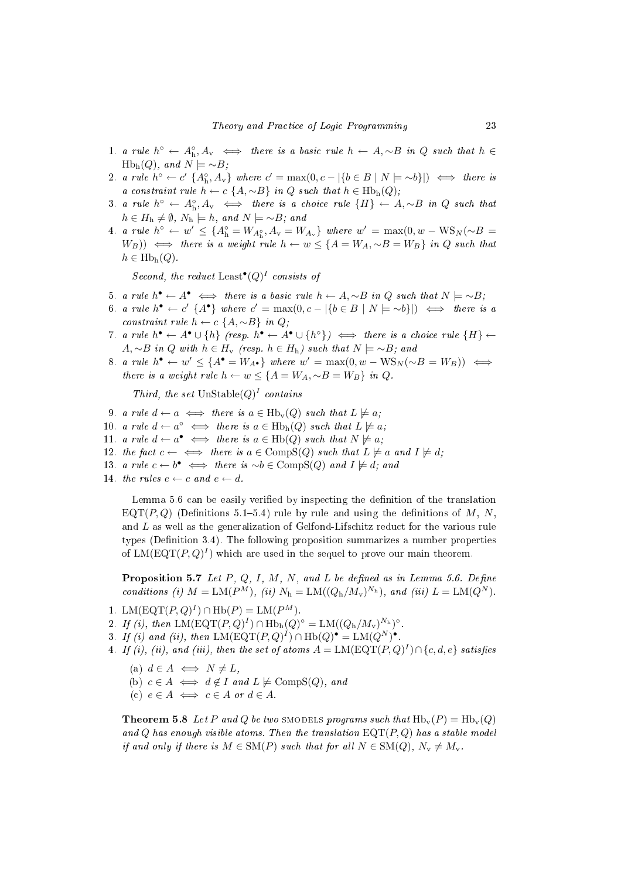1. *a rule* $h^\circ \leftarrow A_{\rm h}^\circ, A_{\rm v} \iff$ *there is a basic rule* $h \leftarrow A, {\sim}B$ *in* $Q$ *such that* $h \in \mathrm{Hb_h}(Q)$*, and* $N \models {\sim}B$*;*
2. *a rule* $h^\circ \leftarrow c'\ \{A_{\rm h}^\circ, A_{\rm v}\}$ *where* $c' = \max(0, c - |\{b \in B \mid N \models {\sim}b\}|) \iff$ *there is a constraint rule* $h \leftarrow c\ \{A, {\sim}B\}$ *in* $Q$ *such that* $h \in \mathrm{Hb_h}(Q)$*;*
3. *a rule* $h^\circ \leftarrow A_{\rm h}^\circ, A_{\rm v} \iff$ *there is a choice rule* $\{H\} \leftarrow A, {\sim}B$ *in* $Q$ *such that* $h \in H_{\rm h} \neq \emptyset$*,* $N_{\rm h} \models h$*, and* $N \models {\sim}B$*; and*
4. *a rule* $h^\circ \leftarrow w' \leq \{A_{\rm h}^\circ = W_{A_{\rm h}^\circ}, A_{\rm v} = W_{A_{\rm v}}\}$ *where* $w' = \max(0, w - \mathrm{WS}_N({\sim}B = W_B)) \iff$ *there is a weight rule* $h \leftarrow w \leq \{A = W_A, {\sim}B = W_B\}$ *in* $Q$ *such that* $h \in \mathrm{Hb_h}(Q)$*.*

*Second, the reduct* $\mathrm{Least}^\bullet(Q)^I$ *consists of*

5. *a rule* $h^\bullet \leftarrow A^\bullet \iff$ *there is a basic rule* $h \leftarrow A, {\sim}B$ *in* $Q$ *such that* $N \models {\sim}B$*;*
6. *a rule* $h^\bullet \leftarrow c'\ \{A^\bullet\}$ *where* $c' = \max(0, c - |\{b \in B \mid N \models {\sim}b\}|) \iff$ *there is a constraint rule* $h \leftarrow c\ \{A, {\sim}B\}$ *in* $Q$*;*
7. *a rule* $h^\bullet \leftarrow A^\bullet \cup \{h\}$ *(resp.* $h^\bullet \leftarrow A^\bullet \cup \{h^\circ\}$*)* $\iff$ *there is a choice rule* $\{H\} \leftarrow A, {\sim}B$ *in* $Q$ *with* $h \in H_{\rm v}$ *(resp.* $h \in H_{\rm h}$*) such that* $N \models {\sim}B$*; and*
8. *a rule* $h^\bullet \leftarrow w' \leq \{A^\bullet = W_{A^\bullet}\}$ *where* $w' = \max(0, w - \mathrm{WS}_N({\sim}B = W_B)) \iff$ *there is a weight rule* $h \leftarrow w \leq \{A = W_A, {\sim}B = W_B\}$ *in* $Q$*.*

*Third, the set* $\mathrm{UnStable}(Q)^I$ *contains*

9. *a rule* $d \leftarrow a \iff$ *there is* $a \in \mathrm{Hb_v}(Q)$ *such that* $L \not\models a$*;*
10. *a rule* $d \leftarrow a^\circ \iff$ *there is* $a \in \mathrm{Hb_h}(Q)$ *such that* $L \not\models a$*;*
11. *a rule* $d \leftarrow a^\bullet \iff$ *there is* $a \in \mathrm{Hb}(Q)$ *such that* $N \not\models a$*;*
12. *the fact* $c \leftarrow\ \iff$ *there is* $a \in \mathrm{CompS}(Q)$ *such that* $L \not\models a$ *and* $I \not\models d$*;*
13. *a rule* $c \leftarrow b^\bullet \iff$ *there is* ${\sim}b \in \mathrm{CompS}(Q)$ *and* $I \not\models d$*; and*
14. *the rules* $e \leftarrow c$ *and* $e \leftarrow d$*.*

Lemma 5.6 can be easily verified by inspecting the definition of the translation $\mathrm{EQT}(P, Q)$ (Definitions 5.1–5.4) rule by rule and using the definitions of $M$, $N$, and $L$ as well as the generalization of Gelfond-Lifschitz reduct for the various rule types (Definition 3.4). The following proposition summarizes a number properties of $\mathrm{LM}(\mathrm{EQT}(P, Q)^I)$ which are used in the sequel to prove our main theorem.

**Proposition 5.7** *Let* $P$*,* $Q$*,* $I$*,* $M$*,* $N$*, and* $L$ *be defined as in Lemma 5.6. Define conditions (i)* $M = \mathrm{LM}(P^M)$*, (ii)* $N_{\rm h} = \mathrm{LM}((Q_{\rm h}/M_{\rm v})^{N_{\rm h}})$*, and (iii)* $L = \mathrm{LM}(Q^N)$*.*

1. $\mathrm{LM}(\mathrm{EQT}(P, Q)^I) \cap \mathrm{Hb}(P) = \mathrm{LM}(P^M)$*.*
2. *If (i), then* $\mathrm{LM}(\mathrm{EQT}(P, Q)^I) \cap \mathrm{Hb_h}(Q)^\circ = \mathrm{LM}((Q_{\rm h}/M_{\rm v})^{N_{\rm h}})^\circ$*.*
3. *If (i) and (ii), then* $\mathrm{LM}(\mathrm{EQT}(P, Q)^I) \cap \mathrm{Hb}(Q)^\bullet = \mathrm{LM}(Q^N)^\bullet$*.*
4. *If (i), (ii), and (iii), then the set of atoms* $A = \mathrm{LM}(\mathrm{EQT}(P, Q)^I) \cap \{c, d, e\}$ *satisfies*
   (a) $d \in A \iff N \neq L$*,*
   (b) $c \in A \iff d \notin I$ *and* $L \not\models \mathrm{CompS}(Q)$*, and*
   (c) $e \in A \iff c \in A$ *or* $d \in A$*.*

**Theorem 5.8** *Let* $P$ *and* $Q$ *be two* SMODELS *programs such that* $\mathrm{Hb_v}(P) = \mathrm{Hb_v}(Q)$ *and* $Q$ *has enough visible atoms. Then the translation* $\mathrm{EQT}(P, Q)$ *has a stable model if and only if there is* $M \in \mathrm{SM}(P)$ *such that for all* $N \in \mathrm{SM}(Q)$*,* $N_{\rm v} \neq M_{\rm v}$*.*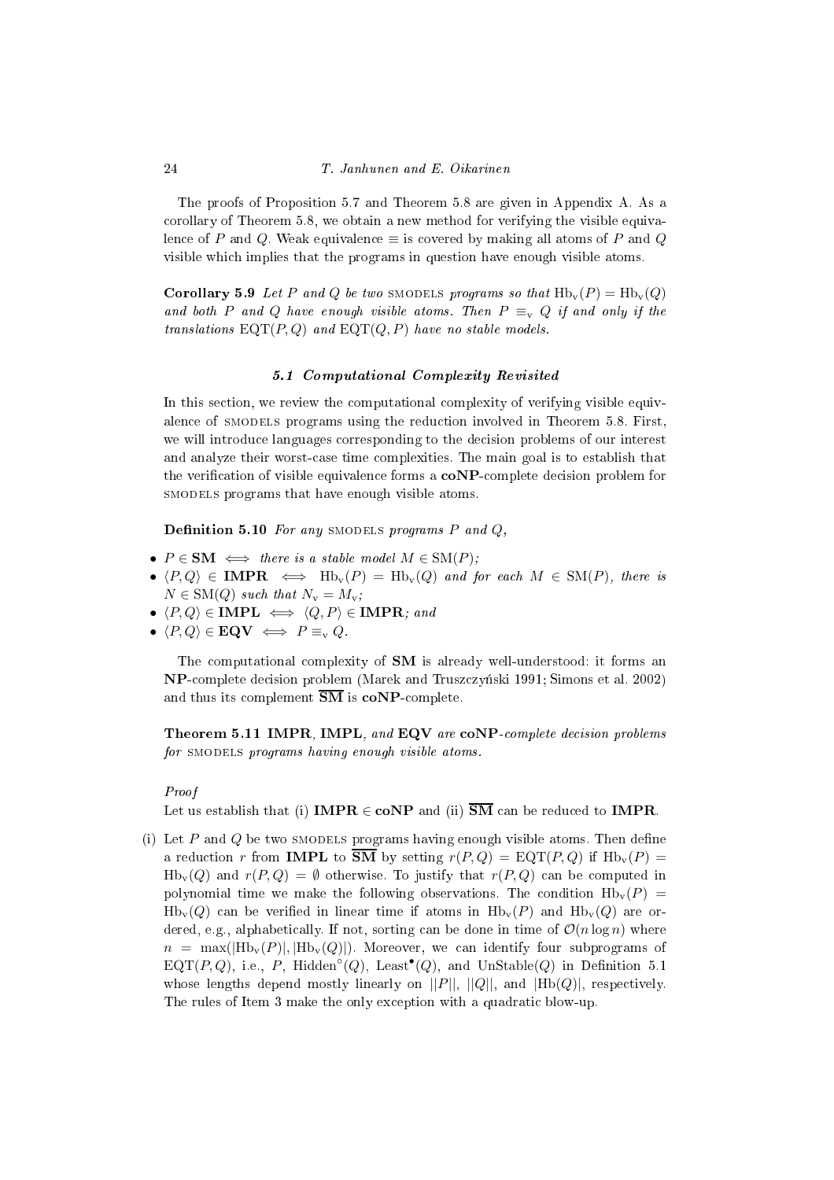The proofs of Proposition 5.7 and Theorem 5.8 are given in Appendix A. As a corollary of Theorem 5.8, we obtain a new method for verifying the visible equivalence of $P$ and $Q$. Weak equivalence $\equiv$ is covered by making all atoms of $P$ and $Q$ visible which implies that the programs in question have enough visible atoms.

**Corollary 5.9** *Let $P$ and $Q$ be two* SMODELS *programs so that $\mathrm{Hb_v}(P) = \mathrm{Hb_v}(Q)$ and both $P$ and $Q$ have enough visible atoms. Then $P \equiv_{\mathrm{v}} Q$ if and only if the translations $\mathrm{EQT}(P, Q)$ and $\mathrm{EQT}(Q, P)$ have no stable models.*

### 5.1 Computational Complexity Revisited

In this section, we review the computational complexity of verifying visible equivalence of SMODELS programs using the reduction involved in Theorem 5.8. First, we will introduce languages corresponding to the decision problems of our interest and analyze their worst-case time complexities. The main goal is to establish that the verification of visible equivalence forms a **coNP**-complete decision problem for SMODELS programs that have enough visible atoms.

**Definition 5.10** *For any* SMODELS *programs $P$ and $Q$,*

- $P \in \mathbf{SM} \iff$ *there is a stable model $M \in \mathrm{SM}(P)$;*
- $\langle P, Q\rangle \in \mathbf{IMPR} \iff \mathrm{Hb_v}(P) = \mathrm{Hb_v}(Q)$ *and for each $M \in \mathrm{SM}(P)$, there is $N \in \mathrm{SM}(Q)$ such that $N_{\mathrm{v}} = M_{\mathrm{v}}$;*
- $\langle P, Q\rangle \in \mathbf{IMPL} \iff \langle Q, P\rangle \in \mathbf{IMPR}$*; and*
- $\langle P, Q\rangle \in \mathbf{EQV} \iff P \equiv_{\mathrm{v}} Q$*.*

The computational complexity of **SM** is already well-understood: it forms an **NP**-complete decision problem (Marek and Truszczyński 1991; Simons et al. 2002) and thus its complement $\overline{\mathbf{SM}}$ is **coNP**-complete.

**Theorem 5.11** **IMPR**, **IMPL**, *and* **EQV** *are* **coNP***-complete decision problems for* SMODELS *programs having enough visible atoms.*

*Proof*

Let us establish that (i) $\mathbf{IMPR} \in \mathbf{coNP}$ and (ii) $\overline{\mathbf{SM}}$ can be reduced to **IMPR**.

(i) Let $P$ and $Q$ be two SMODELS programs having enough visible atoms. Then define a reduction $r$ from **IMPL** to $\overline{\mathbf{SM}}$ by setting $r(P, Q) = \mathrm{EQT}(P, Q)$ if $\mathrm{Hb_v}(P) = \mathrm{Hb_v}(Q)$ and $r(P, Q) = \emptyset$ otherwise. To justify that $r(P, Q)$ can be computed in polynomial time we make the following observations. The condition $\mathrm{Hb_v}(P) = \mathrm{Hb_v}(Q)$ can be verified in linear time if atoms in $\mathrm{Hb_v}(P)$ and $\mathrm{Hb_v}(Q)$ are ordered, e.g., alphabetically. If not, sorting can be done in time of $\mathcal{O}(n \log n)$ where $n = \max(|\mathrm{Hb_v}(P)|, |\mathrm{Hb_v}(Q)|)$. Moreover, we can identify four subprograms of $\mathrm{EQT}(P, Q)$, i.e., $P$, $\mathrm{Hidden}^{\circ}(Q)$, $\mathrm{Least}^{\bullet}(Q)$, and $\mathrm{UnStable}(Q)$ in Definition 5.1 whose lengths depend mostly linearly on $||P||$, $||Q||$, and $|\mathrm{Hb}(Q)|$, respectively. The rules of Item 3 make the only exception with a quadratic blow-up.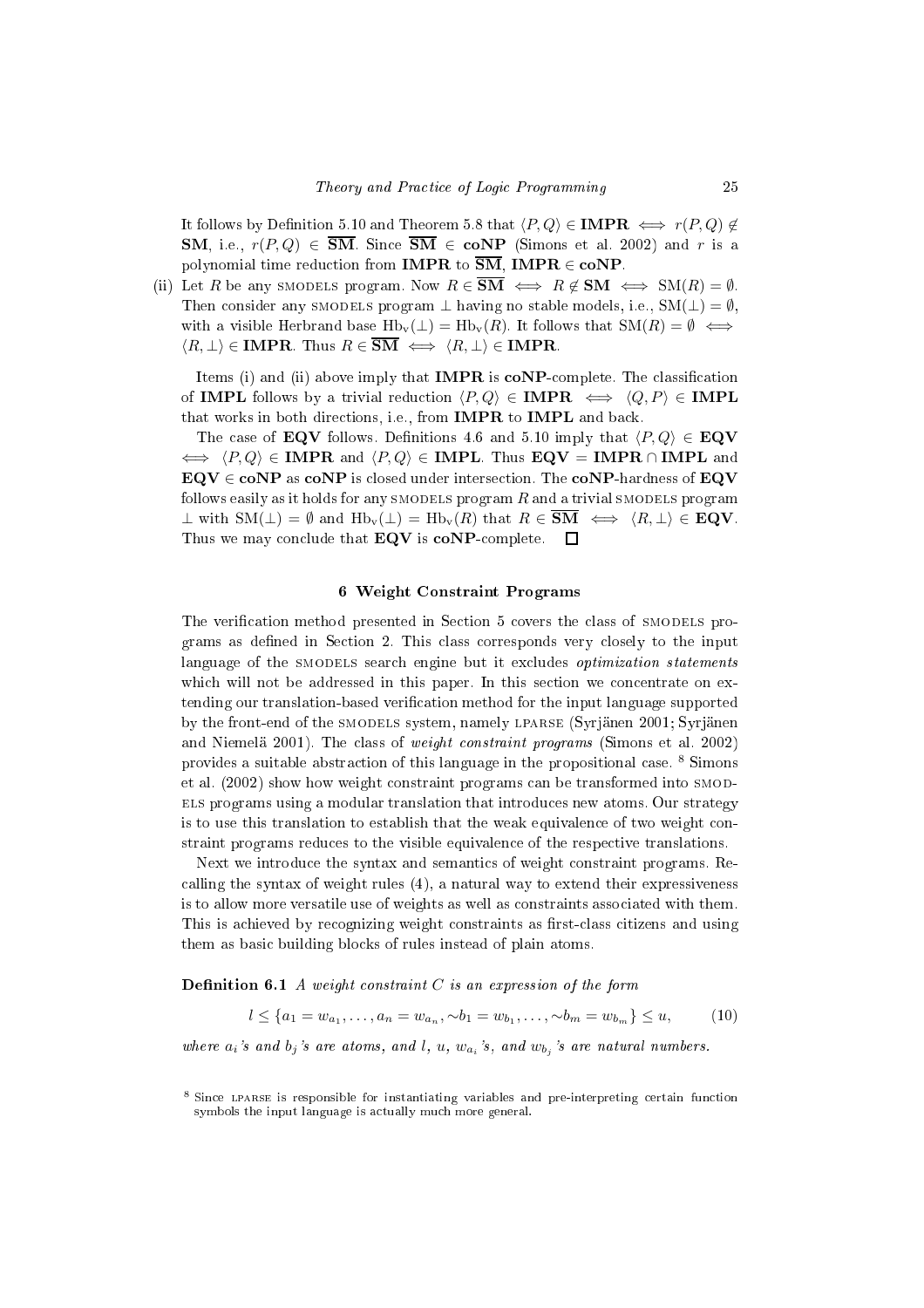It follows by Definition 5.10 and Theorem 5.8 that $\langle P, Q\rangle \in \mathbf{IMPR} \iff r(P,Q) \notin \mathbf{SM}$, i.e., $r(P,Q) \in \overline{\mathbf{SM}}$. Since $\overline{\mathbf{SM}} \in \mathbf{coNP}$ (Simons et al. 2002) and $r$ is a polynomial time reduction from **IMPR** to $\overline{\mathbf{SM}}$, $\mathbf{IMPR} \in \mathbf{coNP}$.

(ii) Let $R$ be any SMODELS program. Now $R \in \overline{\mathbf{SM}} \iff R \notin \mathbf{SM} \iff \mathrm{SM}(R) = \emptyset$. Then consider any SMODELS program $\bot$ having no stable models, i.e., $\mathrm{SM}(\bot) = \emptyset$, with a visible Herbrand base $\mathrm{Hb_v}(\bot) = \mathrm{Hb_v}(R)$. It follows that $\mathrm{SM}(R) = \emptyset \iff \langle R, \bot\rangle \in \mathbf{IMPR}$. Thus $R \in \overline{\mathbf{SM}} \iff \langle R, \bot\rangle \in \mathbf{IMPR}$.

Items (i) and (ii) above imply that **IMPR** is **coNP**-complete. The classification of **IMPL** follows by a trivial reduction $\langle P, Q\rangle \in \mathbf{IMPR} \iff \langle Q, P\rangle \in \mathbf{IMPL}$ that works in both directions, i.e., from **IMPR** to **IMPL** and back.

The case of **EQV** follows. Definitions 4.6 and 5.10 imply that $\langle P, Q\rangle \in \mathbf{EQV} \iff \langle P, Q\rangle \in \mathbf{IMPR}$ and $\langle P, Q\rangle \in \mathbf{IMPL}$. Thus $\mathbf{EQV} = \mathbf{IMPR} \cap \mathbf{IMPL}$ and $\mathbf{EQV} \in \mathbf{coNP}$ as **coNP** is closed under intersection. The **coNP**-hardness of **EQV** follows easily as it holds for any SMODELS program $R$ and a trivial SMODELS program $\bot$ with $\mathrm{SM}(\bot) = \emptyset$ and $\mathrm{Hb_v}(\bot) = \mathrm{Hb_v}(R)$ that $R \in \overline{\mathbf{SM}} \iff \langle R, \bot\rangle \in \mathbf{EQV}$. Thus we may conclude that **EQV** is **coNP**-complete. $\square$

## 6 Weight Constraint Programs

The verification method presented in Section 5 covers the class of SMODELS programs as defined in Section 2. This class corresponds very closely to the input language of the SMODELS search engine but it excludes *optimization statements* which will not be addressed in this paper. In this section we concentrate on extending our translation-based verification method for the input language supported by the front-end of the SMODELS system, namely LPARSE (Syrjänen 2001; Syrjänen and Niemelä 2001). The class of *weight constraint programs* (Simons et al. 2002) provides a suitable abstraction of this language in the propositional case. [8] Simons et al. (2002) show how weight constraint programs can be transformed into SMODELS programs using a modular translation that introduces new atoms. Our strategy is to use this translation to establish that the weak equivalence of two weight constraint programs reduces to the visible equivalence of the respective translations.

Next we introduce the syntax and semantics of weight constraint programs. Recalling the syntax of weight rules (4), a natural way to extend their expressiveness is to allow more versatile use of weights as well as constraints associated with them. This is achieved by recognizing weight constraints as first-class citizens and using them as basic building blocks of rules instead of plain atoms.

**Definition 6.1** *A weight constraint $C$ is an expression of the form*

$$l \leq \{a_1 = w_{a_1}, \ldots, a_n = w_{a_n}, \sim b_1 = w_{b_1}, \ldots, \sim b_m = w_{b_m}\} \leq u, \qquad (10)$$

*where $a_i$'s and $b_j$'s are atoms, and $l$, $u$, $w_{a_i}$'s, and $w_{b_j}$'s are natural numbers.*

[8] Since LPARSE is responsible for instantiating variables and pre-interpreting certain function symbols the input language is actually much more general.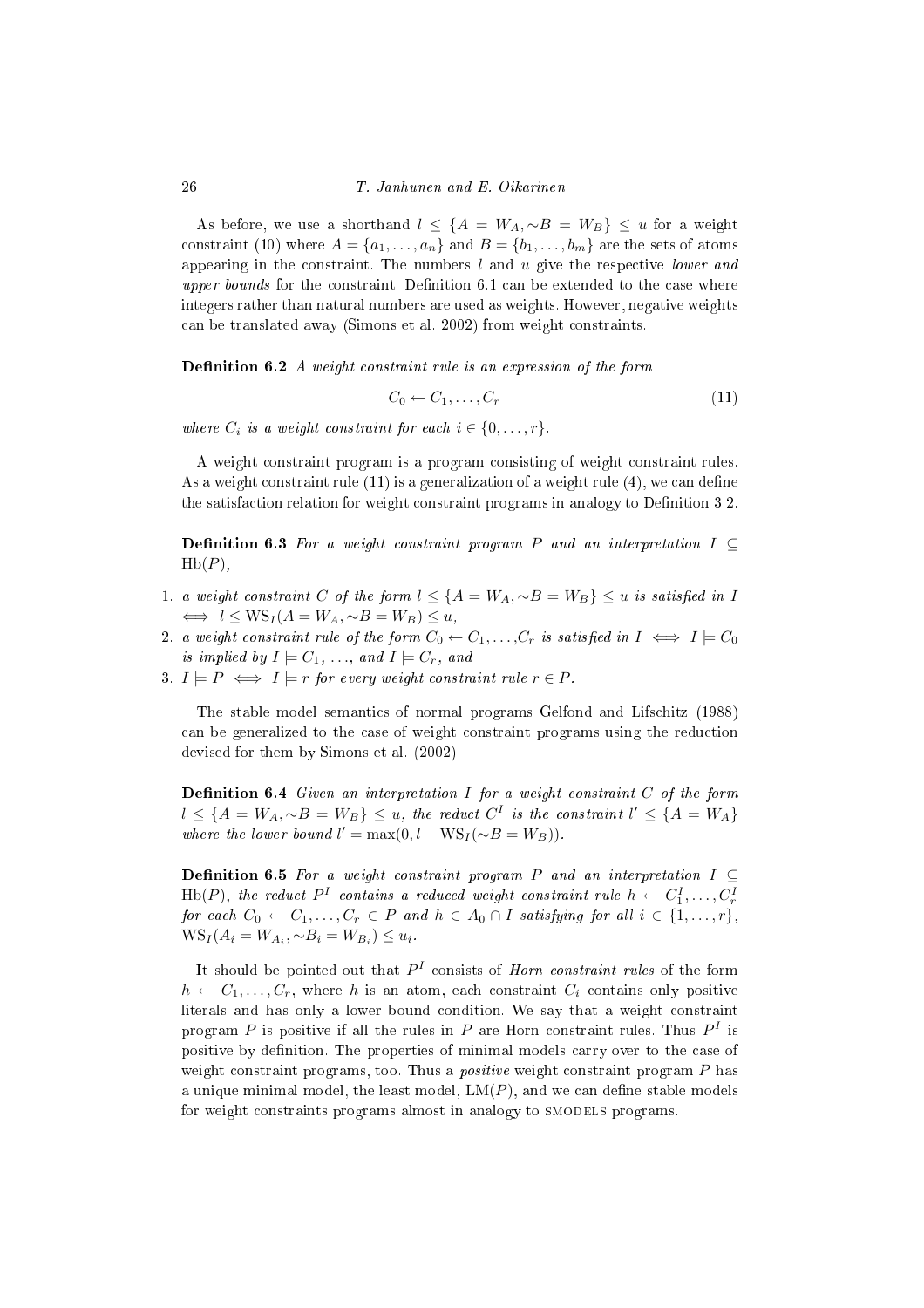As before, we use a shorthand $l \leq \{A = W_A, {\sim}B = W_B\} \leq u$ for a weight constraint (10) where $A = \{a_1, \ldots, a_n\}$ and $B = \{b_1, \ldots, b_m\}$ are the sets of atoms appearing in the constraint. The numbers $l$ and $u$ give the respective *lower and upper bounds* for the constraint. Definition 6.1 can be extended to the case where integers rather than natural numbers are used as weights. However, negative weights can be translated away (Simons et al. 2002) from weight constraints.

**Definition 6.2** *A weight constraint rule is an expression of the form*

$$C_0 \leftarrow C_1, \ldots, C_r \tag{11}$$

*where $C_i$ is a weight constraint for each $i \in \{0, \ldots, r\}$.*

A weight constraint program is a program consisting of weight constraint rules. As a weight constraint rule (11) is a generalization of a weight rule (4), we can define the satisfaction relation for weight constraint programs in analogy to Definition 3.2.

**Definition 6.3** *For a weight constraint program $P$ and an interpretation $I \subseteq \mathrm{Hb}(P)$,*

1. *a weight constraint $C$ of the form $l \leq \{A = W_A, {\sim}B = W_B\} \leq u$ is satisfied in $I$ $\iff$ $l \leq \mathrm{WS}_I(A = W_A, {\sim}B = W_B) \leq u$,*
2. *a weight constraint rule of the form $C_0 \leftarrow C_1, \ldots, C_r$ is satisfied in $I$ $\iff$ $I \models C_0$ is implied by $I \models C_1$, ..., and $I \models C_r$, and*
3. *$I \models P \iff I \models r$ for every weight constraint rule $r \in P$.*

The stable model semantics of normal programs Gelfond and Lifschitz (1988) can be generalized to the case of weight constraint programs using the reduction devised for them by Simons et al. (2002).

**Definition 6.4** *Given an interpretation $I$ for a weight constraint $C$ of the form $l \leq \{A = W_A, {\sim}B = W_B\} \leq u$, the reduct $C^I$ is the constraint $l' \leq \{A = W_A\}$ where the lower bound $l' = \max(0, l - \mathrm{WS}_I({\sim}B = W_B))$.*

**Definition 6.5** *For a weight constraint program $P$ and an interpretation $I \subseteq \mathrm{Hb}(P)$, the reduct $P^I$ contains a reduced weight constraint rule $h \leftarrow C_1^I, \ldots, C_r^I$ for each $C_0 \leftarrow C_1, \ldots, C_r \in P$ and $h \in A_0 \cap I$ satisfying for all $i \in \{1, \ldots, r\}$, $\mathrm{WS}_I(A_i = W_{A_i}, {\sim}B_i = W_{B_i}) \leq u_i$.*

It should be pointed out that $P^I$ consists of *Horn constraint rules* of the form $h \leftarrow C_1, \ldots, C_r$, where $h$ is an atom, each constraint $C_i$ contains only positive literals and has only a lower bound condition. We say that a weight constraint program $P$ is positive if all the rules in $P$ are Horn constraint rules. Thus $P^I$ is positive by definition. The properties of minimal models carry over to the case of weight constraint programs, too. Thus a *positive* weight constraint program $P$ has a unique minimal model, the least model, $\mathrm{LM}(P)$, and we can define stable models for weight constraints programs almost in analogy to SMODELS programs.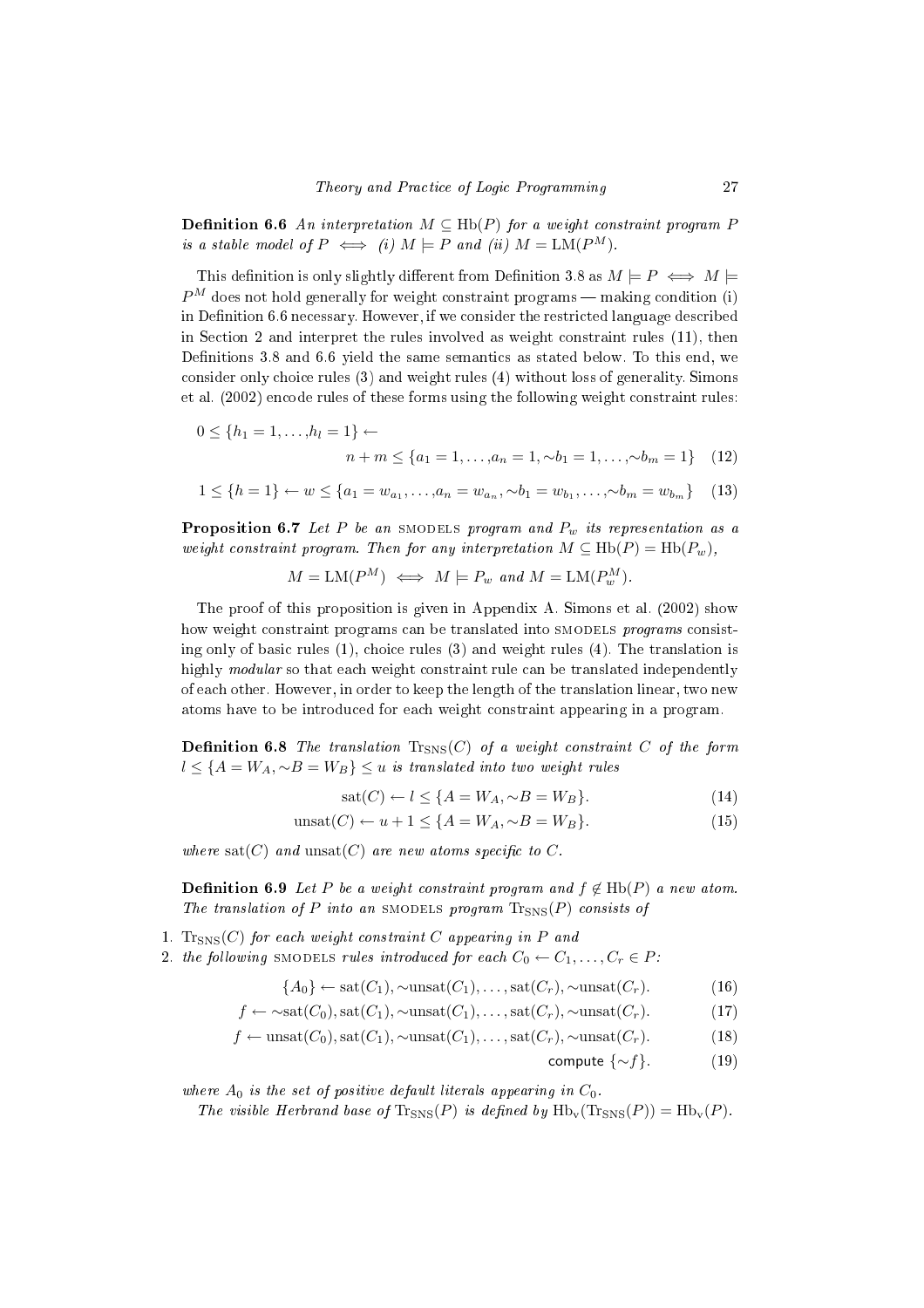**Definition 6.6** *An interpretation $M \subseteq \text{Hb}(P)$ for a weight constraint program $P$ is a stable model of $P \iff$ (i) $M \models P$ and (ii) $M = \text{LM}(P^M)$.*

This definition is only slightly different from Definition 3.8 as $M \models P \iff M \models P^M$ does not hold generally for weight constraint programs — making condition (i) in Definition 6.6 necessary. However, if we consider the restricted language described in Section 2 and interpret the rules involved as weight constraint rules (11), then Definitions 3.8 and 6.6 yield the same semantics as stated below. To this end, we consider only choice rules (3) and weight rules (4) without loss of generality. Simons et al. (2002) encode rules of these forms using the following weight constraint rules:

$$0 \leq \{h_1 = 1, \ldots, h_l = 1\} \leftarrow \\ n + m \leq \{a_1 = 1, \ldots, a_n = 1, \sim b_1 = 1, \ldots, \sim b_m = 1\} \quad (12)$$

$$1 \leq \{h = 1\} \leftarrow w \leq \{a_1 = w_{a_1}, \ldots, a_n = w_{a_n}, \sim b_1 = w_{b_1}, \ldots, \sim b_m = w_{b_m}\} \quad (13)$$

**Proposition 6.7** *Let $P$ be an* SMODELS *program and $P_w$ its representation as a weight constraint program. Then for any interpretation $M \subseteq \text{Hb}(P) = \text{Hb}(P_w)$,*

$$M = \text{LM}(P^M) \iff M \models P_w \text{ and } M = \text{LM}(P_w^M).$$

The proof of this proposition is given in Appendix A. Simons et al. (2002) show how weight constraint programs can be translated into SMODELS *programs* consisting only of basic rules (1), choice rules (3) and weight rules (4). The translation is highly *modular* so that each weight constraint rule can be translated independently of each other. However, in order to keep the length of the translation linear, two new atoms have to be introduced for each weight constraint appearing in a program.

**Definition 6.8** *The translation $\text{Tr}_{\text{SNS}}(C)$ of a weight constraint $C$ of the form $l \leq \{A = W_A, \sim B = W_B\} \leq u$ is translated into two weight rules*

$$\text{sat}(C) \leftarrow l \leq \{A = W_A, \sim B = W_B\}. \quad (14)$$

$$\text{unsat}(C) \leftarrow u + 1 \leq \{A = W_A, \sim B = W_B\}. \quad (15)$$

*where $\text{sat}(C)$ and $\text{unsat}(C)$ are new atoms specific to $C$.*

**Definition 6.9** *Let $P$ be a weight constraint program and $f \notin \text{Hb}(P)$ a new atom. The translation of $P$ into an* SMODELS *program $\text{Tr}_{\text{SNS}}(P)$ consists of*

1. *$\text{Tr}_{\text{SNS}}(C)$ for each weight constraint $C$ appearing in $P$ and*
2. *the following* SMODELS *rules introduced for each $C_0 \leftarrow C_1, \ldots, C_r \in P$:*

$$\{A_0\} \leftarrow \text{sat}(C_1), \sim\text{unsat}(C_1), \ldots, \text{sat}(C_r), \sim\text{unsat}(C_r). \quad (16)$$

$$f \leftarrow \sim\text{sat}(C_0), \text{sat}(C_1), \sim\text{unsat}(C_1), \ldots, \text{sat}(C_r), \sim\text{unsat}(C_r). \quad (17)$$

$$f \leftarrow \text{unsat}(C_0), \text{sat}(C_1), \sim\text{unsat}(C_1), \ldots, \text{sat}(C_r), \sim\text{unsat}(C_r). \quad (18)$$

$$\text{compute } \{\sim f\}. \quad (19)$$

*where $A_0$ is the set of positive default literals appearing in $C_0$.*

*The visible Herbrand base of $\text{Tr}_{\text{SNS}}(P)$ is defined by $\text{Hb}_\text{v}(\text{Tr}_{\text{SNS}}(P)) = \text{Hb}_\text{v}(P)$.*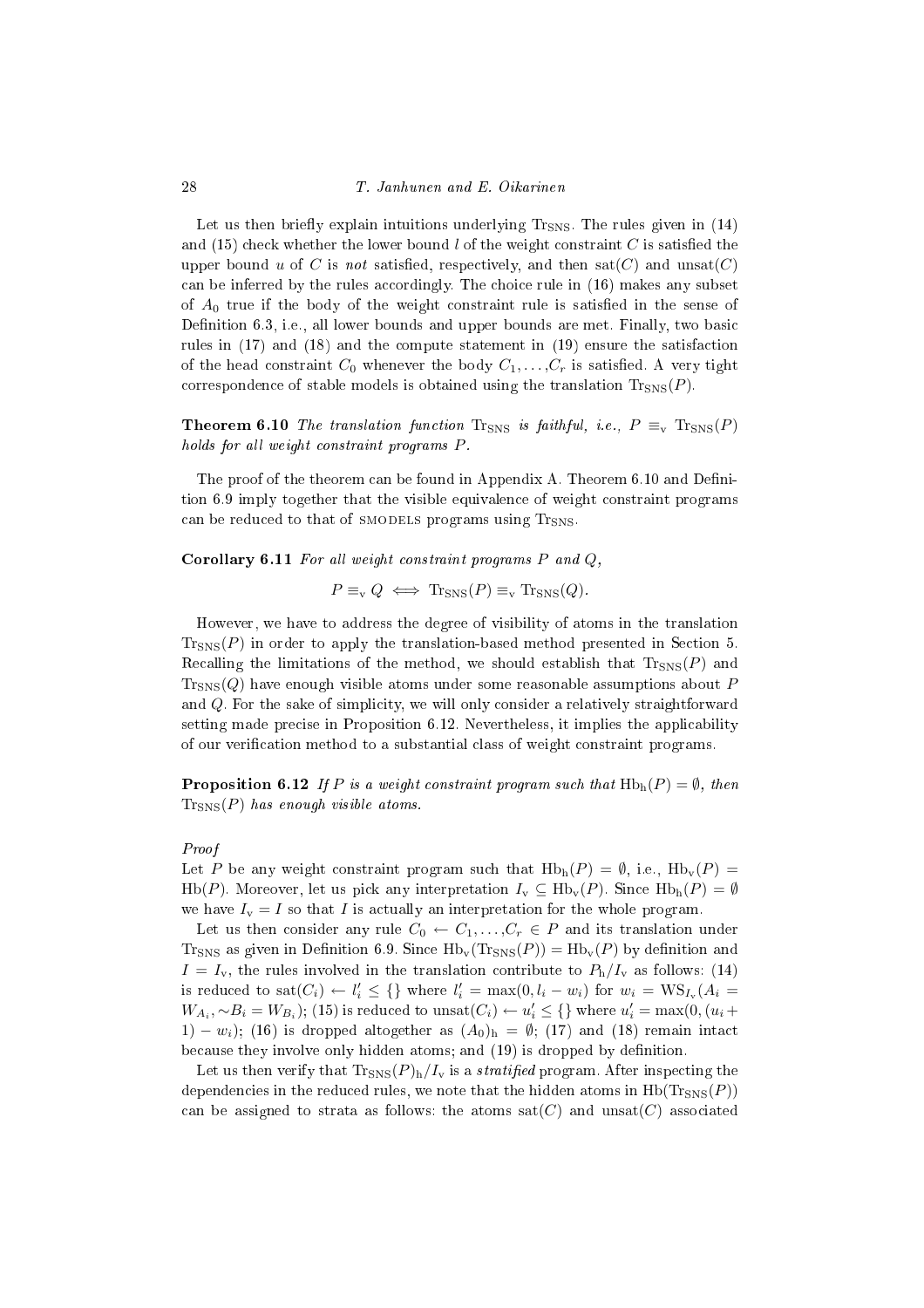Let us then briefly explain intuitions underlying $\mathrm{Tr}_{\mathrm{SNS}}$. The rules given in (14) and (15) check whether the lower bound $l$ of the weight constraint $C$ is satisfied the upper bound $u$ of $C$ is *not* satisfied, respectively, and then $\mathrm{sat}(C)$ and $\mathrm{unsat}(C)$ can be inferred by the rules accordingly. The choice rule in (16) makes any subset of $A_0$ true if the body of the weight constraint rule is satisfied in the sense of Definition 6.3, i.e., all lower bounds and upper bounds are met. Finally, two basic rules in (17) and (18) and the compute statement in (19) ensure the satisfaction of the head constraint $C_0$ whenever the body $C_1, \ldots, C_r$ is satisfied. A very tight correspondence of stable models is obtained using the translation $\mathrm{Tr}_{\mathrm{SNS}}(P)$.

**Theorem 6.10** *The translation function* $\mathrm{Tr}_{\mathrm{SNS}}$ *is faithful, i.e.,* $P \equiv_{\mathrm{v}} \mathrm{Tr}_{\mathrm{SNS}}(P)$ *holds for all weight constraint programs* $P$.

The proof of the theorem can be found in Appendix A. Theorem 6.10 and Definition 6.9 imply together that the visible equivalence of weight constraint programs can be reduced to that of SMODELS programs using $\mathrm{Tr}_{\mathrm{SNS}}$.

**Corollary 6.11** *For all weight constraint programs* $P$ *and* $Q$,

$$P \equiv_{\mathrm{v}} Q \iff \mathrm{Tr}_{\mathrm{SNS}}(P) \equiv_{\mathrm{v}} \mathrm{Tr}_{\mathrm{SNS}}(Q).$$

However, we have to address the degree of visibility of atoms in the translation $\mathrm{Tr}_{\mathrm{SNS}}(P)$ in order to apply the translation-based method presented in Section 5. Recalling the limitations of the method, we should establish that $\mathrm{Tr}_{\mathrm{SNS}}(P)$ and $\mathrm{Tr}_{\mathrm{SNS}}(Q)$ have enough visible atoms under some reasonable assumptions about $P$ and $Q$. For the sake of simplicity, we will only consider a relatively straightforward setting made precise in Proposition 6.12. Nevertheless, it implies the applicability of our verification method to a substantial class of weight constraint programs.

**Proposition 6.12** *If* $P$ *is a weight constraint program such that* $\mathrm{Hb}_{\mathrm{h}}(P) = \emptyset$, *then* $\mathrm{Tr}_{\mathrm{SNS}}(P)$ *has enough visible atoms.*

*Proof*

Let $P$ be any weight constraint program such that $\mathrm{Hb}_{\mathrm{h}}(P) = \emptyset$, i.e., $\mathrm{Hb}_{\mathrm{v}}(P) = \mathrm{Hb}(P)$. Moreover, let us pick any interpretation $I_{\mathrm{v}} \subseteq \mathrm{Hb}_{\mathrm{v}}(P)$. Since $\mathrm{Hb}_{\mathrm{h}}(P) = \emptyset$ we have $I_{\mathrm{v}} = I$ so that $I$ is actually an interpretation for the whole program.

Let us then consider any rule $C_0 \leftarrow C_1, \ldots, C_r \in P$ and its translation under $\mathrm{Tr}_{\mathrm{SNS}}$ as given in Definition 6.9. Since $\mathrm{Hb}_{\mathrm{v}}(\mathrm{Tr}_{\mathrm{SNS}}(P)) = \mathrm{Hb}_{\mathrm{v}}(P)$ by definition and $I = I_{\mathrm{v}}$, the rules involved in the translation contribute to $P_{\mathrm{h}}/I_{\mathrm{v}}$ as follows: (14) is reduced to $\mathrm{sat}(C_i) \leftarrow l'_i \leq \{\}$ where $l'_i = \max(0, l_i - w_i)$ for $w_i = \mathrm{WS}_{I_{\mathrm{v}}}(A_i = W_{A_i}, \sim B_i = W_{B_i})$; (15) is reduced to $\mathrm{unsat}(C_i) \leftarrow u'_i \leq \{\}$ where $u'_i = \max(0, (u_i + 1) - w_i)$; (16) is dropped altogether as $(A_0)_{\mathrm{h}} = \emptyset$; (17) and (18) remain intact because they involve only hidden atoms; and (19) is dropped by definition.

Let us then verify that $\mathrm{Tr}_{\mathrm{SNS}}(P)_{\mathrm{h}}/I_{\mathrm{v}}$ is a *stratified* program. After inspecting the dependencies in the reduced rules, we note that the hidden atoms in $\mathrm{Hb}(\mathrm{Tr}_{\mathrm{SNS}}(P))$ can be assigned to strata as follows: the atoms $\mathrm{sat}(C)$ and $\mathrm{unsat}(C)$ associated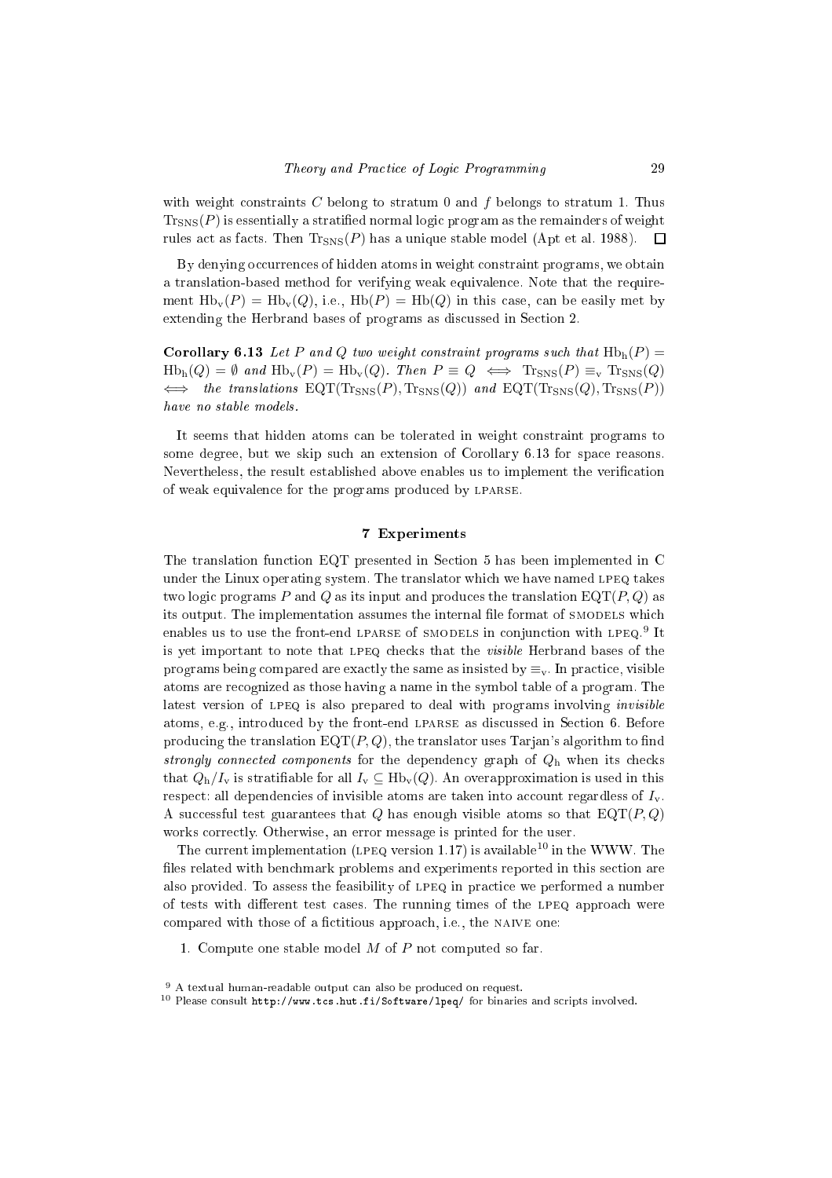with weight constraints $C$ belong to stratum 0 and $f$ belongs to stratum 1. Thus $\mathrm{Tr}_{\mathrm{SNS}}(P)$ is essentially a stratified normal logic program as the remainders of weight rules act as facts. Then $\mathrm{Tr}_{\mathrm{SNS}}(P)$ has a unique stable model (Apt et al. 1988). □

By denying occurrences of hidden atoms in weight constraint programs, we obtain a translation-based method for verifying weak equivalence. Note that the requirement $\mathrm{Hb_v}(P) = \mathrm{Hb_v}(Q)$, i.e., $\mathrm{Hb}(P) = \mathrm{Hb}(Q)$ in this case, can be easily met by extending the Herbrand bases of programs as discussed in Section 2.

**Corollary 6.13** *Let $P$ and $Q$ two weight constraint programs such that $\mathrm{Hb_h}(P) = \mathrm{Hb_h}(Q) = \emptyset$ and $\mathrm{Hb_v}(P) = \mathrm{Hb_v}(Q)$. Then $P \equiv Q \iff \mathrm{Tr}_{\mathrm{SNS}}(P) \equiv_{\mathrm{v}} \mathrm{Tr}_{\mathrm{SNS}}(Q)$ $\iff$ the translations $\mathrm{EQT}(\mathrm{Tr}_{\mathrm{SNS}}(P), \mathrm{Tr}_{\mathrm{SNS}}(Q))$ and $\mathrm{EQT}(\mathrm{Tr}_{\mathrm{SNS}}(Q), \mathrm{Tr}_{\mathrm{SNS}}(P))$ have no stable models.*

It seems that hidden atoms can be tolerated in weight constraint programs to some degree, but we skip such an extension of Corollary 6.13 for space reasons. Nevertheless, the result established above enables us to implement the verification of weak equivalence for the programs produced by LPARSE.

## 7 Experiments

The translation function EQT presented in Section 5 has been implemented in C under the Linux operating system. The translator which we have named LPEQ takes two logic programs $P$ and $Q$ as its input and produces the translation $\mathrm{EQT}(P, Q)$ as its output. The implementation assumes the internal file format of SMODELS which enables us to use the front-end LPARSE of SMODELS in conjunction with LPEQ.[9] It is yet important to note that LPEQ checks that the *visible* Herbrand bases of the programs being compared are exactly the same as insisted by $\equiv_{\mathrm{v}}$. In practice, visible atoms are recognized as those having a name in the symbol table of a program. The latest version of LPEQ is also prepared to deal with programs involving *invisible* atoms, e.g., introduced by the front-end LPARSE as discussed in Section 6. Before producing the translation $\mathrm{EQT}(P, Q)$, the translator uses Tarjan's algorithm to find *strongly connected components* for the dependency graph of $Q_{\mathrm{h}}$ when its checks that $Q_{\mathrm{h}}/I_{\mathrm{v}}$ is stratifiable for all $I_{\mathrm{v}} \subseteq \mathrm{Hb_v}(Q)$. An overapproximation is used in this respect: all dependencies of invisible atoms are taken into account regardless of $I_{\mathrm{v}}$. A successful test guarantees that $Q$ has enough visible atoms so that $\mathrm{EQT}(P, Q)$ works correctly. Otherwise, an error message is printed for the user.

The current implementation (LPEQ version 1.17) is available[10] in the WWW. The files related with benchmark problems and experiments reported in this section are also provided. To assess the feasibility of LPEQ in practice we performed a number of tests with different test cases. The running times of the LPEQ approach were compared with those of a fictitious approach, i.e., the NAIVE one:

1. Compute one stable model $M$ of $P$ not computed so far.

[9] A textual human-readable output can also be produced on request.

[10] Please consult `http://www.tcs.hut.fi/Software/lpeq/` for binaries and scripts involved.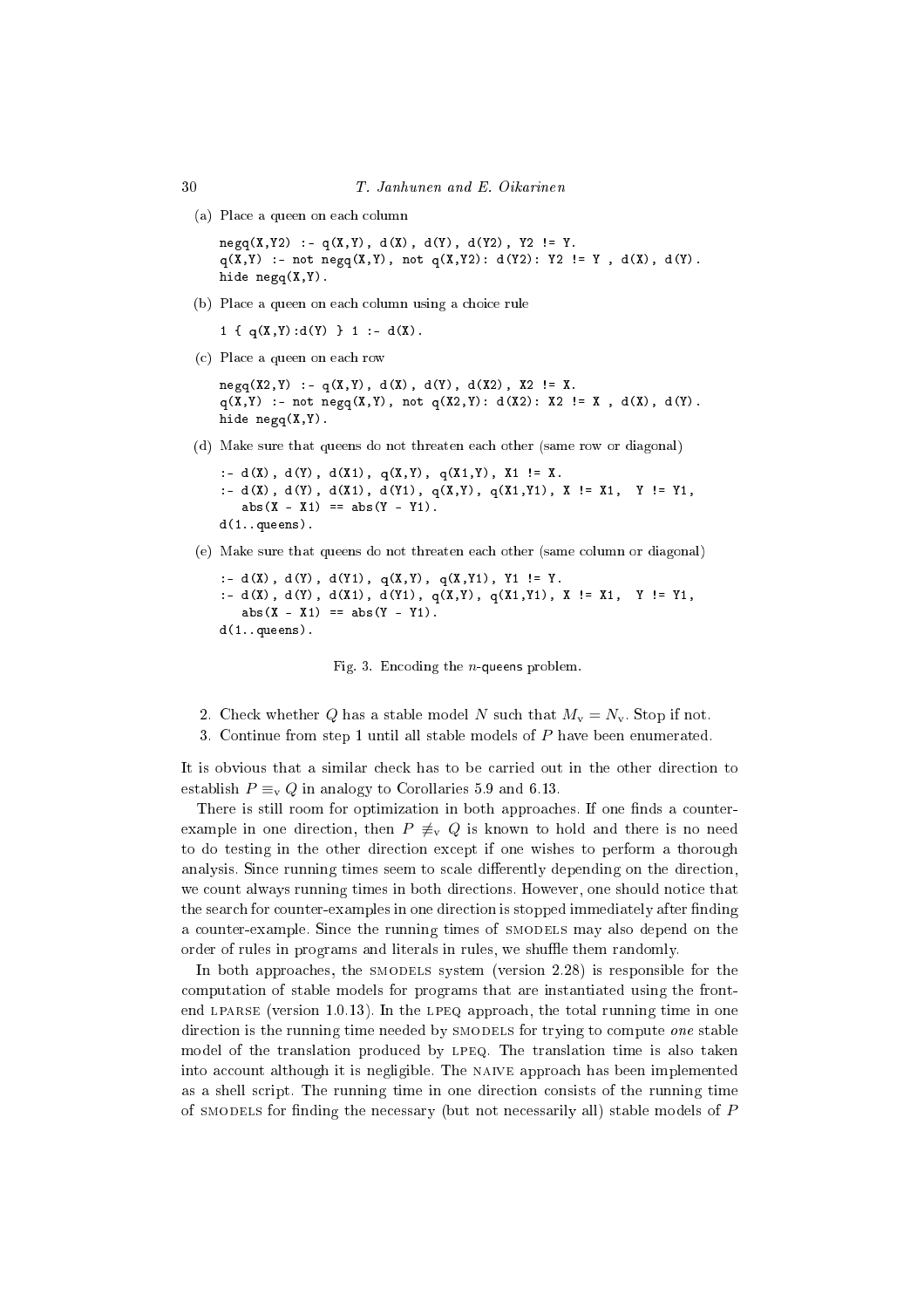(a) Place a queen on each column

```
negq(X,Y2) :- q(X,Y), d(X), d(Y), d(Y2), Y2 != Y.
q(X,Y) :- not negq(X,Y), not q(X,Y2): d(Y2): Y2 != Y , d(X), d(Y).
hide negq(X,Y).
```

(b) Place a queen on each column using a choice rule

```
1 { q(X,Y):d(Y) } 1 :- d(X).
```

(c) Place a queen on each row

```
negq(X2,Y) :- q(X,Y), d(X), d(Y), d(X2), X2 != X.
q(X,Y) :- not negq(X,Y), not q(X2,Y): d(X2): X2 != X , d(X), d(Y).
hide negq(X,Y).
```

(d) Make sure that queens do not threaten each other (same row or diagonal)

```
:- d(X), d(Y), d(X1), q(X,Y), q(X1,Y), X1 != X.
:- d(X), d(Y), d(X1), d(Y1), q(X,Y), q(X1,Y1), X != X1,  Y != Y1,
   abs(X - X1) == abs(Y - Y1).
d(1..queens).
```

(e) Make sure that queens do not threaten each other (same column or diagonal)

```
:- d(X), d(Y), d(Y1), q(X,Y), q(X,Y1), Y1 != Y.
:- d(X), d(Y), d(X1), d(Y1), q(X,Y), q(X1,Y1), X != X1,  Y != Y1,
   abs(X - X1) == abs(Y - Y1).
d(1..queens).
```

Fig. 3. Encoding the $n$-queens problem.

2. Check whether $Q$ has a stable model $N$ such that $M_{\mathrm{v}} = N_{\mathrm{v}}$. Stop if not.
3. Continue from step 1 until all stable models of $P$ have been enumerated.

It is obvious that a similar check has to be carried out in the other direction to establish $P \equiv_{\mathrm{v}} Q$ in analogy to Corollaries 5.9 and 6.13.

There is still room for optimization in both approaches. If one finds a counter-example in one direction, then $P \not\equiv_{\mathrm{v}} Q$ is known to hold and there is no need to do testing in the other direction except if one wishes to perform a thorough analysis. Since running times seem to scale differently depending on the direction, we count always running times in both directions. However, one should notice that the search for counter-examples in one direction is stopped immediately after finding a counter-example. Since the running times of SMODELS may also depend on the order of rules in programs and literals in rules, we shuffle them randomly.

In both approaches, the SMODELS system (version 2.28) is responsible for the computation of stable models for programs that are instantiated using the front-end LPARSE (version 1.0.13). In the LPEQ approach, the total running time in one direction is the running time needed by SMODELS for trying to compute *one* stable model of the translation produced by LPEQ. The translation time is also taken into account although it is negligible. The NAIVE approach has been implemented as a shell script. The running time in one direction consists of the running time of SMODELS for finding the necessary (but not necessarily all) stable models of $P$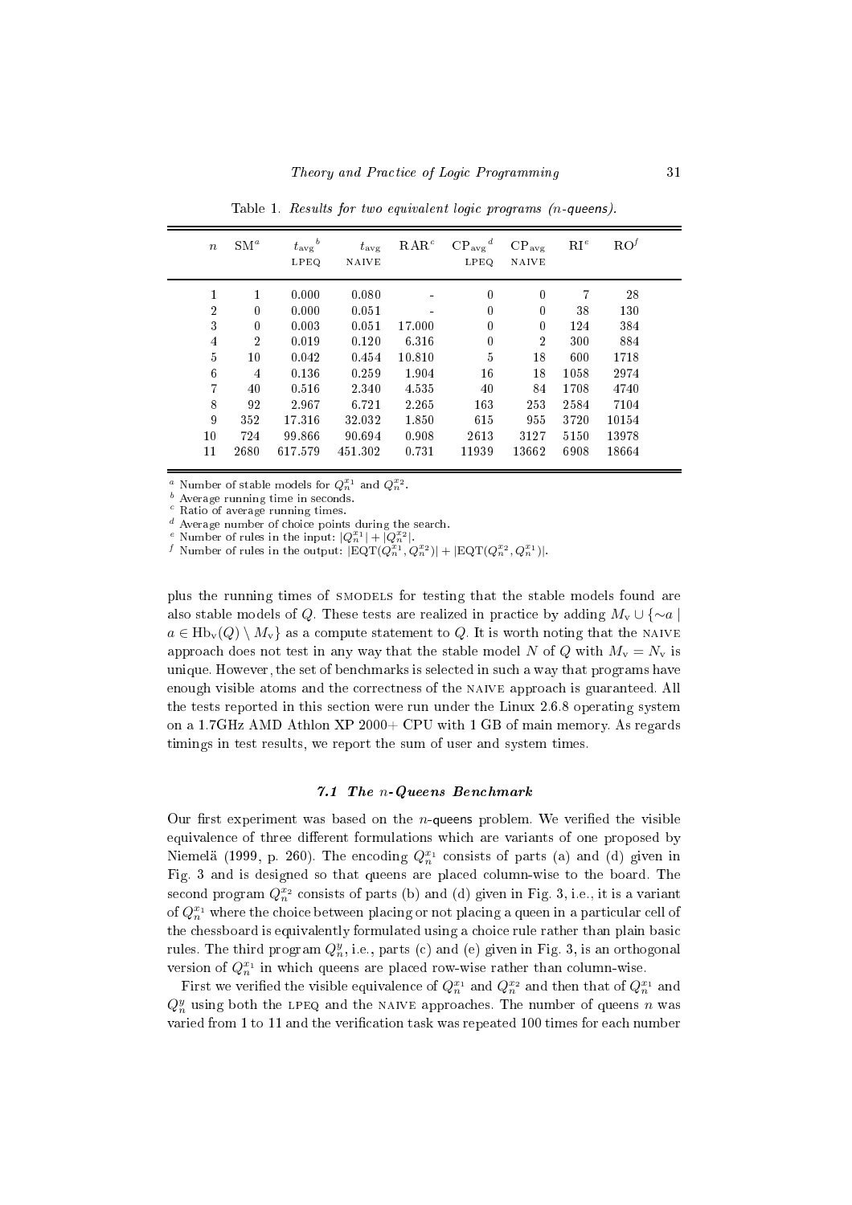Table 1. *Results for two equivalent logic programs (n-queens).*

| $n$ | SM[a] | $t_{\text{avg}}$[b] LPEQ | $t_{\text{avg}}$ NAIVE | RAR[c] | $\text{CP}_{\text{avg}}$[d] LPEQ | $\text{CP}_{\text{avg}}$ NAIVE | RI[e] | RO[f] |
|---|---|---|---|---|---|---|---|---|
| 1 | 1 | 0.000 | 0.080 | - | 0 | 0 | 7 | 28 |
| 2 | 0 | 0.000 | 0.051 | - | 0 | 0 | 38 | 130 |
| 3 | 0 | 0.003 | 0.051 | 17.000 | 0 | 0 | 124 | 384 |
| 4 | 2 | 0.019 | 0.120 | 6.316 | 0 | 2 | 300 | 884 |
| 5 | 10 | 0.042 | 0.454 | 10.810 | 5 | 18 | 600 | 1718 |
| 6 | 4 | 0.136 | 0.259 | 1.904 | 16 | 18 | 1058 | 2974 |
| 7 | 40 | 0.516 | 2.340 | 4.535 | 40 | 84 | 1708 | 4740 |
| 8 | 92 | 2.967 | 6.721 | 2.265 | 163 | 253 | 2584 | 7104 |
| 9 | 352 | 17.316 | 32.032 | 1.850 | 615 | 955 | 3720 | 10154 |
| 10 | 724 | 99.866 | 90.694 | 0.908 | 2613 | 3127 | 5150 | 13978 |
| 11 | 2680 | 617.579 | 451.302 | 0.731 | 11939 | 13662 | 6908 | 18664 |

[a] Number of stable models for $Q_n^{x_1}$ and $Q_n^{x_2}$.
[b] Average running time in seconds.
[c] Ratio of average running times.
[d] Average number of choice points during the search.
[e] Number of rules in the input: $|Q_n^{x_1}| + |Q_n^{x_2}|$.
[f] Number of rules in the output: $|\text{EQT}(Q_n^{x_1}, Q_n^{x_2})| + |\text{EQT}(Q_n^{x_2}, Q_n^{x_1})|$.

plus the running times of SMODELS for testing that the stable models found are also stable models of $Q$. These tests are realized in practice by adding $M_{\text{v}} \cup \{\sim a \mid a \in \text{Hb}_{\text{v}}(Q) \setminus M_{\text{v}}\}$ as a compute statement to $Q$. It is worth noting that the NAIVE approach does not test in any way that the stable model $N$ of $Q$ with $M_{\text{v}} = N_{\text{v}}$ is unique. However, the set of benchmarks is selected in such a way that programs have enough visible atoms and the correctness of the NAIVE approach is guaranteed. All the tests reported in this section were run under the Linux 2.6.8 operating system on a 1.7GHz AMD Athlon XP 2000+ CPU with 1 GB of main memory. As regards timings in test results, we report the sum of user and system times.

### 7.1 The $n$-Queens Benchmark

Our first experiment was based on the $n$-queens problem. We verified the visible equivalence of three different formulations which are variants of one proposed by Niemelä (1999, p. 260). The encoding $Q_n^{x_1}$ consists of parts (a) and (d) given in Fig. 3 and is designed so that queens are placed column-wise to the board. The second program $Q_n^{x_2}$ consists of parts (b) and (d) given in Fig. 3, i.e., it is a variant of $Q_n^{x_1}$ where the choice between placing or not placing a queen in a particular cell of the chessboard is equivalently formulated using a choice rule rather than plain basic rules. The third program $Q_n^y$, i.e., parts (c) and (e) given in Fig. 3, is an orthogonal version of $Q_n^{x_1}$ in which queens are placed row-wise rather than column-wise.

First we verified the visible equivalence of $Q_n^{x_1}$ and $Q_n^{x_2}$ and then that of $Q_n^{x_1}$ and $Q_n^y$ using both the LPEQ and the NAIVE approaches. The number of queens $n$ was varied from 1 to 11 and the verification task was repeated 100 times for each number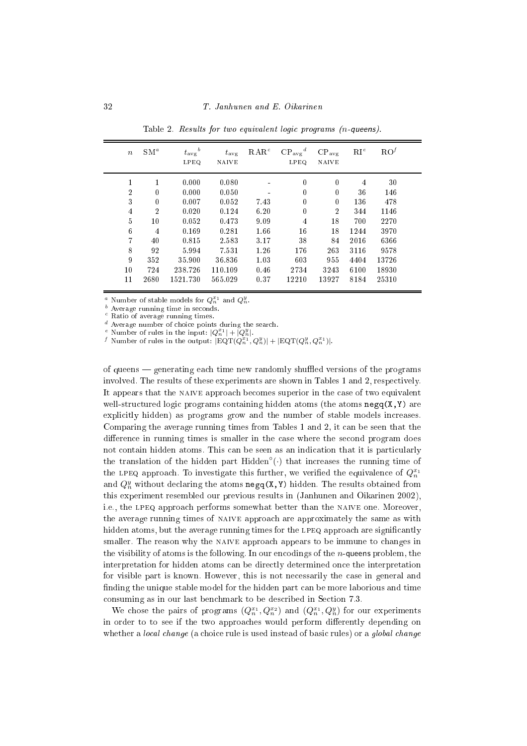Table 2. *Results for two equivalent logic programs (n-queens).*

| $n$ | SM[a] | $t_{\text{avg}}$[b] LPEQ | $t_{\text{avg}}$ NAIVE | RAR[c] | $\text{CP}_{\text{avg}}$[d] LPEQ | $\text{CP}_{\text{avg}}$ NAIVE | RI[e] | RO[f] |
|---|---|---|---|---|---|---|---|---|
| 1 | 1 | 0.000 | 0.080 | - | 0 | 0 | 4 | 30 |
| 2 | 0 | 0.000 | 0.050 | - | 0 | 0 | 36 | 146 |
| 3 | 0 | 0.007 | 0.052 | 7.43 | 0 | 0 | 136 | 478 |
| 4 | 2 | 0.020 | 0.124 | 6.20 | 0 | 2 | 344 | 1146 |
| 5 | 10 | 0.052 | 0.473 | 9.09 | 4 | 18 | 700 | 2270 |
| 6 | 4 | 0.169 | 0.281 | 1.66 | 16 | 18 | 1244 | 3970 |
| 7 | 40 | 0.815 | 2.583 | 3.17 | 38 | 84 | 2016 | 6366 |
| 8 | 92 | 5.994 | 7.531 | 1.26 | 176 | 263 | 3116 | 9578 |
| 9 | 352 | 35.900 | 36.836 | 1.03 | 603 | 955 | 4404 | 13726 |
| 10 | 724 | 238.726 | 110.109 | 0.46 | 2734 | 3243 | 6100 | 18930 |
| 11 | 2680 | 1521.730 | 565.029 | 0.37 | 12210 | 13927 | 8184 | 25310 |

[a] Number of stable models for $Q_n^{x_1}$ and $Q_n^y$.
[b] Average running time in seconds.
[c] Ratio of average running times.
[d] Average number of choice points during the search.
[e] Number of rules in the input: $|Q_n^{x_1}| + |Q_n^y|$.
[f] Number of rules in the output: $|\text{EQT}(Q_n^{x_1}, Q_n^y)| + |\text{EQT}(Q_n^y, Q_n^{x_1})|$.

of queens — generating each time new randomly shuffled versions of the programs involved. The results of these experiments are shown in Tables 1 and 2, respectively. It appears that the NAIVE approach becomes superior in the case of two equivalent well-structured logic programs containing hidden atoms (the atoms `negq(X,Y)` are explicitly hidden) as programs grow and the number of stable models increases. Comparing the average running times from Tables 1 and 2, it can be seen that the difference in running times is smaller in the case where the second program does not contain hidden atoms. This can be seen as an indication that it is particularly the translation of the hidden part $\text{Hidden}^{\circ}(\cdot)$ that increases the running time of the LPEQ approach. To investigate this further, we verified the equivalence of $Q_n^{x_1}$ and $Q_n^y$ without declaring the atoms `negq(X,Y)` hidden. The results obtained from this experiment resembled our previous results in (Janhunen and Oikarinen 2002), i.e., the LPEQ approach performs somewhat better than the NAIVE one. Moreover, the average running times of NAIVE approach are approximately the same as with hidden atoms, but the average running times for the LPEQ approach are significantly smaller. The reason why the NAIVE approach appears to be immune to changes in the visibility of atoms is the following. In our encodings of the $n$-queens problem, the interpretation for hidden atoms can be directly determined once the interpretation for visible part is known. However, this is not necessarily the case in general and finding the unique stable model for the hidden part can be more laborious and time consuming as in our last benchmark to be described in Section 7.3.

We chose the pairs of programs $(Q_n^{x_1}, Q_n^{x_2})$ and $(Q_n^{x_1}, Q_n^y)$ for our experiments in order to to see if the two approaches would perform differently depending on whether a *local change* (a choice rule is used instead of basic rules) or a *global change*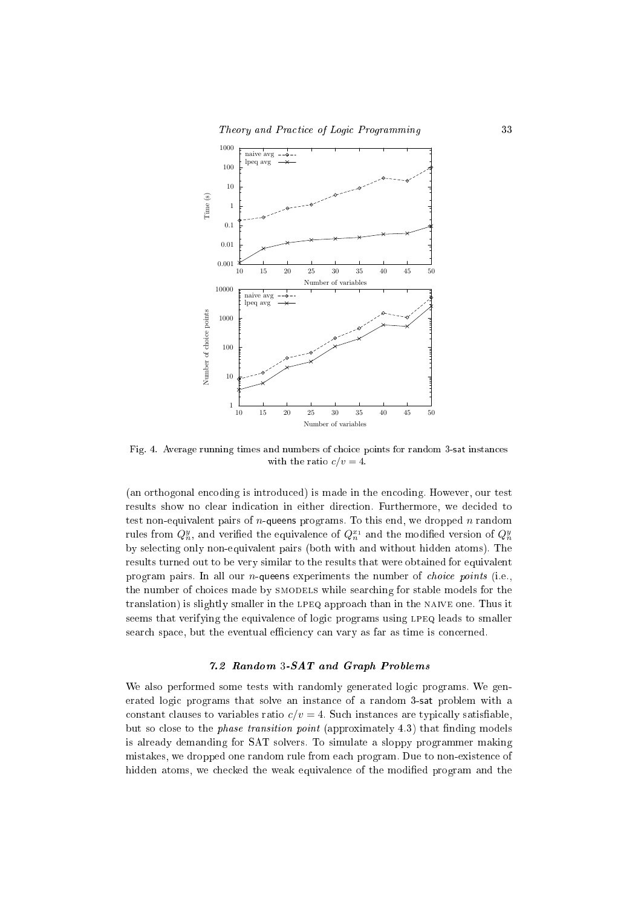Fig. 4. Average running times and numbers of choice points for random 3-sat instances with the ratio $c/v = 4$.

(an orthogonal encoding is introduced) is made in the encoding. However, our test results show no clear indication in either direction. Furthermore, we decided to test non-equivalent pairs of $n$-queens programs. To this end, we dropped $n$ random rules from $Q_n^y$, and verified the equivalence of $Q_n^{x_1}$ and the modified version of $Q_n^y$ by selecting only non-equivalent pairs (both with and without hidden atoms). The results turned out to be very similar to the results that were obtained for equivalent program pairs. In all our $n$-queens experiments the number of *choice points* (i.e., the number of choices made by SMODELS while searching for stable models for the translation) is slightly smaller in the LPEQ approach than in the NAIVE one. Thus it seems that verifying the equivalence of logic programs using LPEQ leads to smaller search space, but the eventual efficiency can vary as far as time is concerned.

### 7.2 Random 3-SAT and Graph Problems

We also performed some tests with randomly generated logic programs. We generated logic programs that solve an instance of a random 3-sat problem with a constant clauses to variables ratio $c/v = 4$. Such instances are typically satisfiable, but so close to the *phase transition point* (approximately 4.3) that finding models is already demanding for SAT solvers. To simulate a sloppy programmer making mistakes, we dropped one random rule from each program. Due to non-existence of hidden atoms, we checked the weak equivalence of the modified program and the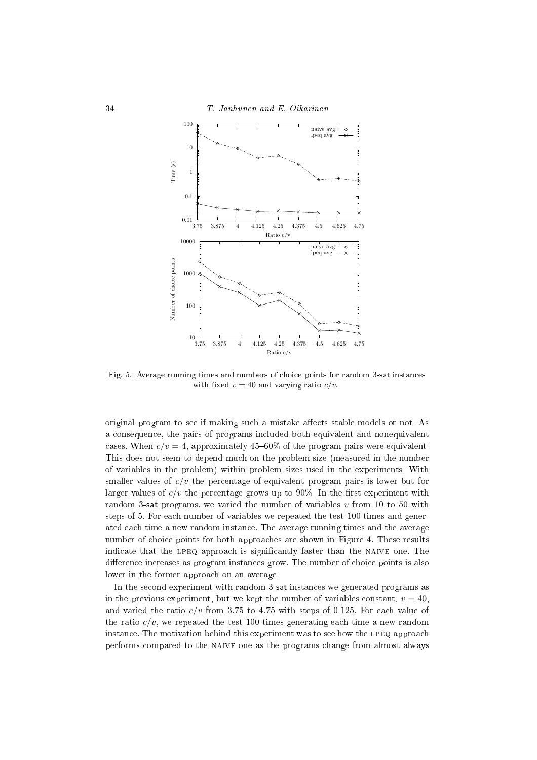Fig. 5. Average running times and numbers of choice points for random 3-sat instances with fixed $v = 40$ and varying ratio $c/v$.

original program to see if making such a mistake affects stable models or not. As a consequence, the pairs of programs included both equivalent and nonequivalent cases. When $c/v = 4$, approximately 45–60% of the program pairs were equivalent. This does not seem to depend much on the problem size (measured in the number of variables in the problem) within problem sizes used in the experiments. With smaller values of $c/v$ the percentage of equivalent program pairs is lower but for larger values of $c/v$ the percentage grows up to 90%. In the first experiment with random 3-sat programs, we varied the number of variables $v$ from 10 to 50 with steps of 5. For each number of variables we repeated the test 100 times and generated each time a new random instance. The average running times and the average number of choice points for both approaches are shown in Figure 4. These results indicate that the LPEQ approach is significantly faster than the NAIVE one. The difference increases as program instances grow. The number of choice points is also lower in the former approach on an average.

In the second experiment with random 3-sat instances we generated programs as in the previous experiment, but we kept the number of variables constant, $v = 40$, and varied the ratio $c/v$ from 3.75 to 4.75 with steps of 0.125. For each value of the ratio $c/v$, we repeated the test 100 times generating each time a new random instance. The motivation behind this experiment was to see how the LPEQ approach performs compared to the NAIVE one as the programs change from almost always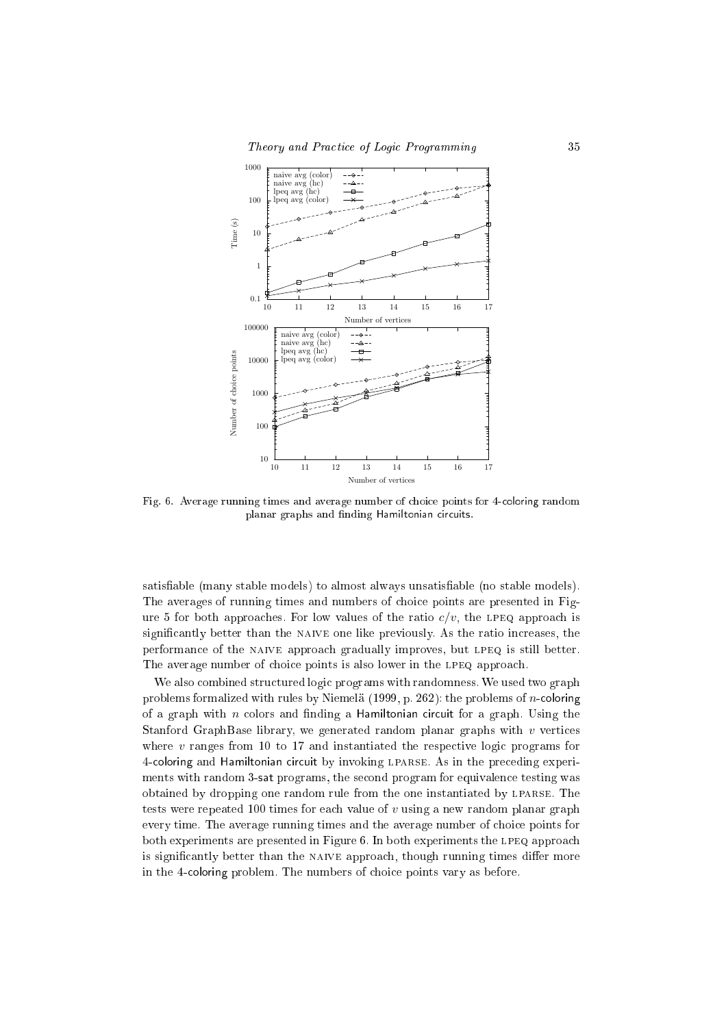Fig. 6. Average running times and average number of choice points for 4-coloring random planar graphs and finding Hamiltonian circuits.

satisfiable (many stable models) to almost always unsatisfiable (no stable models). The averages of running times and numbers of choice points are presented in Figure 5 for both approaches. For low values of the ratio $c/v$, the LPEQ approach is significantly better than the NAIVE one like previously. As the ratio increases, the performance of the NAIVE approach gradually improves, but LPEQ is still better. The average number of choice points is also lower in the LPEQ approach.

We also combined structured logic programs with randomness. We used two graph problems formalized with rules by Niemelä (1999, p. 262): the problems of $n$-coloring of a graph with $n$ colors and finding a Hamiltonian circuit for a graph. Using the Stanford GraphBase library, we generated random planar graphs with $v$ vertices where $v$ ranges from 10 to 17 and instantiated the respective logic programs for 4-coloring and Hamiltonian circuit by invoking LPARSE. As in the preceding experiments with random 3-sat programs, the second program for equivalence testing was obtained by dropping one random rule from the one instantiated by LPARSE. The tests were repeated 100 times for each value of $v$ using a new random planar graph every time. The average running times and the average number of choice points for both experiments are presented in Figure 6. In both experiments the LPEQ approach is significantly better than the NAIVE approach, though running times differ more in the 4-coloring problem. The numbers of choice points vary as before.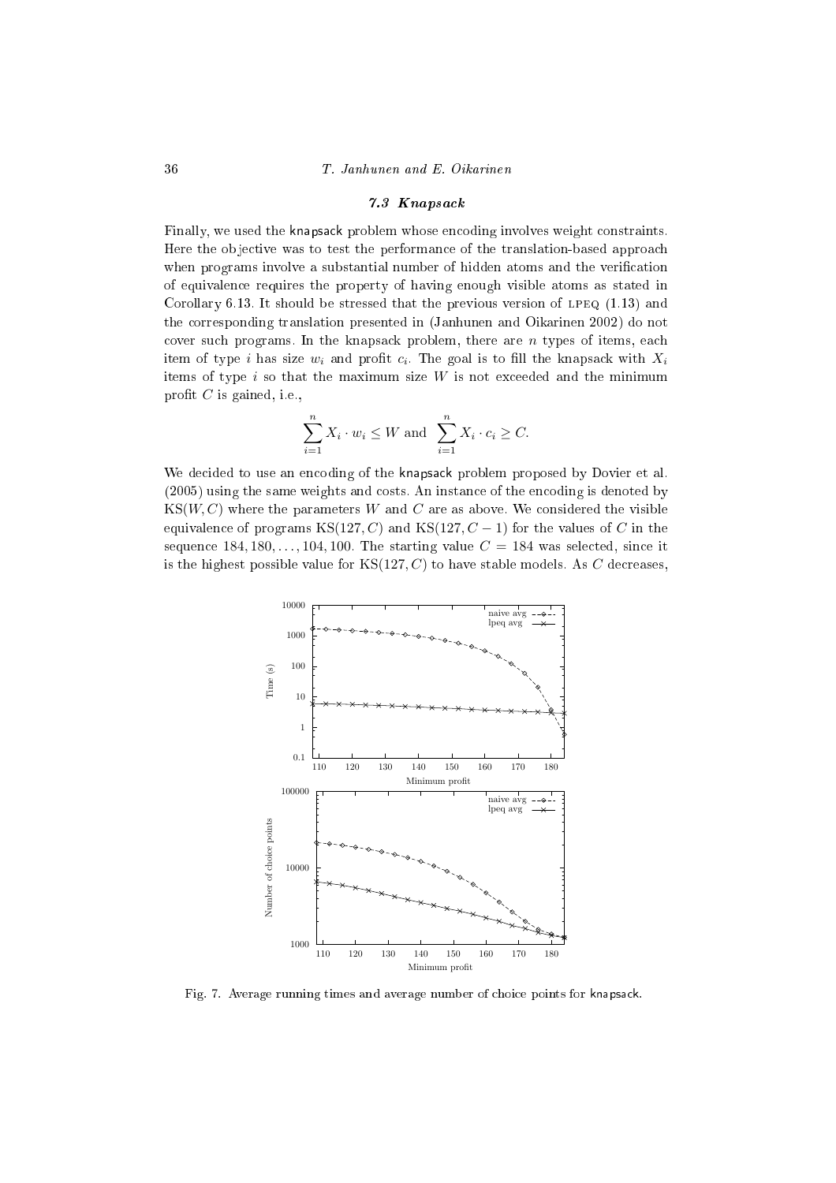### 7.3 Knapsack

Finally, we used the knapsack problem whose encoding involves weight constraints. Here the objective was to test the performance of the translation-based approach when programs involve a substantial number of hidden atoms and the verification of equivalence requires the property of having enough visible atoms as stated in Corollary 6.13. It should be stressed that the previous version of LPEQ (1.13) and the corresponding translation presented in (Janhunen and Oikarinen 2002) do not cover such programs. In the knapsack problem, there are $n$ types of items, each item of type $i$ has size $w_i$ and profit $c_i$. The goal is to fill the knapsack with $X_i$ items of type $i$ so that the maximum size $W$ is not exceeded and the minimum profit $C$ is gained, i.e.,

$$\sum_{i=1}^{n} X_i \cdot w_i \leq W \text{ and } \sum_{i=1}^{n} X_i \cdot c_i \geq C.$$

We decided to use an encoding of the knapsack problem proposed by Dovier et al. (2005) using the same weights and costs. An instance of the encoding is denoted by $\mathrm{KS}(W, C)$ where the parameters $W$ and $C$ are as above. We considered the visible equivalence of programs $\mathrm{KS}(127, C)$ and $\mathrm{KS}(127, C-1)$ for the values of $C$ in the sequence $184, 180, \ldots, 104, 100$. The starting value $C = 184$ was selected, since it is the highest possible value for $\mathrm{KS}(127, C)$ to have stable models. As $C$ decreases,

Fig. 7. Average running times and average number of choice points for knapsack.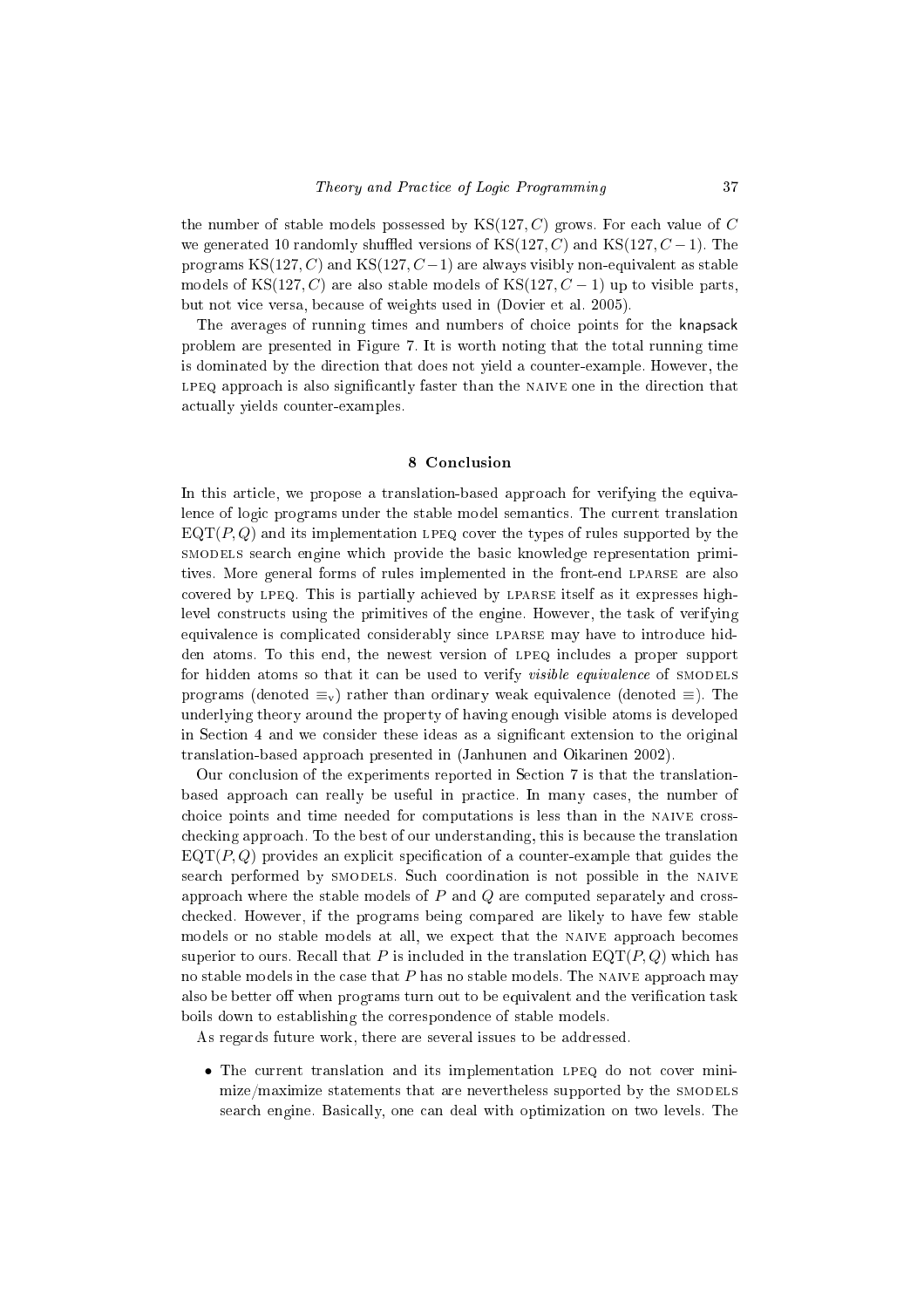the number of stable models possessed by $\mathrm{KS}(127, C)$ grows. For each value of $C$ we generated 10 randomly shuffled versions of $\mathrm{KS}(127, C)$ and $\mathrm{KS}(127, C-1)$. The programs $\mathrm{KS}(127, C)$ and $\mathrm{KS}(127, C-1)$ are always visibly non-equivalent as stable models of $\mathrm{KS}(127, C)$ are also stable models of $\mathrm{KS}(127, C-1)$ up to visible parts, but not vice versa, because of weights used in (Dovier et al. 2005).

The averages of running times and numbers of choice points for the knapsack problem are presented in Figure 7. It is worth noting that the total running time is dominated by the direction that does not yield a counter-example. However, the LPEQ approach is also significantly faster than the NAIVE one in the direction that actually yields counter-examples.

## 8 Conclusion

In this article, we propose a translation-based approach for verifying the equivalence of logic programs under the stable model semantics. The current translation $\mathrm{EQT}(P, Q)$ and its implementation LPEQ cover the types of rules supported by the SMODELS search engine which provide the basic knowledge representation primitives. More general forms of rules implemented in the front-end LPARSE are also covered by LPEQ. This is partially achieved by LPARSE itself as it expresses high-level constructs using the primitives of the engine. However, the task of verifying equivalence is complicated considerably since LPARSE may have to introduce hidden atoms. To this end, the newest version of LPEQ includes a proper support for hidden atoms so that it can be used to verify *visible equivalence* of SMODELS programs (denoted $\equiv_{\mathrm{v}}$) rather than ordinary weak equivalence (denoted $\equiv$). The underlying theory around the property of having enough visible atoms is developed in Section 4 and we consider these ideas as a significant extension to the original translation-based approach presented in (Janhunen and Oikarinen 2002).

Our conclusion of the experiments reported in Section 7 is that the translation-based approach can really be useful in practice. In many cases, the number of choice points and time needed for computations is less than in the NAIVE cross-checking approach. To the best of our understanding, this is because the translation $\mathrm{EQT}(P, Q)$ provides an explicit specification of a counter-example that guides the search performed by SMODELS. Such coordination is not possible in the NAIVE approach where the stable models of $P$ and $Q$ are computed separately and cross-checked. However, if the programs being compared are likely to have few stable models or no stable models at all, we expect that the NAIVE approach becomes superior to ours. Recall that $P$ is included in the translation $\mathrm{EQT}(P, Q)$ which has no stable models in the case that $P$ has no stable models. The NAIVE approach may also be better off when programs turn out to be equivalent and the verification task boils down to establishing the correspondence of stable models.

As regards future work, there are several issues to be addressed.

- The current translation and its implementation LPEQ do not cover minimize/maximize statements that are nevertheless supported by the SMODELS search engine. Basically, one can deal with optimization on two levels. The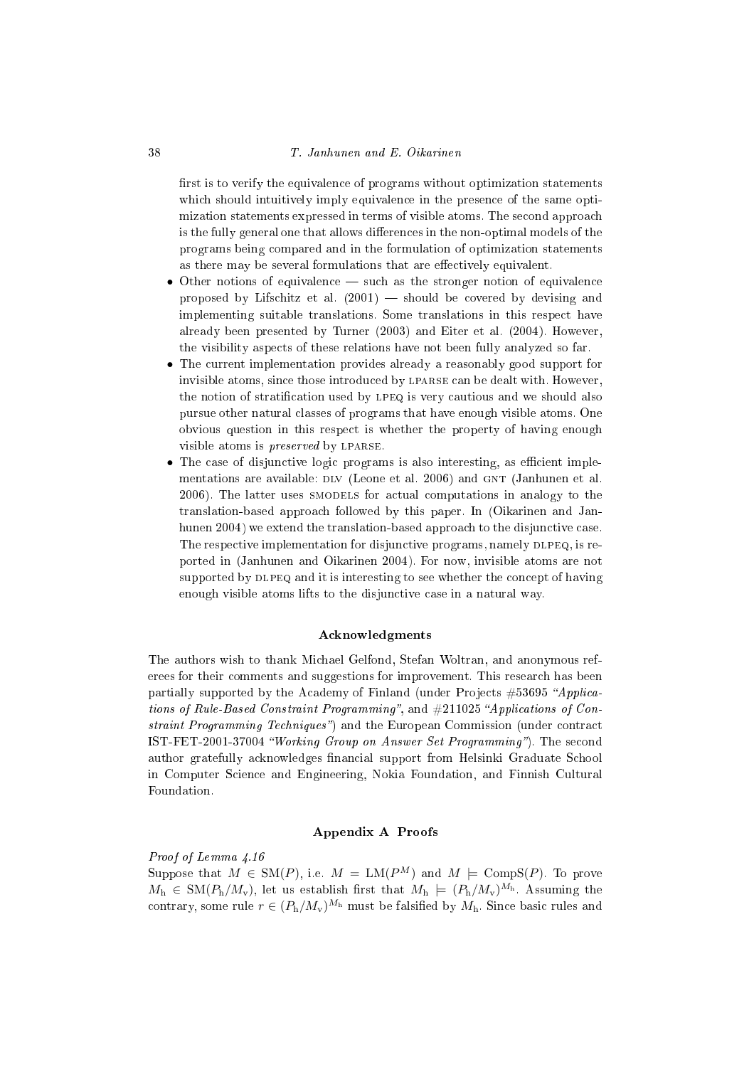first is to verify the equivalence of programs without optimization statements which should intuitively imply equivalence in the presence of the same optimization statements expressed in terms of visible atoms. The second approach is the fully general one that allows differences in the non-optimal models of the programs being compared and in the formulation of optimization statements as there may be several formulations that are effectively equivalent.

- Other notions of equivalence — such as the stronger notion of equivalence proposed by Lifschitz et al. (2001) — should be covered by devising and implementing suitable translations. Some translations in this respect have already been presented by Turner (2003) and Eiter et al. (2004). However, the visibility aspects of these relations have not been fully analyzed so far.
- The current implementation provides already a reasonably good support for invisible atoms, since those introduced by LPARSE can be dealt with. However, the notion of stratification used by LPEQ is very cautious and we should also pursue other natural classes of programs that have enough visible atoms. One obvious question in this respect is whether the property of having enough visible atoms is *preserved* by LPARSE.
- The case of disjunctive logic programs is also interesting, as efficient implementations are available: DLV (Leone et al. 2006) and GNT (Janhunen et al. 2006). The latter uses SMODELS for actual computations in analogy to the translation-based approach followed by this paper. In (Oikarinen and Janhunen 2004) we extend the translation-based approach to the disjunctive case. The respective implementation for disjunctive programs, namely DLPEQ, is reported in (Janhunen and Oikarinen 2004). For now, invisible atoms are not supported by DLPEQ and it is interesting to see whether the concept of having enough visible atoms lifts to the disjunctive case in a natural way.

## Acknowledgments

The authors wish to thank Michael Gelfond, Stefan Woltran, and anonymous referees for their comments and suggestions for improvement. This research has been partially supported by the Academy of Finland (under Projects #53695 *"Applications of Rule-Based Constraint Programming"*, and #211025 *"Applications of Constraint Programming Techniques"*) and the European Commission (under contract IST-FET-2001-37004 *"Working Group on Answer Set Programming"*). The second author gratefully acknowledges financial support from Helsinki Graduate School in Computer Science and Engineering, Nokia Foundation, and Finnish Cultural Foundation.

## Appendix A Proofs

*Proof of Lemma 4.16*

Suppose that $M \in \mathrm{SM}(P)$, i.e. $M = \mathrm{LM}(P^M)$ and $M \models \mathrm{CompS}(P)$. To prove $M_\mathrm{h} \in \mathrm{SM}(P_\mathrm{h}/M_\mathrm{v})$, let us establish first that $M_\mathrm{h} \models (P_\mathrm{h}/M_\mathrm{v})^{M_\mathrm{h}}$. Assuming the contrary, some rule $r \in (P_\mathrm{h}/M_\mathrm{v})^{M_\mathrm{h}}$ must be falsified by $M_\mathrm{h}$. Since basic rules and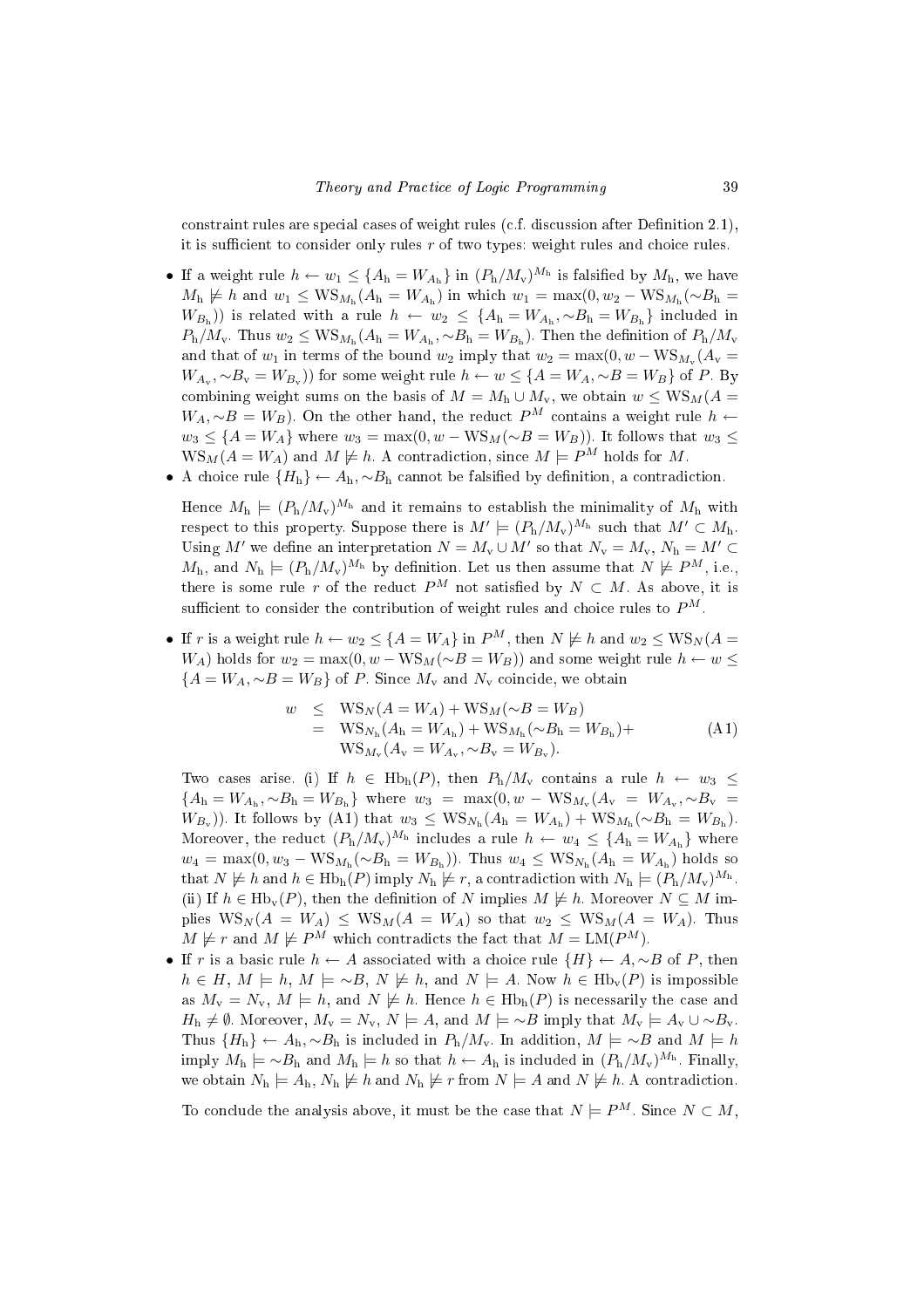constraint rules are special cases of weight rules (c.f. discussion after Definition 2.1), it is sufficient to consider only rules $r$ of two types: weight rules and choice rules.

- If a weight rule $h \leftarrow w_1 \leq \{A_{\rm h} = W_{A_{\rm h}}\}$ in $(P_{\rm h}/M_{\rm v})^{M_{\rm h}}$ is falsified by $M_{\rm h}$, we have $M_{\rm h} \not\models h$ and $w_1 \leq \mathrm{WS}_{M_{\rm h}}(A_{\rm h} = W_{A_{\rm h}})$ in which $w_1 = \max(0, w_2 - \mathrm{WS}_{M_{\rm h}}(\sim B_{\rm h} = W_{B_{\rm h}}))$ is related with a rule $h \leftarrow w_2 \leq \{A_{\rm h} = W_{A_{\rm h}}, \sim B_{\rm h} = W_{B_{\rm h}}\}$ included in $P_{\rm h}/M_{\rm v}$. Thus $w_2 \leq \mathrm{WS}_{M_{\rm h}}(A_{\rm h} = W_{A_{\rm h}}, \sim B_{\rm h} = W_{B_{\rm h}})$. Then the definition of $P_{\rm h}/M_{\rm v}$ and that of $w_1$ in terms of the bound $w_2$ imply that $w_2 = \max(0, w - \mathrm{WS}_{M_{\rm v}}(A_{\rm v} = W_{A_{\rm v}}, \sim B_{\rm v} = W_{B_{\rm v}}))$ for some weight rule $h \leftarrow w \leq \{A = W_A, \sim B = W_B\}$ of $P$. By combining weight sums on the basis of $M = M_{\rm h} \cup M_{\rm v}$, we obtain $w \leq \mathrm{WS}_M(A = W_A, \sim B = W_B)$. On the other hand, the reduct $P^M$ contains a weight rule $h \leftarrow w_3 \leq \{A = W_A\}$ where $w_3 = \max(0, w - \mathrm{WS}_M(\sim B = W_B))$. It follows that $w_3 \leq \mathrm{WS}_M(A = W_A)$ and $M \not\models h$. A contradiction, since $M \models P^M$ holds for $M$.
- A choice rule $\{H_{\rm h}\} \leftarrow A_{\rm h}, \sim B_{\rm h}$ cannot be falsified by definition, a contradiction.

Hence $M_{\rm h} \models (P_{\rm h}/M_{\rm v})^{M_{\rm h}}$ and it remains to establish the minimality of $M_{\rm h}$ with respect to this property. Suppose there is $M' \models (P_{\rm h}/M_{\rm v})^{M_{\rm h}}$ such that $M' \subset M_{\rm h}$. Using $M'$ we define an interpretation $N = M_{\rm v} \cup M'$ so that $N_{\rm v} = M_{\rm v}$, $N_{\rm h} = M' \subset M_{\rm h}$, and $N_{\rm h} \models (P_{\rm h}/M_{\rm v})^{M_{\rm h}}$ by definition. Let us then assume that $N \not\models P^M$, i.e., there is some rule $r$ of the reduct $P^M$ not satisfied by $N \subset M$. As above, it is sufficient to consider the contribution of weight rules and choice rules to $P^M$.

- If $r$ is a weight rule $h \leftarrow w_2 \leq \{A = W_A\}$ in $P^M$, then $N \not\models h$ and $w_2 \leq \mathrm{WS}_N(A = W_A)$ holds for $w_2 = \max(0, w - \mathrm{WS}_M(\sim B = W_B))$ and some weight rule $h \leftarrow w \leq \{A = W_A, \sim B = W_B\}$ of $P$. Since $M_{\rm v}$ and $N_{\rm v}$ coincide, we obtain

$$
\begin{aligned}
w &\leq \mathrm{WS}_N(A = W_A) + \mathrm{WS}_M(\sim B = W_B) \\
&= \mathrm{WS}_{N_{\rm h}}(A_{\rm h} = W_{A_{\rm h}}) + \mathrm{WS}_{M_{\rm h}}(\sim B_{\rm h} = W_{B_{\rm h}}) + \\
&\quad\ \mathrm{WS}_{M_{\rm v}}(A_{\rm v} = W_{A_{\rm v}}, \sim B_{\rm v} = W_{B_{\rm v}}).
\end{aligned}
\tag{A1}
$$

Two cases arise. (i) If $h \in \mathrm{Hb}_{\rm h}(P)$, then $P_{\rm h}/M_{\rm v}$ contains a rule $h \leftarrow w_3 \leq \{A_{\rm h} = W_{A_{\rm h}}, \sim B_{\rm h} = W_{B_{\rm h}}\}$ where $w_3 = \max(0, w - \mathrm{WS}_{M_{\rm v}}(A_{\rm v} = W_{A_{\rm v}}, \sim B_{\rm v} = W_{B_{\rm v}}))$. It follows by (A1) that $w_3 \leq \mathrm{WS}_{N_{\rm h}}(A_{\rm h} = W_{A_{\rm h}}) + \mathrm{WS}_{M_{\rm h}}(\sim B_{\rm h} = W_{B_{\rm h}})$. Moreover, the reduct $(P_{\rm h}/M_{\rm v})^{M_{\rm h}}$ includes a rule $h \leftarrow w_4 \leq \{A_{\rm h} = W_{A_{\rm h}}\}$ where $w_4 = \max(0, w_3 - \mathrm{WS}_{M_{\rm h}}(\sim B_{\rm h} = W_{B_{\rm h}}))$. Thus $w_4 \leq \mathrm{WS}_{N_{\rm h}}(A_{\rm h} = W_{A_{\rm h}})$ holds so that $N \not\models h$ and $h \in \mathrm{Hb}_{\rm h}(P)$ imply $N_{\rm h} \not\models r$, a contradiction with $N_{\rm h} \models (P_{\rm h}/M_{\rm v})^{M_{\rm h}}$. (ii) If $h \in \mathrm{Hb}_{\rm v}(P)$, then the definition of $N$ implies $M \not\models h$. Moreover $N \subseteq M$ implies $\mathrm{WS}_N(A = W_A) \leq \mathrm{WS}_M(A = W_A)$ so that $w_2 \leq \mathrm{WS}_M(A = W_A)$. Thus $M \not\models r$ and $M \not\models P^M$ which contradicts the fact that $M = \mathrm{LM}(P^M)$.
- If $r$ is a basic rule $h \leftarrow A$ associated with a choice rule $\{H\} \leftarrow A, \sim B$ of $P$, then $h \in H$, $M \models h$, $M \models \sim B$, $N \not\models h$, and $N \models A$. Now $h \in \mathrm{Hb}_{\rm v}(P)$ is impossible as $M_{\rm v} = N_{\rm v}$, $M \models h$, and $N \not\models h$. Hence $h \in \mathrm{Hb}_{\rm h}(P)$ is necessarily the case and $H_{\rm h} \neq \emptyset$. Moreover, $M_{\rm v} = N_{\rm v}$, $N \models A$, and $M \models \sim B$ imply that $M_{\rm v} \models A_{\rm v} \cup \sim B_{\rm v}$. Thus $\{H_{\rm h}\} \leftarrow A_{\rm h}, \sim B_{\rm h}$ is included in $P_{\rm h}/M_{\rm v}$. In addition, $M \models \sim B$ and $M \models h$ imply $M_{\rm h} \models \sim B_{\rm h}$ and $M_{\rm h} \models h$ so that $h \leftarrow A_{\rm h}$ is included in $(P_{\rm h}/M_{\rm v})^{M_{\rm h}}$. Finally, we obtain $N_{\rm h} \models A_{\rm h}$, $N_{\rm h} \not\models h$ and $N_{\rm h} \not\models r$ from $N \models A$ and $N \not\models h$. A contradiction.

To conclude the analysis above, it must be the case that $N \models P^M$. Since $N \subset M$,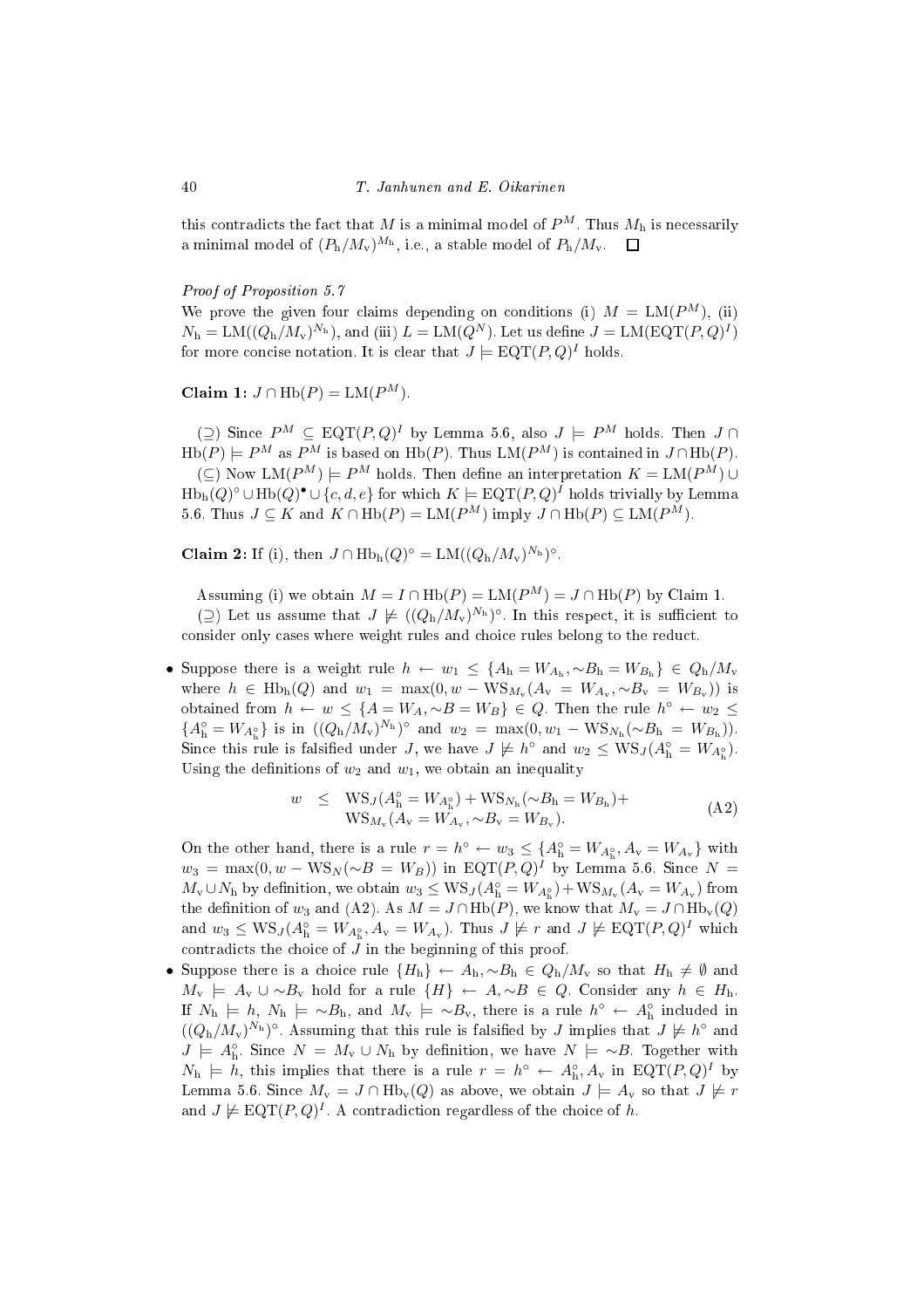this contradicts the fact that $M$ is a minimal model of $P^M$. Thus $M_\mathrm{h}$ is necessarily a minimal model of $(P_\mathrm{h}/M_\mathrm{v})^{M_\mathrm{h}}$, i.e., a stable model of $P_\mathrm{h}/M_\mathrm{v}$. $\square$

*Proof of Proposition 5.7*

We prove the given four claims depending on conditions (i) $M = \mathrm{LM}(P^M)$, (ii) $N_\mathrm{h} = \mathrm{LM}((Q_\mathrm{h}/M_\mathrm{v})^{N_\mathrm{h}})$, and (iii) $L = \mathrm{LM}(Q^N)$. Let us define $J = \mathrm{LM}(\mathrm{EQT}(P,Q)^I)$ for more concise notation. It is clear that $J \models \mathrm{EQT}(P,Q)^I$ holds.

**Claim 1:** $J \cap \mathrm{Hb}(P) = \mathrm{LM}(P^M)$.

($\supseteq$) Since $P^M \subseteq \mathrm{EQT}(P,Q)^I$ by Lemma 5.6, also $J \models P^M$ holds. Then $J \cap \mathrm{Hb}(P) \models P^M$ as $P^M$ is based on $\mathrm{Hb}(P)$. Thus $\mathrm{LM}(P^M)$ is contained in $J \cap \mathrm{Hb}(P)$.

($\subseteq$) Now $\mathrm{LM}(P^M) \models P^M$ holds. Then define an interpretation $K = \mathrm{LM}(P^M) \cup \mathrm{Hb}_\mathrm{h}(Q)^\circ \cup \mathrm{Hb}(Q)^\bullet \cup \{c,d,e\}$ for which $K \models \mathrm{EQT}(P,Q)^I$ holds trivially by Lemma 5.6. Thus $J \subseteq K$ and $K \cap \mathrm{Hb}(P) = \mathrm{LM}(P^M)$ imply $J \cap \mathrm{Hb}(P) \subseteq \mathrm{LM}(P^M)$.

**Claim 2:** If (i), then $J \cap \mathrm{Hb}_\mathrm{h}(Q)^\circ = \mathrm{LM}((Q_\mathrm{h}/M_\mathrm{v})^{N_\mathrm{h}})^\circ$.

Assuming (i) we obtain $M = I \cap \mathrm{Hb}(P) = \mathrm{LM}(P^M) = J \cap \mathrm{Hb}(P)$ by Claim 1.

($\supseteq$) Let us assume that $J \not\models ((Q_\mathrm{h}/M_\mathrm{v})^{N_\mathrm{h}})^\circ$. In this respect, it is sufficient to consider only cases where weight rules and choice rules belong to the reduct.

- Suppose there is a weight rule $h \leftarrow w_1 \leq \{A_\mathrm{h} = W_{A_\mathrm{h}}, {\sim}B_\mathrm{h} = W_{B_\mathrm{h}}\} \in Q_\mathrm{h}/M_\mathrm{v}$ where $h \in \mathrm{Hb}_\mathrm{h}(Q)$ and $w_1 = \max(0, w - \mathrm{WS}_{M_\mathrm{v}}(A_\mathrm{v} = W_{A_\mathrm{v}}, {\sim}B_\mathrm{v} = W_{B_\mathrm{v}}))$ is obtained from $h \leftarrow w \leq \{A = W_A, {\sim}B = W_B\} \in Q$. Then the rule $h^\circ \leftarrow w_2 \leq \{A_\mathrm{h}^\circ = W_{A_\mathrm{h}^\circ}\}$ is in $((Q_\mathrm{h}/M_\mathrm{v})^{N_\mathrm{h}})^\circ$ and $w_2 = \max(0, w_1 - \mathrm{WS}_{N_\mathrm{h}}({\sim}B_\mathrm{h} = W_{B_\mathrm{h}}))$. Since this rule is falsified under $J$, we have $J \not\models h^\circ$ and $w_2 \leq \mathrm{WS}_J(A_\mathrm{h}^\circ = W_{A_\mathrm{h}^\circ})$. Using the definitions of $w_2$ and $w_1$, we obtain an inequality

$$
\begin{aligned}
w \quad \leq \quad & \mathrm{WS}_J(A_\mathrm{h}^\circ = W_{A_\mathrm{h}^\circ}) + \mathrm{WS}_{N_\mathrm{h}}({\sim}B_\mathrm{h} = W_{B_\mathrm{h}}) + \\
& \mathrm{WS}_{M_\mathrm{v}}(A_\mathrm{v} = W_{A_\mathrm{v}}, {\sim}B_\mathrm{v} = W_{B_\mathrm{v}}).
\end{aligned}
\tag{A2}
$$

On the other hand, there is a rule $r = h^\circ \leftarrow w_3 \leq \{A_\mathrm{h}^\circ = W_{A_\mathrm{h}^\circ}, A_\mathrm{v} = W_{A_\mathrm{v}}\}$ with $w_3 = \max(0, w - \mathrm{WS}_N({\sim}B = W_B))$ in $\mathrm{EQT}(P,Q)^I$ by Lemma 5.6. Since $N = M_\mathrm{v} \cup N_\mathrm{h}$ by definition, we obtain $w_3 \leq \mathrm{WS}_J(A_\mathrm{h}^\circ = W_{A_\mathrm{h}^\circ}) + \mathrm{WS}_{M_\mathrm{v}}(A_\mathrm{v} = W_{A_\mathrm{v}})$ from the definition of $w_3$ and (A2). As $M = J \cap \mathrm{Hb}(P)$, we know that $M_\mathrm{v} = J \cap \mathrm{Hb}_\mathrm{v}(Q)$ and $w_3 \leq \mathrm{WS}_J(A_\mathrm{h}^\circ = W_{A_\mathrm{h}^\circ}, A_\mathrm{v} = W_{A_\mathrm{v}})$. Thus $J \not\models r$ and $J \not\models \mathrm{EQT}(P,Q)^I$ which contradicts the choice of $J$ in the beginning of this proof.

- Suppose there is a choice rule $\{H_\mathrm{h}\} \leftarrow A_\mathrm{h}, {\sim}B_\mathrm{h} \in Q_\mathrm{h}/M_\mathrm{v}$ so that $H_\mathrm{h} \neq \emptyset$ and $M_\mathrm{v} \models A_\mathrm{v} \cup {\sim}B_\mathrm{v}$ hold for a rule $\{H\} \leftarrow A, {\sim}B \in Q$. Consider any $h \in H_\mathrm{h}$. If $N_\mathrm{h} \models h$, $N_\mathrm{h} \models {\sim}B_\mathrm{h}$, and $M_\mathrm{v} \models {\sim}B_\mathrm{v}$, there is a rule $h^\circ \leftarrow A_\mathrm{h}^\circ$ included in $((Q_\mathrm{h}/M_\mathrm{v})^{N_\mathrm{h}})^\circ$. Assuming that this rule is falsified by $J$ implies that $J \not\models h^\circ$ and $J \models A_\mathrm{h}^\circ$. Since $N = M_\mathrm{v} \cup N_\mathrm{h}$ by definition, we have $N \models {\sim}B$. Together with $N_\mathrm{h} \models h$, this implies that there is a rule $r = h^\circ \leftarrow A_\mathrm{h}^\circ, A_\mathrm{v}$ in $\mathrm{EQT}(P,Q)^I$ by Lemma 5.6. Since $M_\mathrm{v} = J \cap \mathrm{Hb}_\mathrm{v}(Q)$ as above, we obtain $J \models A_\mathrm{v}$ so that $J \not\models r$ and $J \not\models \mathrm{EQT}(P,Q)^I$. A contradiction regardless of the choice of $h$.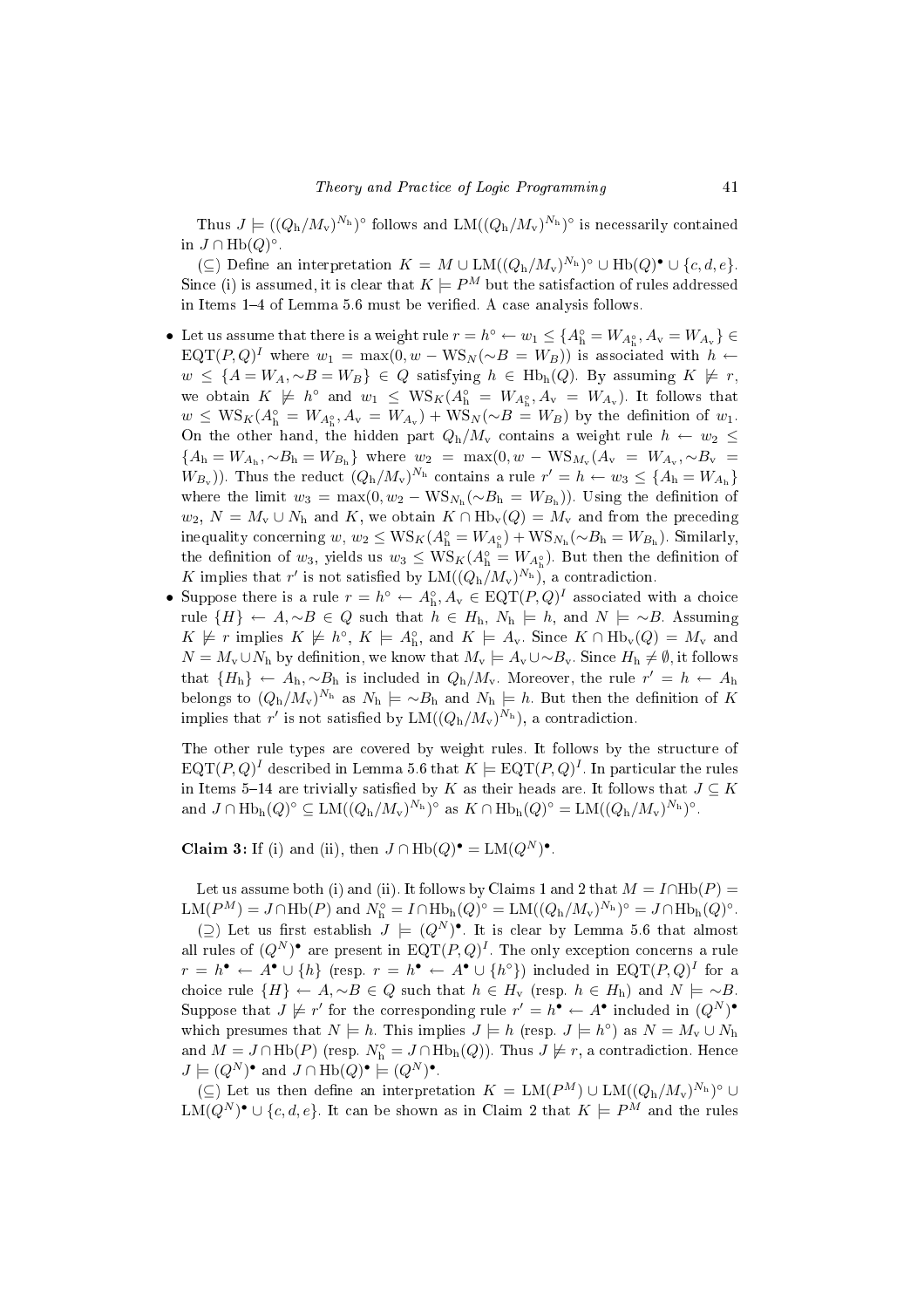Thus $J \models ((Q_\mathrm{h}/M_\mathrm{v})^{N_\mathrm{h}})^\circ$ follows and $\mathrm{LM}(((Q_\mathrm{h}/M_\mathrm{v})^{N_\mathrm{h}})^\circ$ is necessarily contained in $J \cap \mathrm{Hb}(Q)^\circ$.

($\subseteq$) Define an interpretation $K = M \cup \mathrm{LM}((Q_\mathrm{h}/M_\mathrm{v})^{N_\mathrm{h}})^\circ \cup \mathrm{Hb}(Q)^\bullet \cup \{c, d, e\}$. Since (i) is assumed, it is clear that $K \models P^M$ but the satisfaction of rules addressed in Items 1–4 of Lemma 5.6 must be verified. A case analysis follows.

- Let us assume that there is a weight rule $r = h^\circ \leftarrow w_1 \leq \{A_\mathrm{h}^\circ = W_{A_\mathrm{h}^\circ}, A_\mathrm{v} = W_{A_\mathrm{v}}\} \in \mathrm{EQT}(P,Q)^I$ where $w_1 = \max(0, w - \mathrm{WS}_N(\sim B = W_B))$ is associated with $h \leftarrow w \leq \{A = W_A, \sim B = W_B\} \in Q$ satisfying $h \in \mathrm{Hb_h}(Q)$. By assuming $K \not\models r$, we obtain $K \not\models h^\circ$ and $w_1 \leq \mathrm{WS}_K(A_\mathrm{h}^\circ = W_{A_\mathrm{h}^\circ}, A_\mathrm{v} = W_{A_\mathrm{v}})$. It follows that $w \leq \mathrm{WS}_K(A_\mathrm{h}^\circ = W_{A_\mathrm{h}^\circ}, A_\mathrm{v} = W_{A_\mathrm{v}}) + \mathrm{WS}_N(\sim B = W_B)$ by the definition of $w_1$. On the other hand, the hidden part $Q_\mathrm{h}/M_\mathrm{v}$ contains a weight rule $h \leftarrow w_2 \leq \{A_\mathrm{h} = W_{A_\mathrm{h}}, \sim B_\mathrm{h} = W_{B_\mathrm{h}}\}$ where $w_2 = \max(0, w - \mathrm{WS}_{M_\mathrm{v}}(A_\mathrm{v} = W_{A_\mathrm{v}}, \sim B_\mathrm{v} = W_{B_\mathrm{v}}))$. Thus the reduct $(Q_\mathrm{h}/M_\mathrm{v})^{N_\mathrm{h}}$ contains a rule $r' = h \leftarrow w_3 \leq \{A_\mathrm{h} = W_{A_\mathrm{h}}\}$ where the limit $w_3 = \max(0, w_2 - \mathrm{WS}_{N_\mathrm{h}}(\sim B_\mathrm{h} = W_{B_\mathrm{h}}))$. Using the definition of $w_2$, $N = M_\mathrm{v} \cup N_\mathrm{h}$ and $K$, we obtain $K \cap \mathrm{Hb_v}(Q) = M_\mathrm{v}$ and from the preceding inequality concerning $w$, $w_2 \leq \mathrm{WS}_K(A_\mathrm{h}^\circ = W_{A_\mathrm{h}^\circ}) + \mathrm{WS}_{N_\mathrm{h}}(\sim B_\mathrm{h} = W_{B_\mathrm{h}})$. Similarly, the definition of $w_3$, yields us $w_3 \leq \mathrm{WS}_K(A_\mathrm{h}^\circ = W_{A_\mathrm{h}^\circ})$. But then the definition of $K$ implies that $r'$ is not satisfied by $\mathrm{LM}((Q_\mathrm{h}/M_\mathrm{v})^{N_\mathrm{h}})$, a contradiction.
- Suppose there is a rule $r = h^\circ \leftarrow A_\mathrm{h}^\circ, A_\mathrm{v} \in \mathrm{EQT}(P,Q)^I$ associated with a choice rule $\{H\} \leftarrow A, \sim B \in Q$ such that $h \in H_\mathrm{h}$, $N_\mathrm{h} \models h$, and $N \models \sim B$. Assuming $K \not\models r$ implies $K \not\models h^\circ$, $K \models A_\mathrm{h}^\circ$, and $K \models A_\mathrm{v}$. Since $K \cap \mathrm{Hb_v}(Q) = M_\mathrm{v}$ and $N = M_\mathrm{v} \cup N_\mathrm{h}$ by definition, we know that $M_\mathrm{v} \models A_\mathrm{v} \cup \sim B_\mathrm{v}$. Since $H_\mathrm{h} \neq \emptyset$, it follows that $\{H_\mathrm{h}\} \leftarrow A_\mathrm{h}, \sim B_\mathrm{h}$ is included in $Q_\mathrm{h}/M_\mathrm{v}$. Moreover, the rule $r' = h \leftarrow A_\mathrm{h}$ belongs to $(Q_\mathrm{h}/M_\mathrm{v})^{N_\mathrm{h}}$ as $N_\mathrm{h} \models \sim B_\mathrm{h}$ and $N_\mathrm{h} \models h$. But then the definition of $K$ implies that $r'$ is not satisfied by $\mathrm{LM}((Q_\mathrm{h}/M_\mathrm{v})^{N_\mathrm{h}})$, a contradiction.

The other rule types are covered by weight rules. It follows by the structure of $\mathrm{EQT}(P,Q)^I$ described in Lemma 5.6 that $K \models \mathrm{EQT}(P,Q)^I$. In particular the rules in Items 5–14 are trivially satisfied by $K$ as their heads are. It follows that $J \subseteq K$ and $J \cap \mathrm{Hb_h}(Q)^\circ \subseteq \mathrm{LM}((Q_\mathrm{h}/M_\mathrm{v})^{N_\mathrm{h}})^\circ$ as $K \cap \mathrm{Hb_h}(Q)^\circ = \mathrm{LM}((Q_\mathrm{h}/M_\mathrm{v})^{N_\mathrm{h}})^\circ$.

**Claim 3:** If (i) and (ii), then $J \cap \mathrm{Hb}(Q)^\bullet = \mathrm{LM}(Q^N)^\bullet$.

Let us assume both (i) and (ii). It follows by Claims 1 and 2 that $M = I \cap \mathrm{Hb}(P) = \mathrm{LM}(P^M) = J \cap \mathrm{Hb}(P)$ and $N_\mathrm{h}^\circ = I \cap \mathrm{Hb_h}(Q)^\circ = \mathrm{LM}((Q_\mathrm{h}/M_\mathrm{v})^{N_\mathrm{h}})^\circ = J \cap \mathrm{Hb_h}(Q)^\circ$.

($\supseteq$) Let us first establish $J \models (Q^N)^\bullet$. It is clear by Lemma 5.6 that almost all rules of $(Q^N)^\bullet$ are present in $\mathrm{EQT}(P,Q)^I$. The only exception concerns a rule $r = h^\bullet \leftarrow A^\bullet \cup \{h\}$ (resp. $r = h^\bullet \leftarrow A^\bullet \cup \{h^\circ\}$) included in $\mathrm{EQT}(P,Q)^I$ for a choice rule $\{H\} \leftarrow A, \sim B \in Q$ such that $h \in H_\mathrm{v}$ (resp. $h \in H_\mathrm{h}$) and $N \models \sim B$. Suppose that $J \not\models r'$ for the corresponding rule $r' = h^\bullet \leftarrow A^\bullet$ included in $(Q^N)^\bullet$ which presumes that $N \models h$. This implies $J \models h$ (resp. $J \models h^\circ$) as $N = M_\mathrm{v} \cup N_\mathrm{h}$ and $M = J \cap \mathrm{Hb}(P)$ (resp. $N_\mathrm{h}^\circ = J \cap \mathrm{Hb_h}(Q)$). Thus $J \not\models r$, a contradiction. Hence $J \models (Q^N)^\bullet$ and $J \cap \mathrm{Hb}(Q)^\bullet \models (Q^N)^\bullet$.

($\subseteq$) Let us then define an interpretation $K = \mathrm{LM}(P^M) \cup \mathrm{LM}((Q_\mathrm{h}/M_\mathrm{v})^{N_\mathrm{h}})^\circ \cup \mathrm{LM}(Q^N)^\bullet \cup \{c, d, e\}$. It can be shown as in Claim 2 that $K \models P^M$ and the rules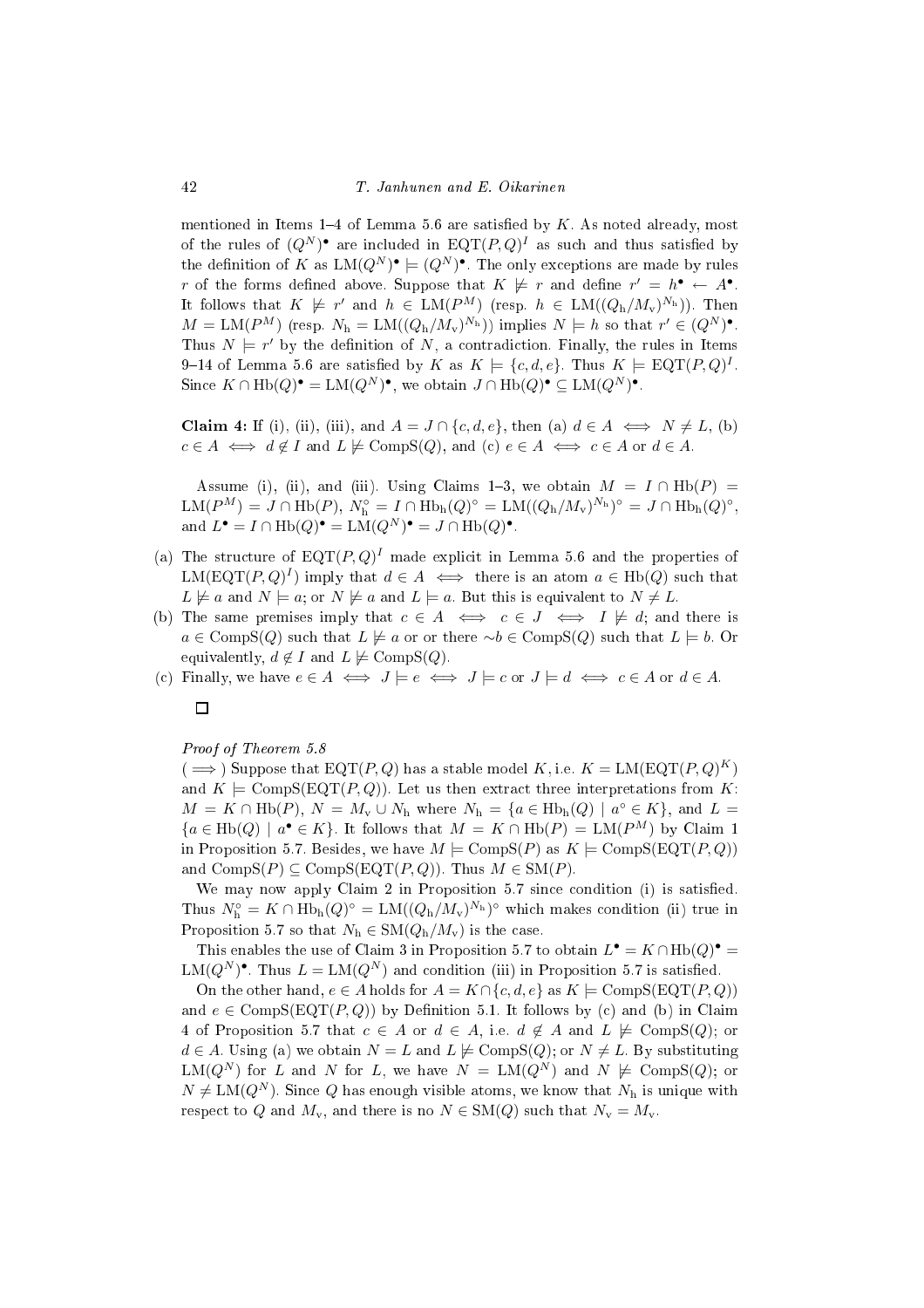mentioned in Items 1–4 of Lemma 5.6 are satisfied by $K$. As noted already, most of the rules of $(Q^N)^\bullet$ are included in $\mathrm{EQT}(P,Q)^I$ as such and thus satisfied by the definition of $K$ as $\mathrm{LM}(Q^N)^\bullet \models (Q^N)^\bullet$. The only exceptions are made by rules $r$ of the forms defined above. Suppose that $K \not\models r$ and define $r' = h^\bullet \leftarrow A^\bullet$. It follows that $K \not\models r'$ and $h \in \mathrm{LM}(P^M)$ (resp. $h \in \mathrm{LM}((Q_\mathrm{h}/M_\mathrm{v})^{N_\mathrm{h}})$). Then $M = \mathrm{LM}(P^M)$ (resp. $N_\mathrm{h} = \mathrm{LM}((Q_\mathrm{h}/M_\mathrm{v})^{N_\mathrm{h}})$) implies $N \models h$ so that $r' \in (Q^N)^\bullet$. Thus $N \models r'$ by the definition of $N$, a contradiction. Finally, the rules in Items 9–14 of Lemma 5.6 are satisfied by $K$ as $K \models \{c,d,e\}$. Thus $K \models \mathrm{EQT}(P,Q)^I$. Since $K \cap \mathrm{Hb}(Q)^\bullet = \mathrm{LM}(Q^N)^\bullet$, we obtain $J \cap \mathrm{Hb}(Q)^\bullet \subseteq \mathrm{LM}(Q^N)^\bullet$.

**Claim 4:** If (i), (ii), (iii), and $A = J \cap \{c,d,e\}$, then (a) $d \in A \iff N \neq L$, (b) $c \in A \iff d \notin I$ and $L \not\models \mathrm{CompS}(Q)$, and (c) $e \in A \iff c \in A$ or $d \in A$.

Assume (i), (ii), and (iii). Using Claims 1–3, we obtain $M = I \cap \mathrm{Hb}(P) = \mathrm{LM}(P^M) = J \cap \mathrm{Hb}(P)$, $N_\mathrm{h}^\circ = I \cap \mathrm{Hb}_\mathrm{h}(Q)^\circ = \mathrm{LM}((Q_\mathrm{h}/M_\mathrm{v})^{N_\mathrm{h}})^\circ = J \cap \mathrm{Hb}_\mathrm{h}(Q)^\circ$, and $L^\bullet = I \cap \mathrm{Hb}(Q)^\bullet = \mathrm{LM}(Q^N)^\bullet = J \cap \mathrm{Hb}(Q)^\bullet$.

(a) The structure of $\mathrm{EQT}(P,Q)^I$ made explicit in Lemma 5.6 and the properties of $\mathrm{LM}(\mathrm{EQT}(P,Q)^I)$ imply that $d \in A \iff$ there is an atom $a \in \mathrm{Hb}(Q)$ such that $L \not\models a$ and $N \models a$; or $N \not\models a$ and $L \models a$. But this is equivalent to $N \neq L$.

(b) The same premises imply that $c \in A \iff c \in J \iff I \not\models d$; and there is $a \in \mathrm{CompS}(Q)$ such that $L \not\models a$ or or there $\sim b \in \mathrm{CompS}(Q)$ such that $L \models b$. Or equivalently, $d \notin I$ and $L \not\models \mathrm{CompS}(Q)$.

(c) Finally, we have $e \in A \iff J \models e \iff J \models c$ or $J \models d \iff c \in A$ or $d \in A$.

□

*Proof of Theorem 5.8*

($\Longrightarrow$) Suppose that $\mathrm{EQT}(P,Q)$ has a stable model $K$, i.e. $K = \mathrm{LM}(\mathrm{EQT}(P,Q)^K)$ and $K \models \mathrm{CompS}(\mathrm{EQT}(P,Q))$. Let us then extract three interpretations from $K$: $M = K \cap \mathrm{Hb}(P)$, $N = M_\mathrm{v} \cup N_\mathrm{h}$ where $N_\mathrm{h} = \{a \in \mathrm{Hb}_\mathrm{h}(Q) \mid a^\circ \in K\}$, and $L = \{a \in \mathrm{Hb}(Q) \mid a^\bullet \in K\}$. It follows that $M = K \cap \mathrm{Hb}(P) = \mathrm{LM}(P^M)$ by Claim 1 in Proposition 5.7. Besides, we have $M \models \mathrm{CompS}(P)$ as $K \models \mathrm{CompS}(\mathrm{EQT}(P,Q))$ and $\mathrm{CompS}(P) \subseteq \mathrm{CompS}(\mathrm{EQT}(P,Q))$. Thus $M \in \mathrm{SM}(P)$.

We may now apply Claim 2 in Proposition 5.7 since condition (i) is satisfied. Thus $N_\mathrm{h}^\circ = K \cap \mathrm{Hb}_\mathrm{h}(Q)^\circ = \mathrm{LM}((Q_\mathrm{h}/M_\mathrm{v})^{N_\mathrm{h}})^\circ$ which makes condition (ii) true in Proposition 5.7 so that $N_\mathrm{h} \in \mathrm{SM}(Q_\mathrm{h}/M_\mathrm{v})$ is the case.

This enables the use of Claim 3 in Proposition 5.7 to obtain $L^\bullet = K \cap \mathrm{Hb}(Q)^\bullet = \mathrm{LM}(Q^N)^\bullet$. Thus $L = \mathrm{LM}(Q^N)$ and condition (iii) in Proposition 5.7 is satisfied.

On the other hand, $e \in A$ holds for $A = K \cap \{c,d,e\}$ as $K \models \mathrm{CompS}(\mathrm{EQT}(P,Q))$ and $e \in \mathrm{CompS}(\mathrm{EQT}(P,Q))$ by Definition 5.1. It follows by (c) and (b) in Claim 4 of Proposition 5.7 that $c \in A$ or $d \in A$, i.e. $d \notin A$ and $L \not\models \mathrm{CompS}(Q)$; or $d \in A$. Using (a) we obtain $N = L$ and $L \not\models \mathrm{CompS}(Q)$; or $N \neq L$. By substituting $\mathrm{LM}(Q^N)$ for $L$ and $N$ for $L$, we have $N = \mathrm{LM}(Q^N)$ and $N \not\models \mathrm{CompS}(Q)$; or $N \neq \mathrm{LM}(Q^N)$. Since $Q$ has enough visible atoms, we know that $N_\mathrm{h}$ is unique with respect to $Q$ and $M_\mathrm{v}$, and there is no $N \in \mathrm{SM}(Q)$ such that $N_\mathrm{v} = M_\mathrm{v}$.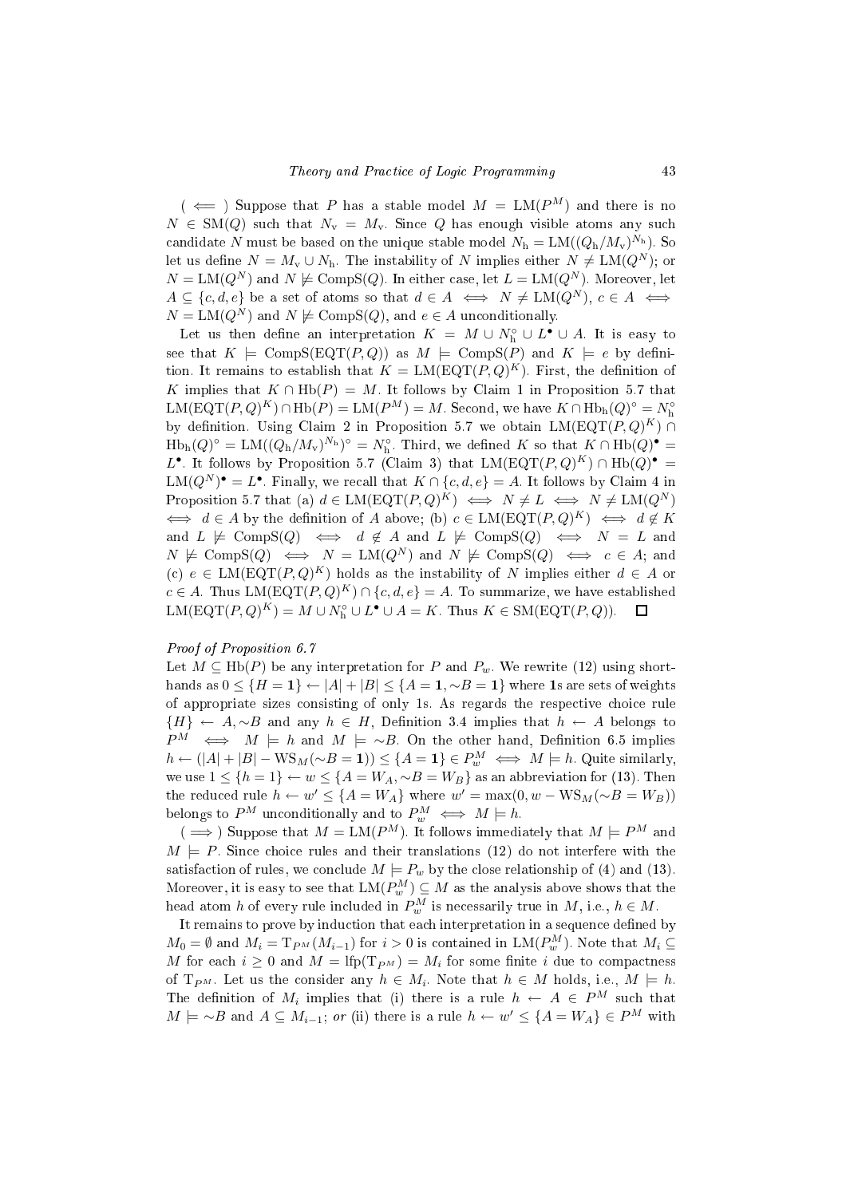($\Longleftarrow$) Suppose that $P$ has a stable model $M = \mathrm{LM}(P^M)$ and there is no $N \in \mathrm{SM}(Q)$ such that $N_\mathrm{v} = M_\mathrm{v}$. Since $Q$ has enough visible atoms any such candidate $N$ must be based on the unique stable model $N_\mathrm{h} = \mathrm{LM}((Q_\mathrm{h}/M_\mathrm{v})^{N_\mathrm{h}})$. So let us define $N = M_\mathrm{v} \cup N_\mathrm{h}$. The instability of $N$ implies either $N \neq \mathrm{LM}(Q^N)$; or $N = \mathrm{LM}(Q^N)$ and $N \not\models \mathrm{CompS}(Q)$. In either case, let $L = \mathrm{LM}(Q^N)$. Moreover, let $A \subseteq \{c, d, e\}$ be a set of atoms so that $d \in A \iff N \neq \mathrm{LM}(Q^N)$, $c \in A \iff N = \mathrm{LM}(Q^N)$ and $N \not\models \mathrm{CompS}(Q)$, and $e \in A$ unconditionally.

Let us then define an interpretation $K = M \cup N_\mathrm{h}^\circ \cup L^\bullet \cup A$. It is easy to see that $K \models \mathrm{CompS}(\mathrm{EQT}(P, Q))$ as $M \models \mathrm{CompS}(P)$ and $K \models e$ by definition. It remains to establish that $K = \mathrm{LM}(\mathrm{EQT}(P, Q)^K)$. First, the definition of $K$ implies that $K \cap \mathrm{Hb}(P) = M$. It follows by Claim 1 in Proposition 5.7 that $\mathrm{LM}(\mathrm{EQT}(P, Q)^K) \cap \mathrm{Hb}(P) = \mathrm{LM}(P^M) = M$. Second, we have $K \cap \mathrm{Hb_h}(Q)^\circ = N_\mathrm{h}^\circ$ by definition. Using Claim 2 in Proposition 5.7 we obtain $\mathrm{LM}(\mathrm{EQT}(P, Q)^K) \cap \mathrm{Hb_h}(Q)^\circ = \mathrm{LM}((Q_\mathrm{h}/M_\mathrm{v})^{N_\mathrm{h}})^\circ = N_\mathrm{h}^\circ$. Third, we defined $K$ so that $K \cap \mathrm{Hb}(Q)^\bullet = L^\bullet$. It follows by Proposition 5.7 (Claim 3) that $\mathrm{LM}(\mathrm{EQT}(P, Q)^K) \cap \mathrm{Hb}(Q)^\bullet = \mathrm{LM}(Q^N)^\bullet = L^\bullet$. Finally, we recall that $K \cap \{c, d, e\} = A$. It follows by Claim 4 in Proposition 5.7 that (a) $d \in \mathrm{LM}(\mathrm{EQT}(P, Q)^K) \iff N \neq L \iff N \neq \mathrm{LM}(Q^N) \iff d \in A$ by the definition of $A$ above; (b) $c \in \mathrm{LM}(\mathrm{EQT}(P, Q)^K) \iff d \notin K$ and $L \not\models \mathrm{CompS}(Q) \iff d \notin A$ and $L \not\models \mathrm{CompS}(Q) \iff N = L$ and $N \not\models \mathrm{CompS}(Q) \iff N = \mathrm{LM}(Q^N)$ and $N \not\models \mathrm{CompS}(Q) \iff c \in A$; and (c) $e \in \mathrm{LM}(\mathrm{EQT}(P, Q)^K)$ holds as the instability of $N$ implies either $d \in A$ or $c \in A$. Thus $\mathrm{LM}(\mathrm{EQT}(P, Q)^K) \cap \{c, d, e\} = A$. To summarize, we have established $\mathrm{LM}(\mathrm{EQT}(P, Q)^K) = M \cup N_\mathrm{h}^\circ \cup L^\bullet \cup A = K$. Thus $K \in \mathrm{SM}(\mathrm{EQT}(P, Q))$. $\square$

*Proof of Proposition 6.7*

Let $M \subseteq \mathrm{Hb}(P)$ be any interpretation for $P$ and $P_w$. We rewrite (12) using shorthands as $0 \leq \{H = \mathbf{1}\} \leftarrow |A| + |B| \leq \{A = \mathbf{1}, \sim B = \mathbf{1}\}$ where $\mathbf{1}$s are sets of weights of appropriate sizes consisting of only 1s. As regards the respective choice rule $\{H\} \leftarrow A, \sim B$ and any $h \in H$, Definition 3.4 implies that $h \leftarrow A$ belongs to $P^M \iff M \models h$ and $M \models \sim B$. On the other hand, Definition 6.5 implies $h \leftarrow (|A| + |B| - \mathrm{WS}_M(\sim B = \mathbf{1})) \leq \{A = \mathbf{1}\} \in P_w^M \iff M \models h$. Quite similarly, we use $1 \leq \{h = 1\} \leftarrow w \leq \{A = W_A, \sim B = W_B\}$ as an abbreviation for (13). Then the reduced rule $h \leftarrow w' \leq \{A = W_A\}$ where $w' = \max(0, w - \mathrm{WS}_M(\sim B = W_B))$ belongs to $P^M$ unconditionally and to $P_w^M \iff M \models h$.

($\Longrightarrow$) Suppose that $M = \mathrm{LM}(P^M)$. It follows immediately that $M \models P^M$ and $M \models P$. Since choice rules and their translations (12) do not interfere with the satisfaction of rules, we conclude $M \models P_w$ by the close relationship of (4) and (13). Moreover, it is easy to see that $\mathrm{LM}(P_w^M) \subseteq M$ as the analysis above shows that the head atom $h$ of every rule included in $P_w^M$ is necessarily true in $M$, i.e., $h \in M$.

It remains to prove by induction that each interpretation in a sequence defined by $M_0 = \emptyset$ and $M_i = \mathrm{T}_{P^M}(M_{i-1})$ for $i > 0$ is contained in $\mathrm{LM}(P_w^M)$. Note that $M_i \subseteq M$ for each $i \geq 0$ and $M = \mathrm{lfp}(\mathrm{T}_{P^M}) = M_i$ for some finite $i$ due to compactness of $\mathrm{T}_{P^M}$. Let us the consider any $h \in M_i$. Note that $h \in M$ holds, i.e., $M \models h$. The definition of $M_i$ implies that (i) there is a rule $h \leftarrow A \in P^M$ such that $M \models \sim B$ and $A \subseteq M_{i-1}$; *or* (ii) there is a rule $h \leftarrow w' \leq \{A = W_A\} \in P^M$ with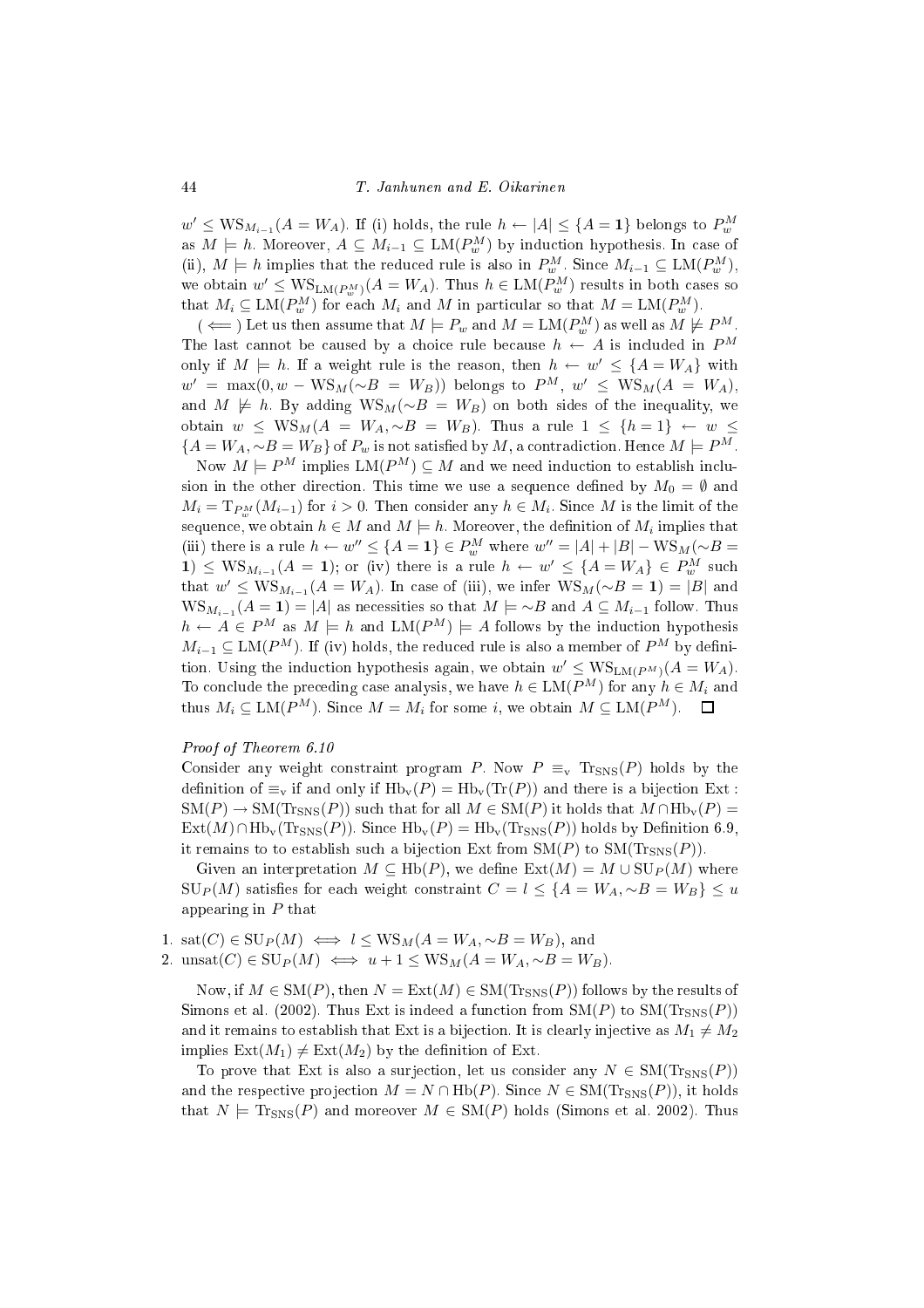$w' \leq \mathrm{WS}_{M_{i-1}}(A = W_A)$. If (i) holds, the rule $h \leftarrow |A| \leq \{A = \mathbf{1}\}$ belongs to $P_w^M$ as $M \models h$. Moreover, $A \subseteq M_{i-1} \subseteq \mathrm{LM}(P_w^M)$ by induction hypothesis. In case of (ii), $M \models h$ implies that the reduced rule is also in $P_w^M$. Since $M_{i-1} \subseteq \mathrm{LM}(P_w^M)$, we obtain $w' \leq \mathrm{WS}_{\mathrm{LM}(P_w^M)}(A = W_A)$. Thus $h \in \mathrm{LM}(P_w^M)$ results in both cases so that $M_i \subseteq \mathrm{LM}(P_w^M)$ for each $M_i$ and $M$ in particular so that $M = \mathrm{LM}(P_w^M)$.

($\Longleftarrow$) Let us then assume that $M \models P_w$ and $M = \mathrm{LM}(P_w^M)$ as well as $M \not\models P^M$. The last cannot be caused by a choice rule because $h \leftarrow A$ is included in $P^M$ only if $M \models h$. If a weight rule is the reason, then $h \leftarrow w' \leq \{A = W_A\}$ with $w' = \max(0, w - \mathrm{WS}_M(\sim B = W_B))$ belongs to $P^M$, $w' \leq \mathrm{WS}_M(A = W_A)$, and $M \not\models h$. By adding $\mathrm{WS}_M(\sim B = W_B)$ on both sides of the inequality, we obtain $w \leq \mathrm{WS}_M(A = W_A, \sim B = W_B)$. Thus a rule $1 \leq \{h = 1\} \leftarrow w \leq \{A = W_A, \sim B = W_B\}$ of $P_w$ is not satisfied by $M$, a contradiction. Hence $M \models P^M$.

Now $M \models P^M$ implies $\mathrm{LM}(P^M) \subseteq M$ and we need induction to establish inclusion in the other direction. This time we use a sequence defined by $M_0 = \emptyset$ and $M_i = \mathrm{T}_{P_w^M}(M_{i-1})$ for $i > 0$. Then consider any $h \in M_i$. Since $M$ is the limit of the sequence, we obtain $h \in M$ and $M \models h$. Moreover, the definition of $M_i$ implies that (iii) there is a rule $h \leftarrow w'' \leq \{A = \mathbf{1}\} \in P_w^M$ where $w'' = |A| + |B| - \mathrm{WS}_M(\sim B = \mathbf{1}) \leq \mathrm{WS}_{M_{i-1}}(A = \mathbf{1})$; or (iv) there is a rule $h \leftarrow w' \leq \{A = W_A\} \in P_w^M$ such that $w' \leq \mathrm{WS}_{M_{i-1}}(A = W_A)$. In case of (iii), we infer $\mathrm{WS}_M(\sim B = \mathbf{1}) = |B|$ and $\mathrm{WS}_{M_{i-1}}(A = \mathbf{1}) = |A|$ as necessities so that $M \models \sim B$ and $A \subseteq M_{i-1}$ follow. Thus $h \leftarrow A \in P^M$ as $M \models h$ and $\mathrm{LM}(P^M) \models A$ follows by the induction hypothesis $M_{i-1} \subseteq \mathrm{LM}(P^M)$. If (iv) holds, the reduced rule is also a member of $P^M$ by definition. Using the induction hypothesis again, we obtain $w' \leq \mathrm{WS}_{\mathrm{LM}(P^M)}(A = W_A)$. To conclude the preceding case analysis, we have $h \in \mathrm{LM}(P^M)$ for any $h \in M_i$ and thus $M_i \subseteq \mathrm{LM}(P^M)$. Since $M = M_i$ for some $i$, we obtain $M \subseteq \mathrm{LM}(P^M)$. $\square$

*Proof of Theorem 6.10*

Consider any weight constraint program $P$. Now $P \equiv_{\mathrm{v}} \mathrm{Tr}_{\mathrm{SNS}}(P)$ holds by the definition of $\equiv_{\mathrm{v}}$ if and only if $\mathrm{Hb}_{\mathrm{v}}(P) = \mathrm{Hb}_{\mathrm{v}}(\mathrm{Tr}(P))$ and there is a bijection $\mathrm{Ext} : \mathrm{SM}(P) \to \mathrm{SM}(\mathrm{Tr}_{\mathrm{SNS}}(P))$ such that for all $M \in \mathrm{SM}(P)$ it holds that $M \cap \mathrm{Hb}_{\mathrm{v}}(P) = \mathrm{Ext}(M) \cap \mathrm{Hb}_{\mathrm{v}}(\mathrm{Tr}_{\mathrm{SNS}}(P))$. Since $\mathrm{Hb}_{\mathrm{v}}(P) = \mathrm{Hb}_{\mathrm{v}}(\mathrm{Tr}_{\mathrm{SNS}}(P))$ holds by Definition 6.9, it remains to to establish such a bijection Ext from $\mathrm{SM}(P)$ to $\mathrm{SM}(\mathrm{Tr}_{\mathrm{SNS}}(P))$.

Given an interpretation $M \subseteq \mathrm{Hb}(P)$, we define $\mathrm{Ext}(M) = M \cup \mathrm{SU}_P(M)$ where $\mathrm{SU}_P(M)$ satisfies for each weight constraint $C = l \leq \{A = W_A, \sim B = W_B\} \leq u$ appearing in $P$ that

1. $\mathrm{sat}(C) \in \mathrm{SU}_P(M) \iff l \leq \mathrm{WS}_M(A = W_A, \sim B = W_B)$, and
2. $\mathrm{unsat}(C) \in \mathrm{SU}_P(M) \iff u + 1 \leq \mathrm{WS}_M(A = W_A, \sim B = W_B)$.

Now, if $M \in \mathrm{SM}(P)$, then $N = \mathrm{Ext}(M) \in \mathrm{SM}(\mathrm{Tr}_{\mathrm{SNS}}(P))$ follows by the results of Simons et al. (2002). Thus Ext is indeed a function from $\mathrm{SM}(P)$ to $\mathrm{SM}(\mathrm{Tr}_{\mathrm{SNS}}(P))$ and it remains to establish that Ext is a bijection. It is clearly injective as $M_1 \neq M_2$ implies $\mathrm{Ext}(M_1) \neq \mathrm{Ext}(M_2)$ by the definition of Ext.

To prove that Ext is also a surjection, let us consider any $N \in \mathrm{SM}(\mathrm{Tr}_{\mathrm{SNS}}(P))$ and the respective projection $M = N \cap \mathrm{Hb}(P)$. Since $N \in \mathrm{SM}(\mathrm{Tr}_{\mathrm{SNS}}(P))$, it holds that $N \models \mathrm{Tr}_{\mathrm{SNS}}(P)$ and moreover $M \in \mathrm{SM}(P)$ holds (Simons et al. 2002). Thus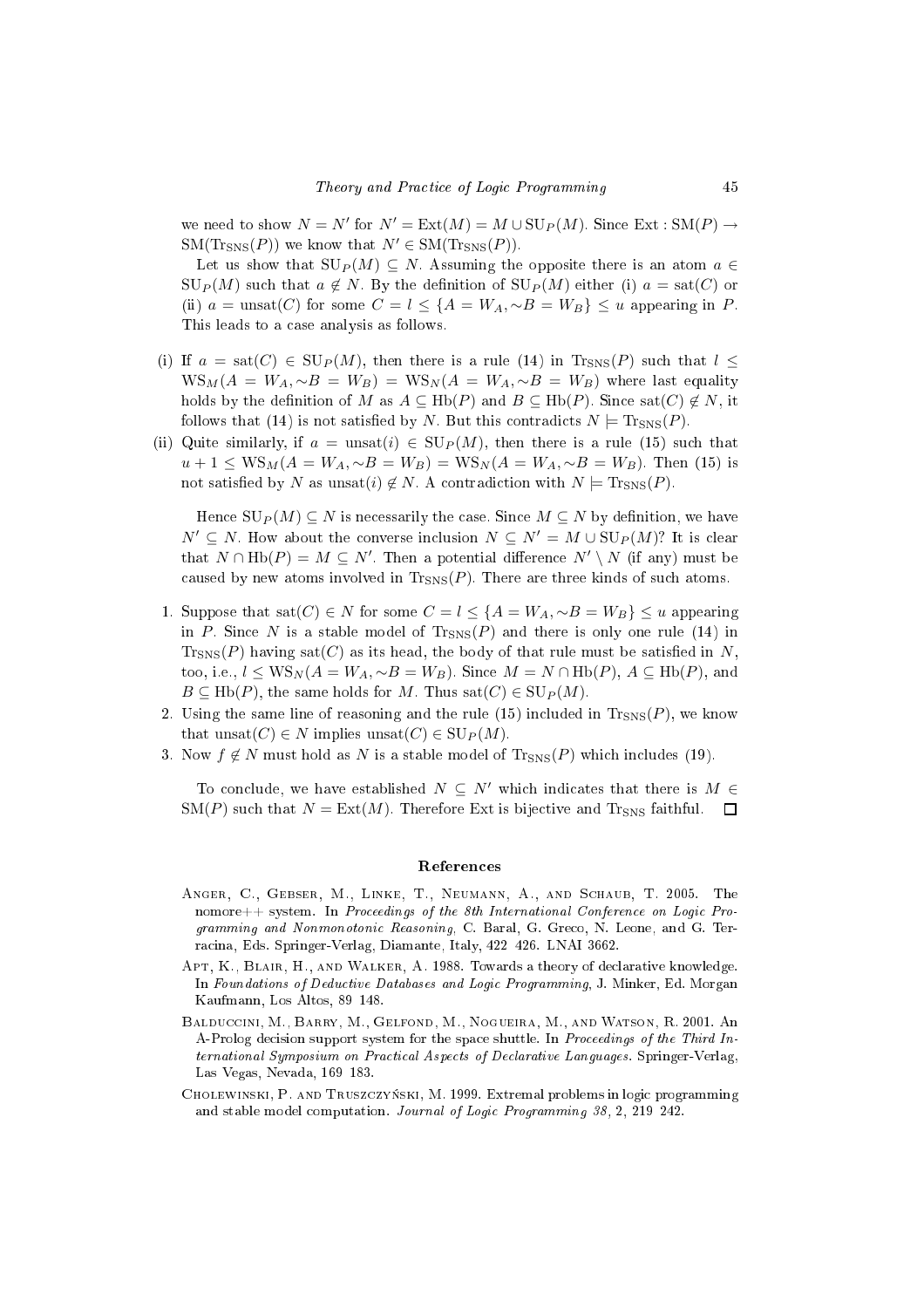we need to show $N = N'$ for $N' = \text{Ext}(M) = M \cup \text{SU}_P(M)$. Since $\text{Ext} : \text{SM}(P) \rightarrow \text{SM}(\text{Tr}_{\text{SNS}}(P))$ we know that $N' \in \text{SM}(\text{Tr}_{\text{SNS}}(P))$.

Let us show that $\text{SU}_P(M) \subseteq N$. Assuming the opposite there is an atom $a \in \text{SU}_P(M)$ such that $a \notin N$. By the definition of $\text{SU}_P(M)$ either (i) $a = \text{sat}(C)$ or (ii) $a = \text{unsat}(C)$ for some $C = l \leq \{A = W_A, \sim B = W_B\} \leq u$ appearing in $P$. This leads to a case analysis as follows.

- (i) If $a = \text{sat}(C) \in \text{SU}_P(M)$, then there is a rule (14) in $\text{Tr}_{\text{SNS}}(P)$ such that $l \leq \text{WS}_M(A = W_A, \sim B = W_B) = \text{WS}_N(A = W_A, \sim B = W_B)$ where last equality holds by the definition of $M$ as $A \subseteq \text{Hb}(P)$ and $B \subseteq \text{Hb}(P)$. Since $\text{sat}(C) \notin N$, it follows that (14) is not satisfied by $N$. But this contradicts $N \models \text{Tr}_{\text{SNS}}(P)$.
- (ii) Quite similarly, if $a = \text{unsat}(i) \in \text{SU}_P(M)$, then there is a rule (15) such that $u + 1 \leq \text{WS}_M(A = W_A, \sim B = W_B) = \text{WS}_N(A = W_A, \sim B = W_B)$. Then (15) is not satisfied by $N$ as $\text{unsat}(i) \notin N$. A contradiction with $N \models \text{Tr}_{\text{SNS}}(P)$.

Hence $\text{SU}_P(M) \subseteq N$ is necessarily the case. Since $M \subseteq N$ by definition, we have $N' \subseteq N$. How about the converse inclusion $N \subseteq N' = M \cup \text{SU}_P(M)$? It is clear that $N \cap \text{Hb}(P) = M \subseteq N'$. Then a potential difference $N' \setminus N$ (if any) must be caused by new atoms involved in $\text{Tr}_{\text{SNS}}(P)$. There are three kinds of such atoms.

1. Suppose that $\text{sat}(C) \in N$ for some $C = l \leq \{A = W_A, \sim B = W_B\} \leq u$ appearing in $P$. Since $N$ is a stable model of $\text{Tr}_{\text{SNS}}(P)$ and there is only one rule (14) in $\text{Tr}_{\text{SNS}}(P)$ having $\text{sat}(C)$ as its head, the body of that rule must be satisfied in $N$, too, i.e., $l \leq \text{WS}_N(A = W_A, \sim B = W_B)$. Since $M = N \cap \text{Hb}(P)$, $A \subseteq \text{Hb}(P)$, and $B \subseteq \text{Hb}(P)$, the same holds for $M$. Thus $\text{sat}(C) \in \text{SU}_P(M)$.
2. Using the same line of reasoning and the rule (15) included in $\text{Tr}_{\text{SNS}}(P)$, we know that $\text{unsat}(C) \in N$ implies $\text{unsat}(C) \in \text{SU}_P(M)$.
3. Now $f \notin N$ must hold as $N$ is a stable model of $\text{Tr}_{\text{SNS}}(P)$ which includes (19).

To conclude, we have established $N \subseteq N'$ which indicates that there is $M \in \text{SM}(P)$ such that $N = \text{Ext}(M)$. Therefore Ext is bijective and $\text{Tr}_{\text{SNS}}$ faithful. □

## References

Anger, C., Gebser, M., Linke, T., Neumann, A., and Schaub, T. 2005. The nomore++ system. In *Proceedings of the 8th International Conference on Logic Programming and Nonmonotonic Reasoning*, C. Baral, G. Greco, N. Leone, and G. Terracina, Eds. Springer-Verlag, Diamante, Italy, 422 426. LNAI 3662.

Apt, K., Blair, H., and Walker, A. 1988. Towards a theory of declarative knowledge. In *Foundations of Deductive Databases and Logic Programming*, J. Minker, Ed. Morgan Kaufmann, Los Altos, 89 148.

Balduccini, M., Barry, M., Gelfond, M., Nogueira, M., and Watson, R. 2001. An A-Prolog decision support system for the space shuttle. In *Proceedings of the Third International Symposium on Practical Aspects of Declarative Languages*. Springer-Verlag, Las Vegas, Nevada, 169 183.

Cholewinski, P. and Truszczyński, M. 1999. Extremal problems in logic programming and stable model computation. *Journal of Logic Programming 38*, 2, 219 242.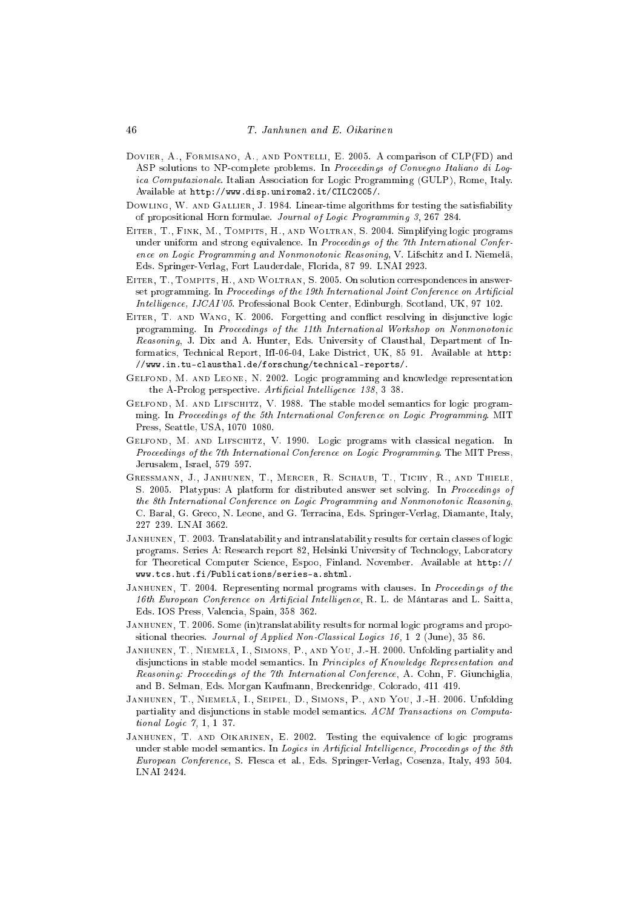Dovier, A., Formisano, A., and Pontelli, E. 2005. A comparison of CLP(FD) and ASP solutions to NP-complete problems. In *Proceedings of Convegno Italiano di Logica Computazionale*. Italian Association for Logic Programming (GULP), Rome, Italy. Available at http://www.disp.uniroma2.it/CILC2005/.

Dowling, W. and Gallier, J. 1984. Linear-time algorithms for testing the satisfiability of propositional Horn formulae. *Journal of Logic Programming 3*, 267 284.

Eiter, T., Fink, M., Tompits, H., and Woltran, S. 2004. Simplifying logic programs under uniform and strong equivalence. In *Proceedings of the 7th International Conference on Logic Programming and Nonmonotonic Reasoning*, V. Lifschitz and I. Niemelä, Eds. Springer-Verlag, Fort Lauderdale, Florida, 87 99. LNAI 2923.

Eiter, T., Tompits, H., and Woltran, S. 2005. On solution correspondences in answer-set programming. In *Proceedings of the 19th International Joint Conference on Artificial Intelligence, IJCAI'05*. Professional Book Center, Edinburgh, Scotland, UK, 97 102.

Eiter, T. and Wang, K. 2006. Forgetting and conflict resolving in disjunctive logic programming. In *Proceedings of the 11th International Workshop on Nonmonotonic Reasoning*, J. Dix and A. Hunter, Eds. University of Clausthal, Department of Informatics, Technical Report, IfI-06-04, Lake District, UK, 85 91. Available at http://www.in.tu-clausthal.de/forschung/technical-reports/.

Gelfond, M. and Leone, N. 2002. Logic programming and knowledge representation the A-Prolog perspective. *Artificial Intelligence 138*, 3 38.

Gelfond, M. and Lifschitz, V. 1988. The stable model semantics for logic programming. In *Proceedings of the 5th International Conference on Logic Programming*. MIT Press, Seattle, USA, 1070 1080.

Gelfond, M. and Lifschitz, V. 1990. Logic programs with classical negation. In *Proceedings of the 7th International Conference on Logic Programming*. The MIT Press, Jerusalem, Israel, 579 597.

Gressmann, J., Janhunen, T., Mercer, R. Schaub, T., Tichy, R., and Thiele, S. 2005. Platypus: A platform for distributed answer set solving. In *Proceedings of the 8th International Conference on Logic Programming and Nonmonotonic Reasoning*, C. Baral, G. Greco, N. Leone, and G. Terracina, Eds. Springer-Verlag, Diamante, Italy, 227 239. LNAI 3662.

Janhunen, T. 2003. Translatability and intranslatability results for certain classes of logic programs. Series A: Research report 82, Helsinki University of Technology, Laboratory for Theoretical Computer Science, Espoo, Finland. November. Available at http://www.tcs.hut.fi/Publications/series-a.shtml.

Janhunen, T. 2004. Representing normal programs with clauses. In *Proceedings of the 16th European Conference on Artificial Intelligence*, R. L. de Mántaras and L. Saitta, Eds. IOS Press, Valencia, Spain, 358 362.

Janhunen, T. 2006. Some (in)translatability results for normal logic programs and propositional theories. *Journal of Applied Non-Classical Logics 16*, 1 2 (June), 35 86.

Janhunen, T., Niemelä, I., Simons, P., and You, J.-H. 2000. Unfolding partiality and disjunctions in stable model semantics. In *Principles of Knowledge Representation and Reasoning: Proceedings of the 7th International Conference*, A. Cohn, F. Giunchiglia, and B. Selman, Eds. Morgan Kaufmann, Breckenridge, Colorado, 411 419.

Janhunen, T., Niemelä, I., Seipel, D., Simons, P., and You, J.-H. 2006. Unfolding partiality and disjunctions in stable model semantics. *ACM Transactions on Computational Logic 7*, 1, 1 37.

Janhunen, T. and Oikarinen, E. 2002. Testing the equivalence of logic programs under stable model semantics. In *Logics in Artificial Intelligence, Proceedings of the 8th European Conference*, S. Flesca et al., Eds. Springer-Verlag, Cosenza, Italy, 493 504. LNAI 2424.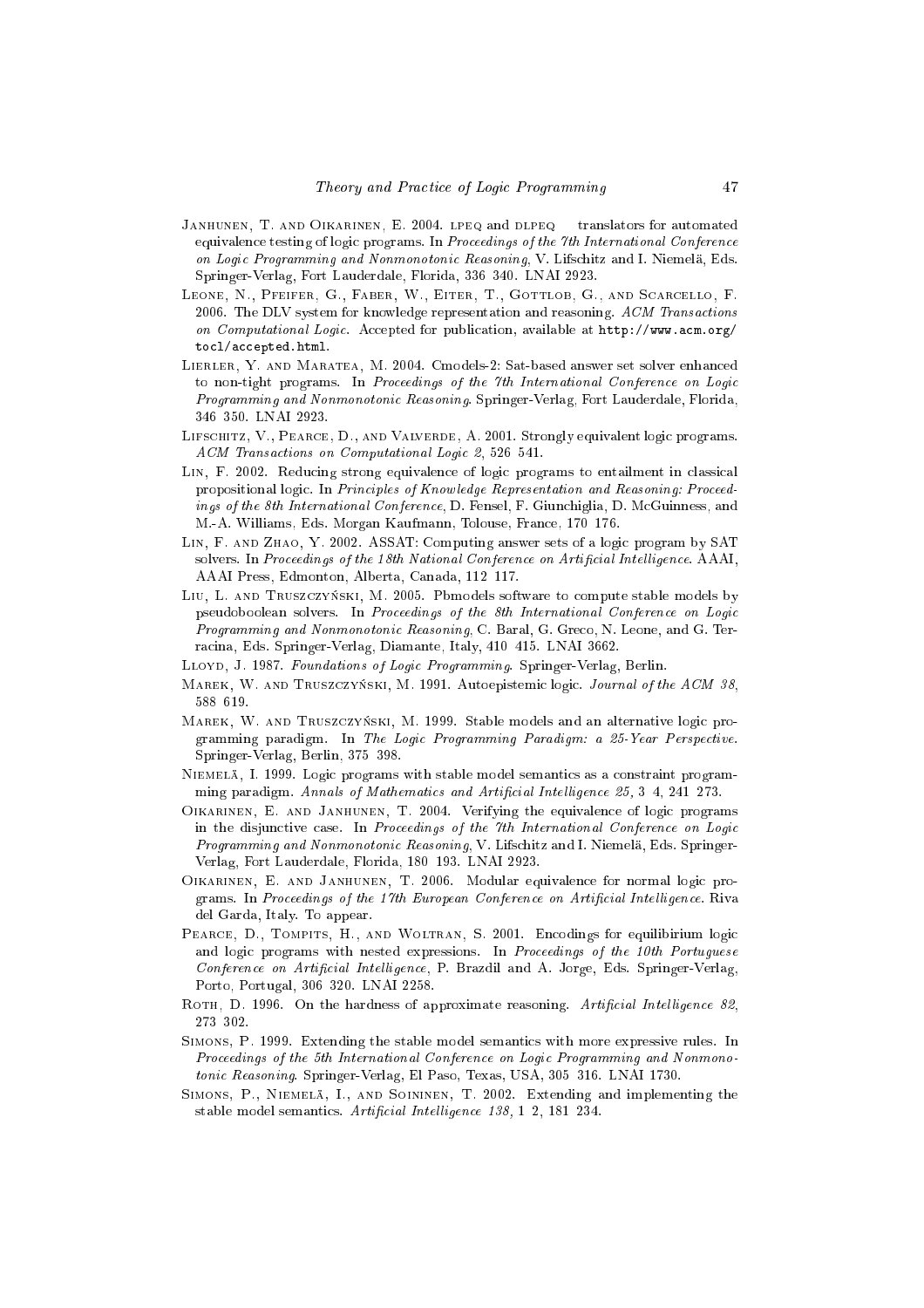Janhunen, T. and Oikarinen, E. 2004. lpeq and dlpeq — translators for automated equivalence testing of logic programs. In *Proceedings of the 7th International Conference on Logic Programming and Nonmonotonic Reasoning*, V. Lifschitz and I. Niemelä, Eds. Springer-Verlag, Fort Lauderdale, Florida, 336–340. LNAI 2923.

Leone, N., Pfeifer, G., Faber, W., Eiter, T., Gottlob, G., and Scarcello, F. 2006. The DLV system for knowledge representation and reasoning. *ACM Transactions on Computational Logic*. Accepted for publication, available at `http://www.acm.org/tocl/accepted.html`.

Lierler, Y. and Maratea, M. 2004. Cmodels-2: Sat-based answer set solver enhanced to non-tight programs. In *Proceedings of the 7th International Conference on Logic Programming and Nonmonotonic Reasoning*. Springer-Verlag, Fort Lauderdale, Florida, 346–350. LNAI 2923.

Lifschitz, V., Pearce, D., and Valverde, A. 2001. Strongly equivalent logic programs. *ACM Transactions on Computational Logic 2*, 526–541.

Lin, F. 2002. Reducing strong equivalence of logic programs to entailment in classical propositional logic. In *Principles of Knowledge Representation and Reasoning: Proceedings of the 8th International Conference*, D. Fensel, F. Giunchiglia, D. McGuinness, and M.-A. Williams, Eds. Morgan Kaufmann, Tolouse, France, 170–176.

Lin, F. and Zhao, Y. 2002. ASSAT: Computing answer sets of a logic program by SAT solvers. In *Proceedings of the 18th National Conference on Artificial Intelligence*. AAAI, AAAI Press, Edmonton, Alberta, Canada, 112–117.

Liu, L. and Truszczyński, M. 2005. Pbmodels — software to compute stable models by pseudoboolean solvers. In *Proceedings of the 8th International Conference on Logic Programming and Nonmonotonic Reasoning*, C. Baral, G. Greco, N. Leone, and G. Terracina, Eds. Springer-Verlag, Diamante, Italy, 410–415. LNAI 3662.

Lloyd, J. 1987. *Foundations of Logic Programming*. Springer-Verlag, Berlin.

Marek, W. and Truszczyński, M. 1991. Autoepistemic logic. *Journal of the ACM 38*, 588–619.

Marek, W. and Truszczyński, M. 1999. Stable models and an alternative logic programming paradigm. In *The Logic Programming Paradigm: a 25-Year Perspective*. Springer-Verlag, Berlin, 375–398.

Niemelä, I. 1999. Logic programs with stable model semantics as a constraint programming paradigm. *Annals of Mathematics and Artificial Intelligence 25*, 3–4, 241–273.

Oikarinen, E. and Janhunen, T. 2004. Verifying the equivalence of logic programs in the disjunctive case. In *Proceedings of the 7th International Conference on Logic Programming and Nonmonotonic Reasoning*, V. Lifschitz and I. Niemelä, Eds. Springer-Verlag, Fort Lauderdale, Florida, 180–193. LNAI 2923.

Oikarinen, E. and Janhunen, T. 2006. Modular equivalence for normal logic programs. In *Proceedings of the 17th European Conference on Artificial Intelligence*. Riva del Garda, Italy. To appear.

Pearce, D., Tompits, H., and Woltran, S. 2001. Encodings for equilibrium logic and logic programs with nested expressions. In *Proceedings of the 10th Portuguese Conference on Artificial Intelligence*, P. Brazdil and A. Jorge, Eds. Springer-Verlag, Porto, Portugal, 306–320. LNAI 2258.

Roth, D. 1996. On the hardness of approximate reasoning. *Artificial Intelligence 82*, 273–302.

Simons, P. 1999. Extending the stable model semantics with more expressive rules. In *Proceedings of the 5th International Conference on Logic Programming and Nonmonotonic Reasoning*. Springer-Verlag, El Paso, Texas, USA, 305–316. LNAI 1730.

Simons, P., Niemelä, I., and Soininen, T. 2002. Extending and implementing the stable model semantics. *Artificial Intelligence 138*, 1–2, 181–234.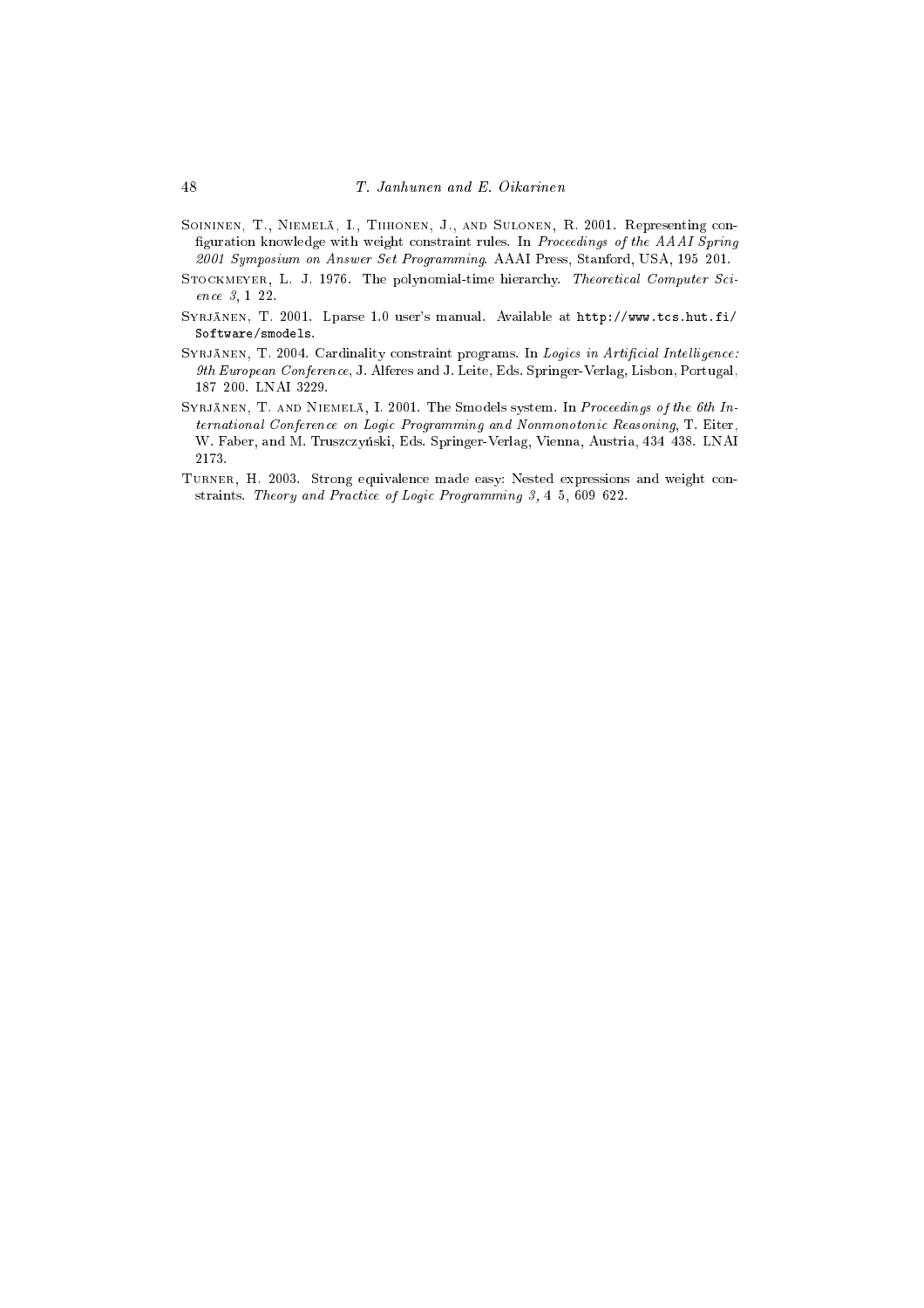Soininen, T., Niemelä, I., Tiihonen, J., and Sulonen, R. 2001. Representing configuration knowledge with weight constraint rules. In *Proceedings of the AAAI Spring 2001 Symposium on Answer Set Programming*. AAAI Press, Stanford, USA, 195 201.

Stockmeyer, L. J. 1976. The polynomial-time hierarchy. *Theoretical Computer Science 3*, 1 22.

Syrjänen, T. 2001. Lparse 1.0 user's manual. Available at `http://www.tcs.hut.fi/Software/smodels`.

Syrjänen, T. 2004. Cardinality constraint programs. In *Logics in Artificial Intelligence: 9th European Conference*, J. Alferes and J. Leite, Eds. Springer-Verlag, Lisbon, Portugal, 187 200. LNAI 3229.

Syrjänen, T. and Niemelä, I. 2001. The Smodels system. In *Proceedings of the 6th International Conference on Logic Programming and Nonmonotonic Reasoning*, T. Eiter, W. Faber, and M. Truszczyński, Eds. Springer-Verlag, Vienna, Austria, 434 438. LNAI 2173.

Turner, H. 2003. Strong equivalence made easy: Nested expressions and weight constraints. *Theory and Practice of Logic Programming 3*, 4 5, 609 622.